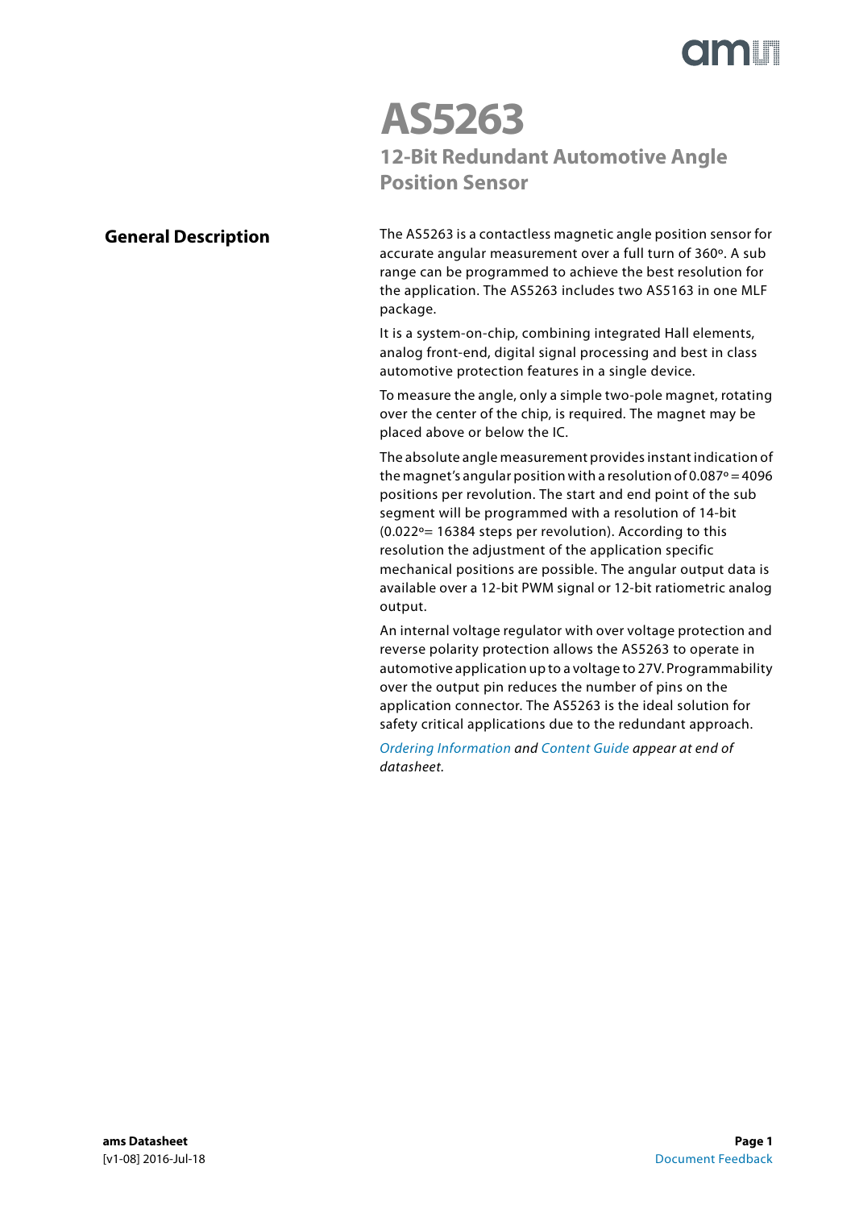# AS5263

## 12-Bit Redundant Automotive Angle Position Sensor

## General Description

The AS5263 is a contactless magnetic angle position sensor for accurate angular measurement over a full turn of 360º. A sub range can be programmed to achieve the best resolution for the application. The AS5263 includes two AS5163 in one MLF package.

It is a system-on-chip, combining integrated Hall elements, analog front-end, digital signal processing and best in class automotive protection features in a single device.

To measure the angle, only a simple two-pole magnet, rotating over the center of the chip, is required. The magnet may be placed above or below the IC.

The absolute angle measurement provides instant indication of the magnet's angular position with a resolution of 0.087º = 4096 positions per revolution. The start and end point of the sub segment will be programmed with a resolution of 14-bit (0.022º= 16384 steps per revolution). According to this resolution the adjustment of the application specific mechanical positions are possible. The angular output data is available over a 12-bit PWM signal or 12-bit ratiometric analog output.

An internal voltage regulator with over voltage protection and reverse polarity protection allows the AS5263 to operate in automotive application up to a voltage to 27V. Programmability over the output pin reduces the number of pins on the application connector. The AS5263 is the ideal solution for safety critical applications due to the redundant approach.

*Ordering Information and Content Guide appear at end of datasheet.*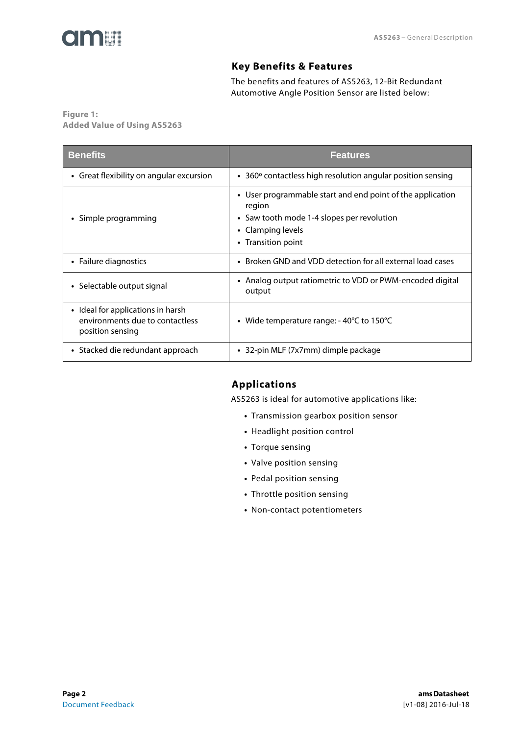## Key Benefits & Features

The benefits and features of AS5263, 12-Bit Redundant Automotive Angle Position Sensor are listed below:

**Figure 1:**
**Added Value of Using AS5263**

| Benefits | Features |
|---|---|
| • Great flexibility on angular excursion | • 360º contactless high resolution angular position sensing |
| • Simple programming | • User programmable start and end point of the application region<br>• Saw tooth mode 1-4 slopes per revolution<br>• Clamping levels<br>• Transition point |
| • Failure diagnostics | • Broken GND and VDD detection for all external load cases |
| • Selectable output signal | • Analog output ratiometric to VDD or PWM-encoded digital output |
| • Ideal for applications in harsh environments due to contactless position sensing | • Wide temperature range: - 40°C to 150°C |
| • Stacked die redundant approach | • 32-pin MLF (7x7mm) dimple package |

## Applications

AS5263 is ideal for automotive applications like:

- Transmission gearbox position sensor
- Headlight position control
- Torque sensing
- Valve position sensing
- Pedal position sensing
- Throttle position sensing
- Non-contact potentiometers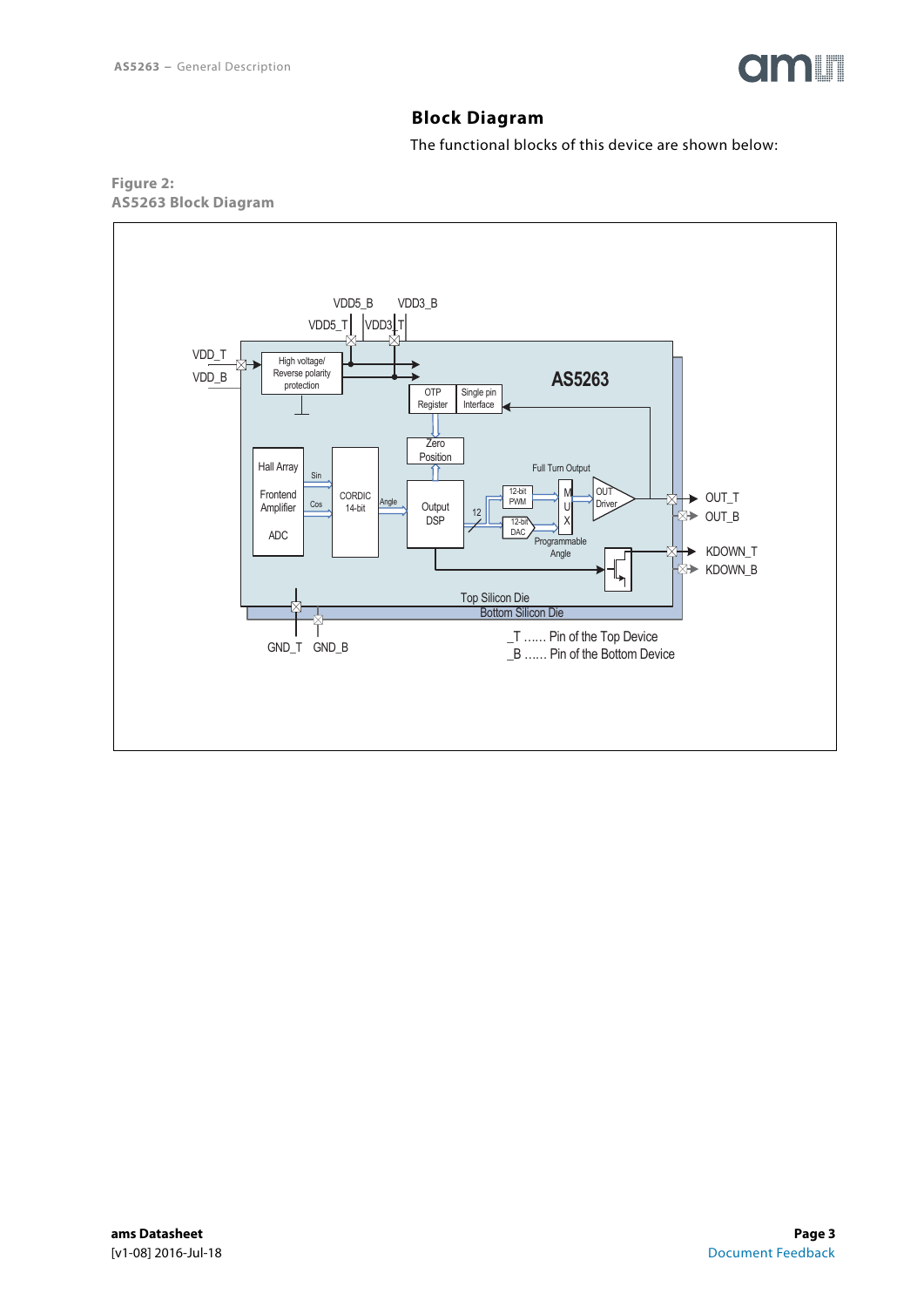## Block Diagram

The functional blocks of this device are shown below:

**Figure 2:**
**AS5263 Block Diagram**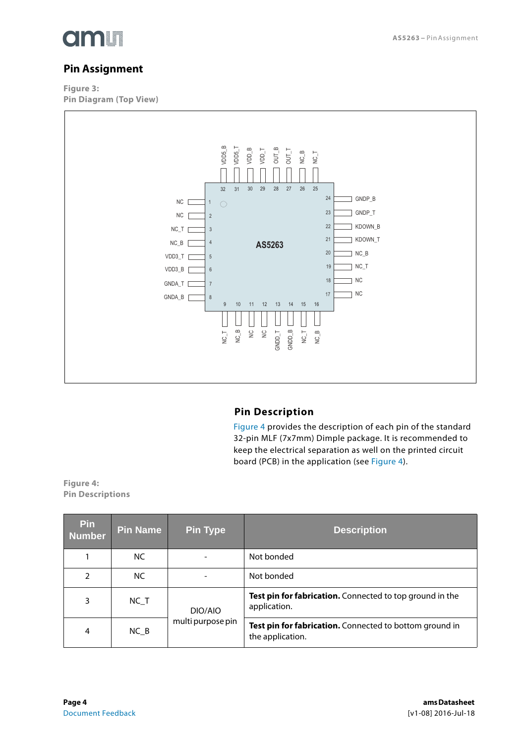## Pin Assignment

**Figure 3:**
**Pin Diagram (Top View)**

| Pin | Name | Pin | Name |
|---|---|---|---|
| 1 | NC | 17 | NC |
| 2 | NC | 18 | NC |
| 3 | NC_T | 19 | NC_T |
| 4 | NC_B | 20 | NC_B |
| 5 | VDD3_T | 21 | KDOWN_T |
| 6 | VDD3_B | 22 | KDOWN_B |
| 7 | GNDA_T | 23 | GNDP_T |
| 8 | GNDA_B | 24 | GNDP_B |
| 9 | NC_T | 25 | NC_T |
| 10 | NC_B | 26 | NC_B |
| 11 | NC | 27 | OUT_T |
| 12 | NC | 28 | OUT_B |
| 13 | GNDD_T | 29 | VDD_T |
| 14 | GNDD_B | 30 | VDD_B |
| 15 | NC_T | 31 | VDD5_T |
| 16 | NC_B | 32 | VDD5_B |

AS5263

### Pin Description

Figure 4 provides the description of each pin of the standard 32-pin MLF (7x7mm) Dimple package. It is recommended to keep the electrical separation as well on the printed circuit board (PCB) in the application (see Figure 4).

**Figure 4:**
**Pin Descriptions**

| Pin Number | Pin Name | Pin Type | Description |
|---|---|---|---|
| 1 | NC | - | Not bonded |
| 2 | NC | - | Not bonded |
| 3 | NC_T | DIO/AIO multi purpose pin | **Test pin for fabrication.** Connected to top ground in the application. |
| 4 | NC_B | | **Test pin for fabrication.** Connected to bottom ground in the application. |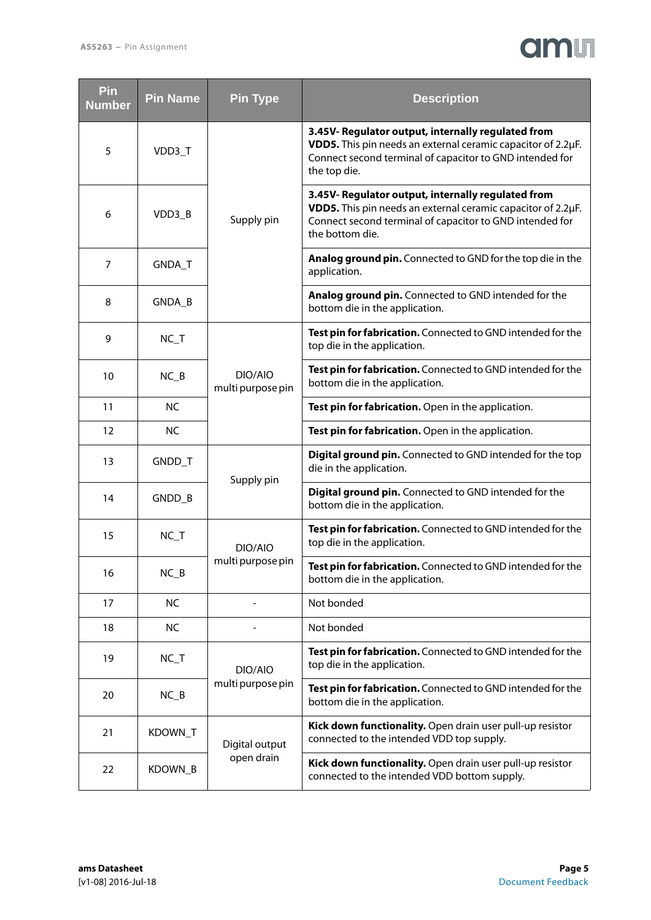| Pin Number | Pin Name | Pin Type | Description |
|---|---|---|---|
| 5 | VDD3_T | Supply pin | **3.45V- Regulator output, internally regulated from VDD5.** This pin needs an external ceramic capacitor of 2.2µF. Connect second terminal of capacitor to GND intended for the top die. |
| 6 | VDD3_B | | **3.45V- Regulator output, internally regulated from VDD5.** This pin needs an external ceramic capacitor of 2.2µF. Connect second terminal of capacitor to GND intended for the bottom die. |
| 7 | GNDA_T | | **Analog ground pin.** Connected to GND for the top die in the application. |
| 8 | GNDA_B | | **Analog ground pin.** Connected to GND intended for the bottom die in the application. |
| 9 | NC_T | DIO/AIO multi purpose pin | **Test pin for fabrication.** Connected to GND intended for the top die in the application. |
| 10 | NC_B | | **Test pin for fabrication.** Connected to GND intended for the bottom die in the application. |
| 11 | NC | | **Test pin for fabrication.** Open in the application. |
| 12 | NC | | **Test pin for fabrication.** Open in the application. |
| 13 | GNDD_T | Supply pin | **Digital ground pin.** Connected to GND intended for the top die in the application. |
| 14 | GNDD_B | | **Digital ground pin.** Connected to GND intended for the bottom die in the application. |
| 15 | NC_T | DIO/AIO multi purpose pin | **Test pin for fabrication.** Connected to GND intended for the top die in the application. |
| 16 | NC_B | | **Test pin for fabrication.** Connected to GND intended for the bottom die in the application. |
| 17 | NC | - | Not bonded |
| 18 | NC | - | Not bonded |
| 19 | NC_T | DIO/AIO multi purpose pin | **Test pin for fabrication.** Connected to GND intended for the top die in the application. |
| 20 | NC_B | | **Test pin for fabrication.** Connected to GND intended for the bottom die in the application. |
| 21 | KDOWN_T | Digital output open drain | **Kick down functionality.** Open drain user pull-up resistor connected to the intended VDD top supply. |
| 22 | KDOWN_B | | **Kick down functionality.** Open drain user pull-up resistor connected to the intended VDD bottom supply. |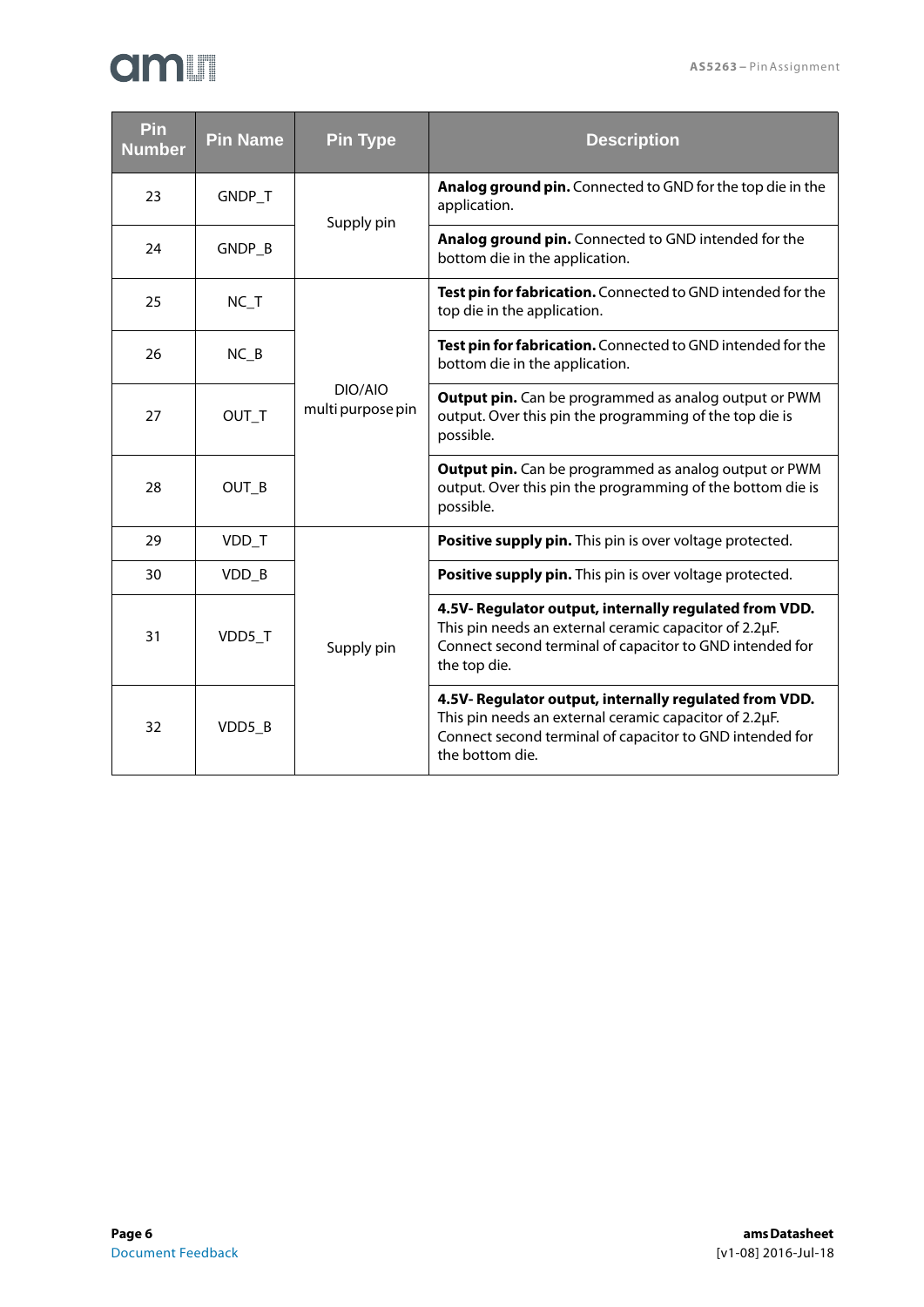| Pin Number | Pin Name | Pin Type | Description |
|---|---|---|---|
| 23 | GNDP_T | Supply pin | **Analog ground pin.** Connected to GND for the top die in the application. |
| 24 | GNDP_B | Supply pin | **Analog ground pin.** Connected to GND intended for the bottom die in the application. |
| 25 | NC_T | DIO/AIO multi purpose pin | **Test pin for fabrication.** Connected to GND intended for the top die in the application. |
| 26 | NC_B | DIO/AIO multi purpose pin | **Test pin for fabrication.** Connected to GND intended for the bottom die in the application. |
| 27 | OUT_T | DIO/AIO multi purpose pin | **Output pin.** Can be programmed as analog output or PWM output. Over this pin the programming of the top die is possible. |
| 28 | OUT_B | DIO/AIO multi purpose pin | **Output pin.** Can be programmed as analog output or PWM output. Over this pin the programming of the bottom die is possible. |
| 29 | VDD_T | Supply pin | **Positive supply pin.** This pin is over voltage protected. |
| 30 | VDD_B | Supply pin | **Positive supply pin.** This pin is over voltage protected. |
| 31 | VDD5_T | Supply pin | **4.5V- Regulator output, internally regulated from VDD.** This pin needs an external ceramic capacitor of 2.2µF. Connect second terminal of capacitor to GND intended for the top die. |
| 32 | VDD5_B | Supply pin | **4.5V- Regulator output, internally regulated from VDD.** This pin needs an external ceramic capacitor of 2.2µF. Connect second terminal of capacitor to GND intended for the bottom die. |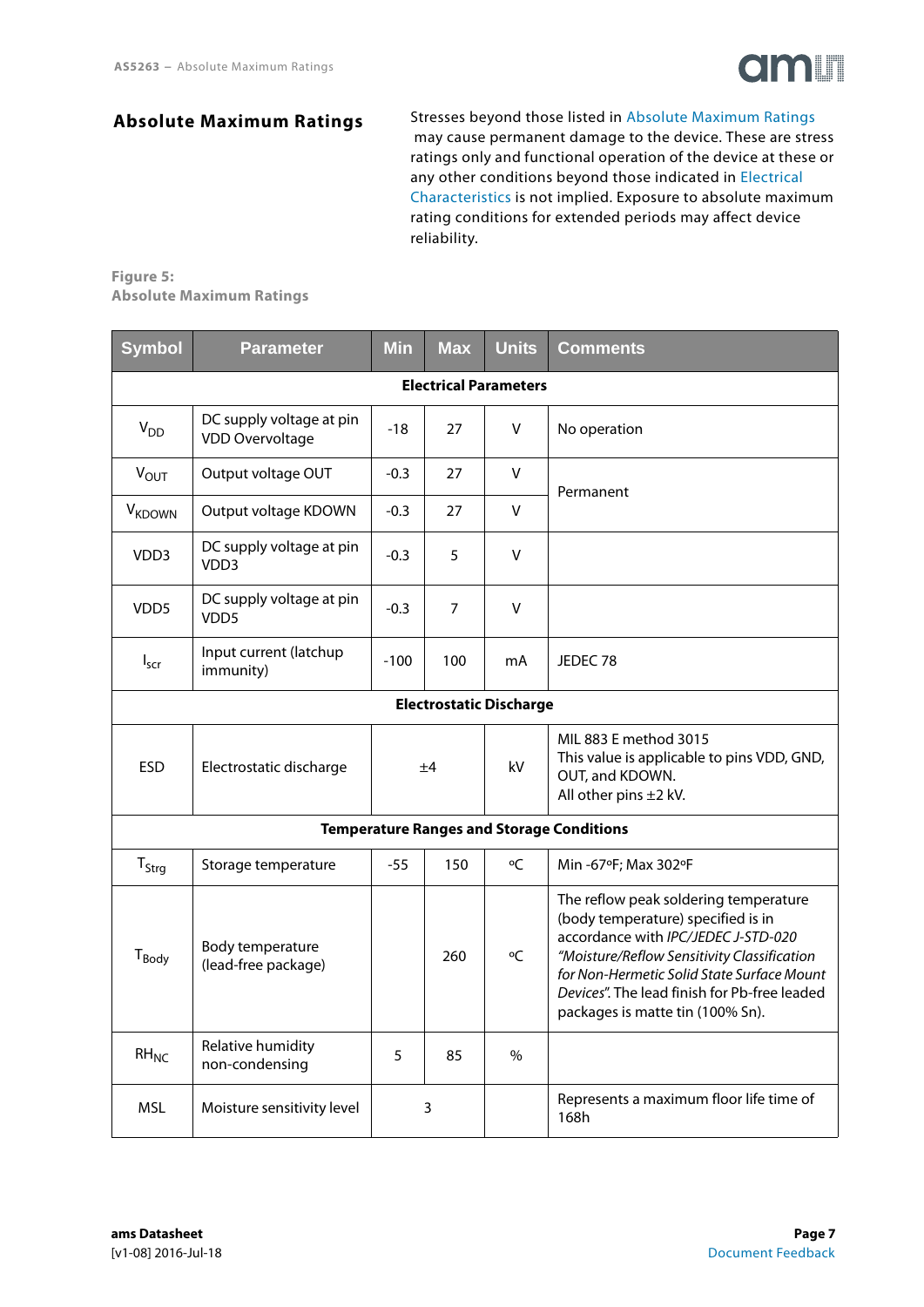## Absolute Maximum Ratings

Stresses beyond those listed in Absolute Maximum Ratings may cause permanent damage to the device. These are stress ratings only and functional operation of the device at these or any other conditions beyond those indicated in Electrical Characteristics is not implied. Exposure to absolute maximum rating conditions for extended periods may affect device reliability.

**Figure 5:**
**Absolute Maximum Ratings**

| Symbol | Parameter | Min | Max | Units | Comments |
|---|---|---|---|---|---|
| **Electrical Parameters** | | | | | |
| $V_{DD}$ | DC supply voltage at pin VDD Overvoltage | -18 | 27 | V | No operation |
| $V_{OUT}$ | Output voltage OUT | -0.3 | 27 | V | Permanent |
| $V_{KDOWN}$ | Output voltage KDOWN | -0.3 | 27 | V | |
| VDD3 | DC supply voltage at pin VDD3 | -0.3 | 5 | V | |
| VDD5 | DC supply voltage at pin VDD5 | -0.3 | 7 | V | |
| $I_{scr}$ | Input current (latchup immunity) | -100 | 100 | mA | JEDEC 78 |
| **Electrostatic Discharge** | | | | | |
| ESD | Electrostatic discharge | ±4 | | kV | MIL 883 E method 3015<br>This value is applicable to pins VDD, GND, OUT, and KDOWN.<br>All other pins ±2 kV. |
| **Temperature Ranges and Storage Conditions** | | | | | |
| $T_{Strg}$ | Storage temperature | -55 | 150 | ºC | Min -67ºF; Max 302ºF |
| $T_{Body}$ | Body temperature (lead-free package) | | 260 | ºC | The reflow peak soldering temperature (body temperature) specified is in accordance with *IPC/JEDEC J-STD-020 "Moisture/Reflow Sensitivity Classification for Non-Hermetic Solid State Surface Mount Devices"*. The lead finish for Pb-free leaded packages is matte tin (100% Sn). |
| $RH_{NC}$ | Relative humidity non-condensing | 5 | 85 | % | |
| MSL | Moisture sensitivity level | 3 | | | Represents a maximum floor life time of 168h |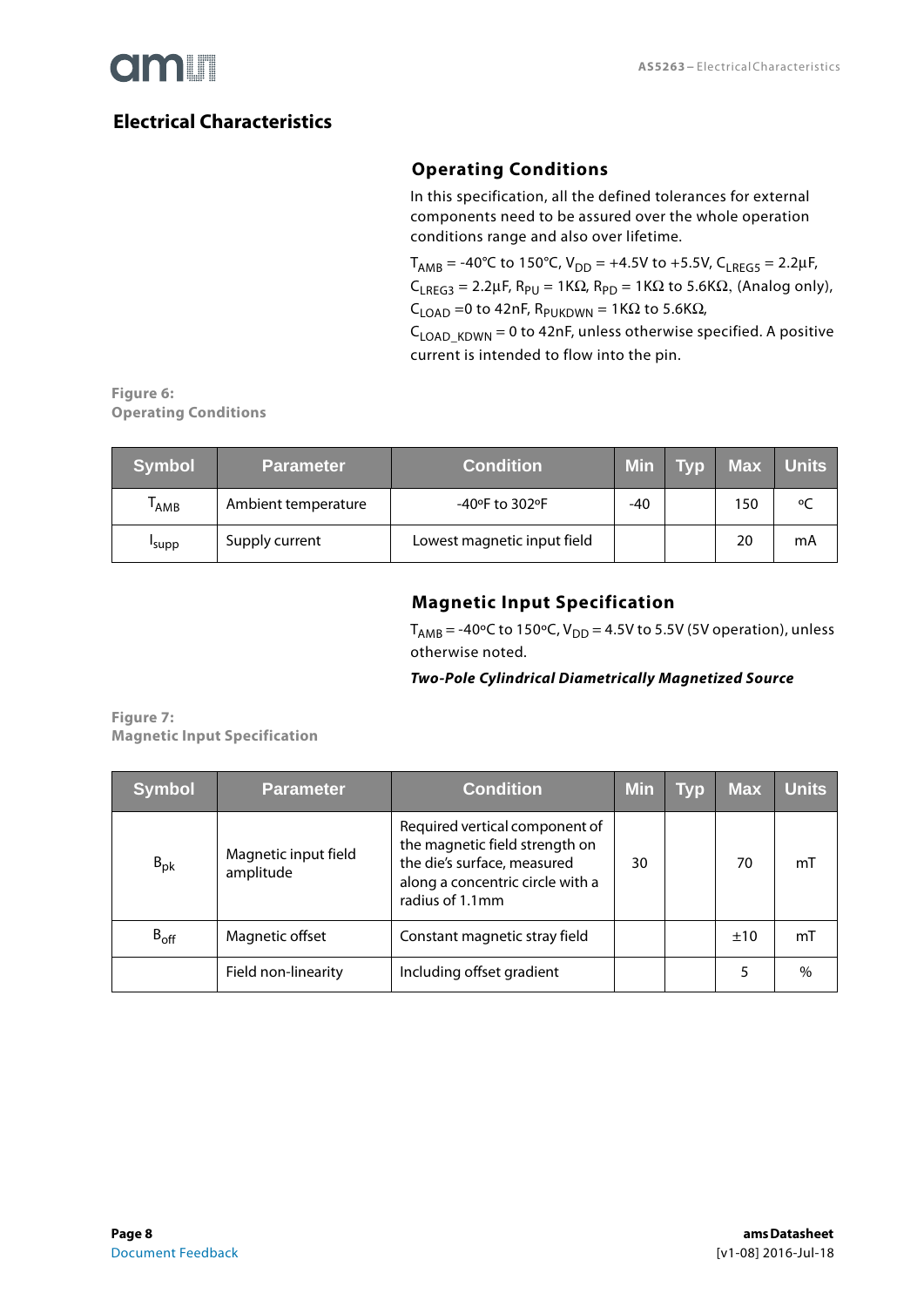# Electrical Characteristics

## Operating Conditions

In this specification, all the defined tolerances for external components need to be assured over the whole operation conditions range and also over lifetime.

$T_{AMB}$ = -40°C to 150°C, $V_{DD}$ = +4.5V to +5.5V, $C_{LREG5}$ = 2.2µF, $C_{LREG3}$ = 2.2µF, $R_{PU}$ = 1KΩ, $R_{PD}$ = 1KΩ to 5.6KΩ, (Analog only), $C_{LOAD}$ =0 to 42nF, $R_{PUKDWN}$ = 1KΩ to 5.6KΩ, $C_{LOAD\_KDWN}$ = 0 to 42nF, unless otherwise specified. A positive current is intended to flow into the pin.

**Figure 6:**
**Operating Conditions**

| Symbol | Parameter | Condition | Min | Typ | Max | Units |
|---|---|---|---|---|---|---|
| $T_{AMB}$ | Ambient temperature | -40ºF to 302ºF | -40 | | 150 | ºC |
| $I_{supp}$ | Supply current | Lowest magnetic input field | | | 20 | mA |

## Magnetic Input Specification

$T_{AMB}$ = -40ºC to 150ºC, $V_{DD}$ = 4.5V to 5.5V (5V operation), unless otherwise noted.

***Two-Pole Cylindrical Diametrically Magnetized Source***

**Figure 7:**
**Magnetic Input Specification**

| Symbol | Parameter | Condition | Min | Typ | Max | Units |
|---|---|---|---|---|---|---|
| $B_{pk}$ | Magnetic input field amplitude | Required vertical component of the magnetic field strength on the die's surface, measured along a concentric circle with a radius of 1.1mm | 30 | | 70 | mT |
| $B_{off}$ | Magnetic offset | Constant magnetic stray field | | | ±10 | mT |
| | Field non-linearity | Including offset gradient | | | 5 | % |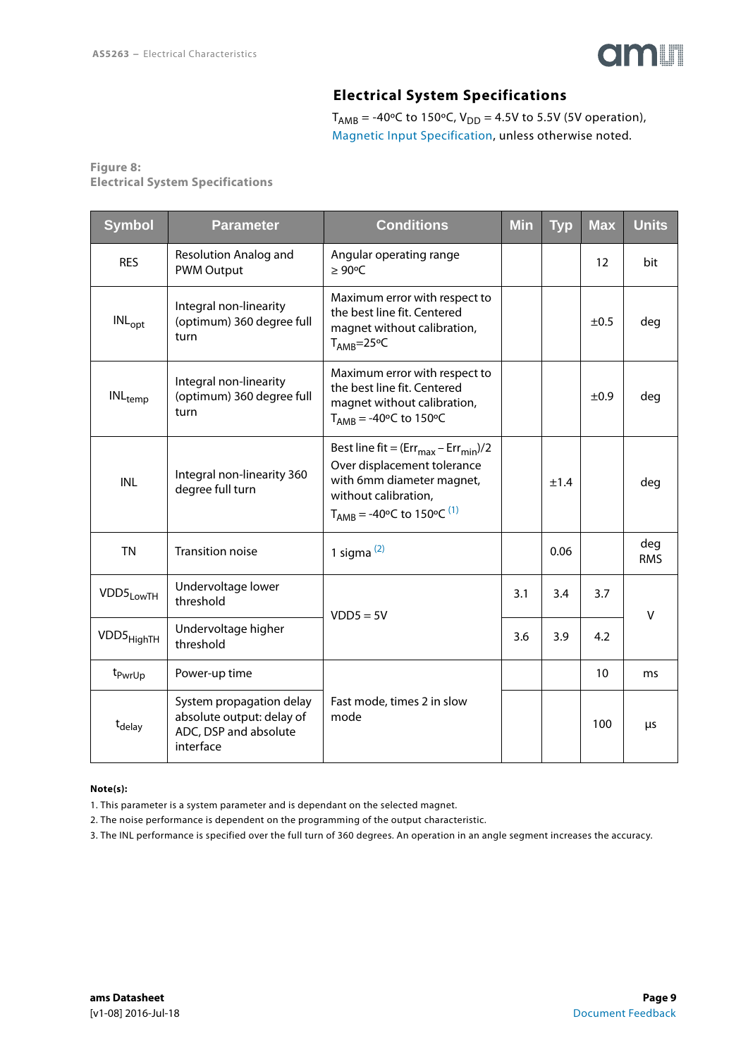## Electrical System Specifications

$T_{AMB}$ = -40ºC to 150ºC, $V_{DD}$ = 4.5V to 5.5V (5V operation), Magnetic Input Specification, unless otherwise noted.

**Figure 8:**
**Electrical System Specifications**

| Symbol | Parameter | Conditions | Min | Typ | Max | Units |
|---|---|---|---|---|---|---|
| RES | Resolution Analog and PWM Output | Angular operating range ≥ 90ºC | | | 12 | bit |
| $INL_{opt}$ | Integral non-linearity (optimum) 360 degree full turn | Maximum error with respect to the best line fit. Centered magnet without calibration, $T_{AMB}$=25ºC | | | ±0.5 | deg |
| $INL_{temp}$ | Integral non-linearity (optimum) 360 degree full turn | Maximum error with respect to the best line fit. Centered magnet without calibration, $T_{AMB}$ = -40ºC to 150ºC | | | ±0.9 | deg |
| INL | Integral non-linearity 360 degree full turn | Best line fit = $(Err_{max} - Err_{min})/2$ Over displacement tolerance with 6mm diameter magnet, without calibration, $T_{AMB}$ = -40ºC to 150ºC [1] | | ±1.4 | | deg |
| TN | Transition noise | 1 sigma [2] | | 0.06 | | deg RMS |
| $VDD5_{LowTH}$ | Undervoltage lower threshold | VDD5 = 5V | 3.1 | 3.4 | 3.7 | V |
| $VDD5_{HighTH}$ | Undervoltage higher threshold | VDD5 = 5V | 3.6 | 3.9 | 4.2 | V |
| $t_{PwrUp}$ | Power-up time | Fast mode, times 2 in slow mode | | | 10 | ms |
| $t_{delay}$ | System propagation delay absolute output: delay of ADC, DSP and absolute interface | Fast mode, times 2 in slow mode | | | 100 | µs |

**Note(s):**

1. This parameter is a system parameter and is dependant on the selected magnet.
2. The noise performance is dependent on the programming of the output characteristic.
3. The INL performance is specified over the full turn of 360 degrees. An operation in an angle segment increases the accuracy.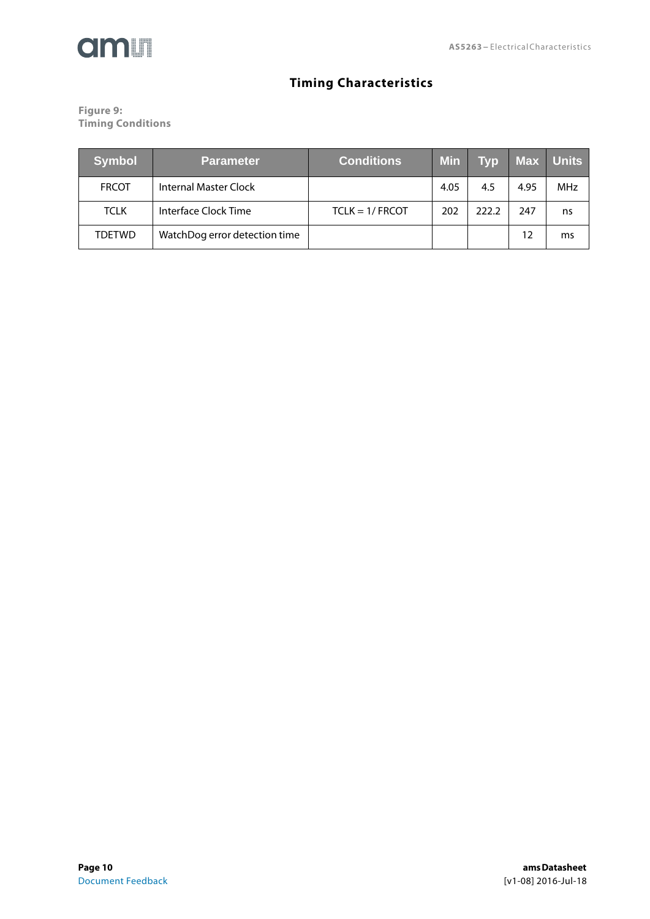## Timing Characteristics

**Figure 9:**
**Timing Conditions**

| Symbol | Parameter | Conditions | Min | Typ | Max | Units |
|---|---|---|---|---|---|---|
| FRCOT | Internal Master Clock | | 4.05 | 4.5 | 4.95 | MHz |
| TCLK | Interface Clock Time | TCLK = 1/ FRCOT | 202 | 222.2 | 247 | ns |
| TDETWD | WatchDog error detection time | | | | 12 | ms |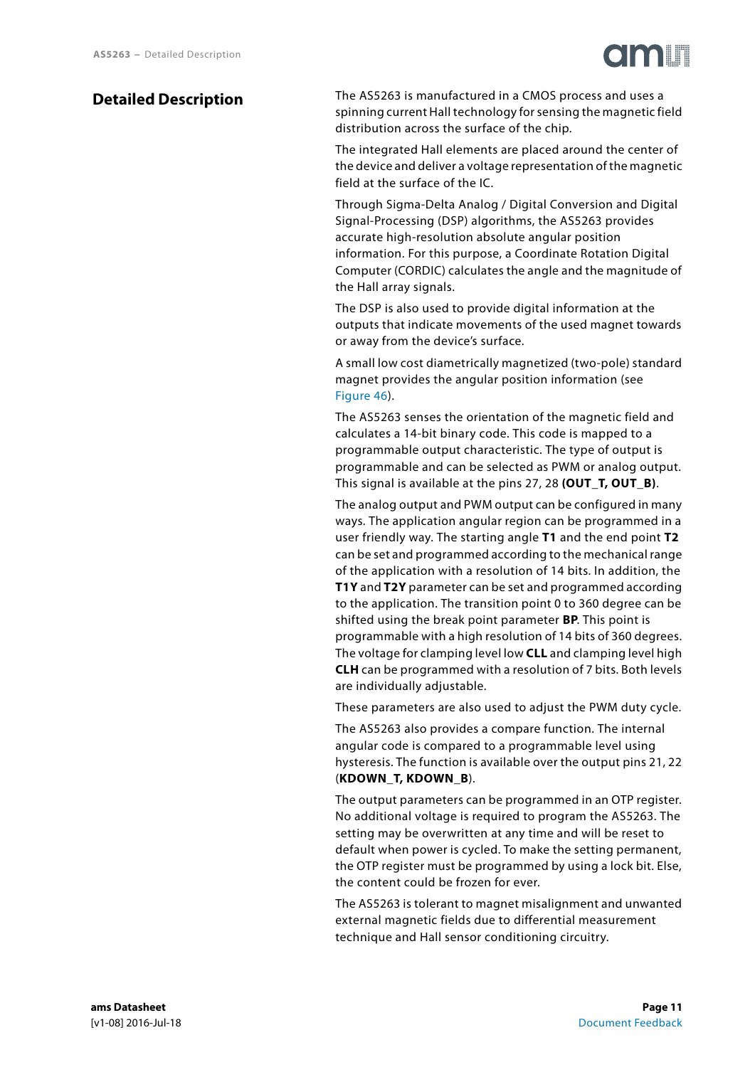# Detailed Description

The AS5263 is manufactured in a CMOS process and uses a spinning current Hall technology for sensing the magnetic field distribution across the surface of the chip.

The integrated Hall elements are placed around the center of the device and deliver a voltage representation of the magnetic field at the surface of the IC.

Through Sigma-Delta Analog / Digital Conversion and Digital Signal-Processing (DSP) algorithms, the AS5263 provides accurate high-resolution absolute angular position information. For this purpose, a Coordinate Rotation Digital Computer (CORDIC) calculates the angle and the magnitude of the Hall array signals.

The DSP is also used to provide digital information at the outputs that indicate movements of the used magnet towards or away from the device's surface.

A small low cost diametrically magnetized (two-pole) standard magnet provides the angular position information (see Figure 46).

The AS5263 senses the orientation of the magnetic field and calculates a 14-bit binary code. This code is mapped to a programmable output characteristic. The type of output is programmable and can be selected as PWM or analog output. This signal is available at the pins 27, 28 **(OUT_T, OUT_B)**.

The analog output and PWM output can be configured in many ways. The application angular region can be programmed in a user friendly way. The starting angle **T1** and the end point **T2** can be set and programmed according to the mechanical range of the application with a resolution of 14 bits. In addition, the **T1Y** and **T2Y** parameter can be set and programmed according to the application. The transition point 0 to 360 degree can be shifted using the break point parameter **BP**. This point is programmable with a high resolution of 14 bits of 360 degrees. The voltage for clamping level low **CLL** and clamping level high **CLH** can be programmed with a resolution of 7 bits. Both levels are individually adjustable.

These parameters are also used to adjust the PWM duty cycle.

The AS5263 also provides a compare function. The internal angular code is compared to a programmable level using hysteresis. The function is available over the output pins 21, 22 (**KDOWN_T, KDOWN_B**).

The output parameters can be programmed in an OTP register. No additional voltage is required to program the AS5263. The setting may be overwritten at any time and will be reset to default when power is cycled. To make the setting permanent, the OTP register must be programmed by using a lock bit. Else, the content could be frozen for ever.

The AS5263 is tolerant to magnet misalignment and unwanted external magnetic fields due to differential measurement technique and Hall sensor conditioning circuitry.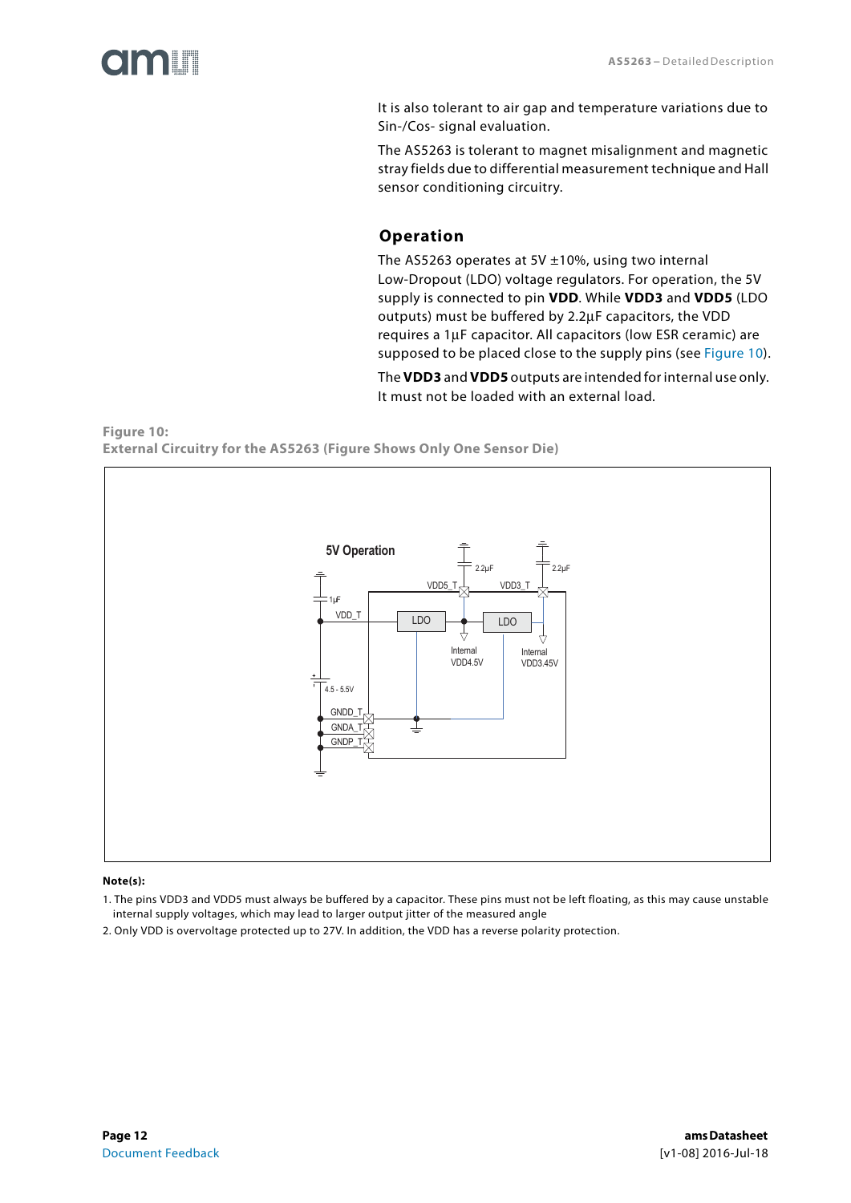It is also tolerant to air gap and temperature variations due to Sin-/Cos- signal evaluation.

The AS5263 is tolerant to magnet misalignment and magnetic stray fields due to differential measurement technique and Hall sensor conditioning circuitry.

## Operation

The AS5263 operates at 5V ±10%, using two internal Low-Dropout (LDO) voltage regulators. For operation, the 5V supply is connected to pin **VDD**. While **VDD3** and **VDD5** (LDO outputs) must be buffered by 2.2µF capacitors, the VDD requires a 1µF capacitor. All capacitors (low ESR ceramic) are supposed to be placed close to the supply pins (see Figure 10).

The **VDD3** and **VDD5** outputs are intended for internal use only. It must not be loaded with an external load.

**Figure 10:**
**External Circuitry for the AS5263 (Figure Shows Only One Sensor Die)**

5V Operation

1µF, VDD_T, 2.2µF, VDD5_T, LDO, Internal VDD4.5V, 2.2µF, VDD3_T, LDO, Internal VDD3.45V, 4.5 - 5.5V, GNDD_T, GNDA_T, GNDP_T

**Note(s):**

1. The pins VDD3 and VDD5 must always be buffered by a capacitor. These pins must not be left floating, as this may cause unstable internal supply voltages, which may lead to larger output jitter of the measured angle
2. Only VDD is overvoltage protected up to 27V. In addition, the VDD has a reverse polarity protection.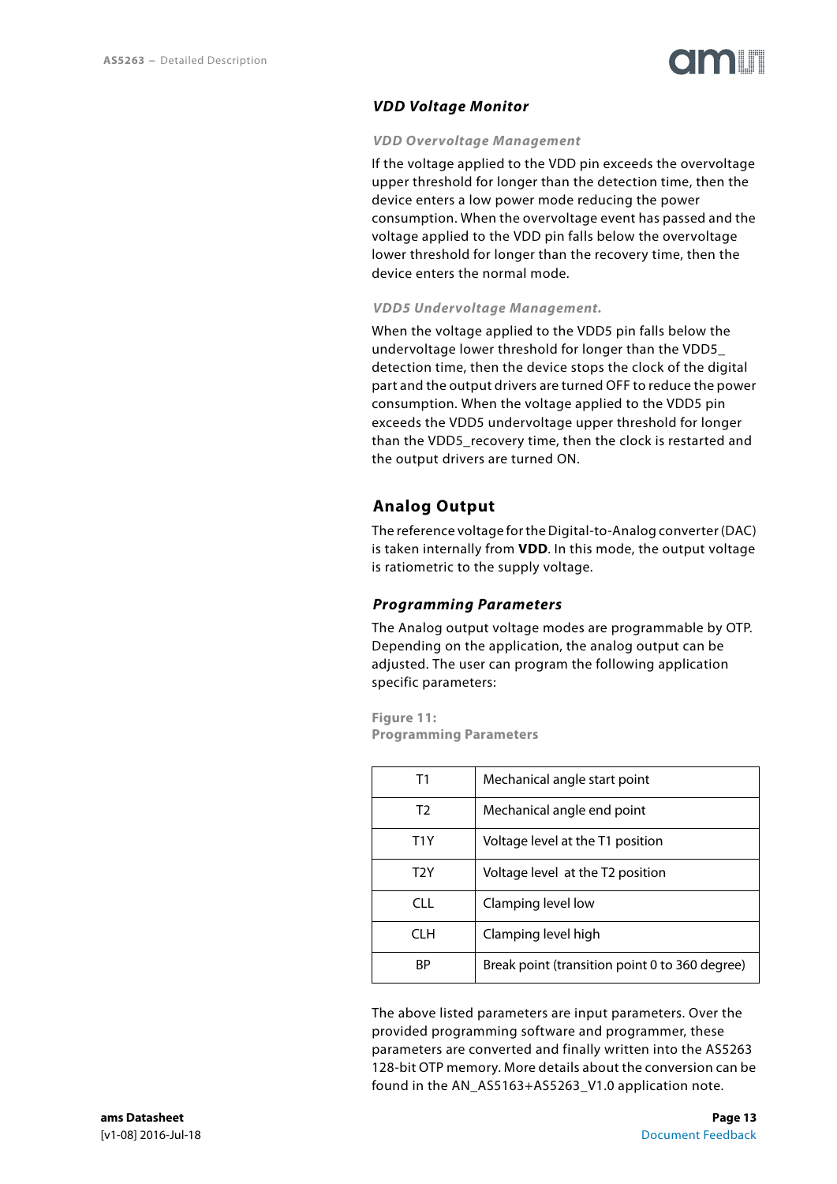### *VDD Voltage Monitor*

#### *VDD Overvoltage Management*

If the voltage applied to the VDD pin exceeds the overvoltage upper threshold for longer than the detection time, then the device enters a low power mode reducing the power consumption. When the overvoltage event has passed and the voltage applied to the VDD pin falls below the overvoltage lower threshold for longer than the recovery time, then the device enters the normal mode.

#### *VDD5 Undervoltage Management.*

When the voltage applied to the VDD5 pin falls below the undervoltage lower threshold for longer than the VDD5_ detection time, then the device stops the clock of the digital part and the output drivers are turned OFF to reduce the power consumption. When the voltage applied to the VDD5 pin exceeds the VDD5 undervoltage upper threshold for longer than the VDD5_recovery time, then the clock is restarted and the output drivers are turned ON.

## Analog Output

The reference voltage for the Digital-to-Analog converter (DAC) is taken internally from **VDD**. In this mode, the output voltage is ratiometric to the supply voltage.

### *Programming Parameters*

The Analog output voltage modes are programmable by OTP. Depending on the application, the analog output can be adjusted. The user can program the following application specific parameters:

**Figure 11:**
**Programming Parameters**

| | |
|---|---|
| T1 | Mechanical angle start point |
| T2 | Mechanical angle end point |
| T1Y | Voltage level at the T1 position |
| T2Y | Voltage level at the T2 position |
| CLL | Clamping level low |
| CLH | Clamping level high |
| BP | Break point (transition point 0 to 360 degree) |

The above listed parameters are input parameters. Over the provided programming software and programmer, these parameters are converted and finally written into the AS5263 128-bit OTP memory. More details about the conversion can be found in the AN_AS5163+AS5263_V1.0 application note.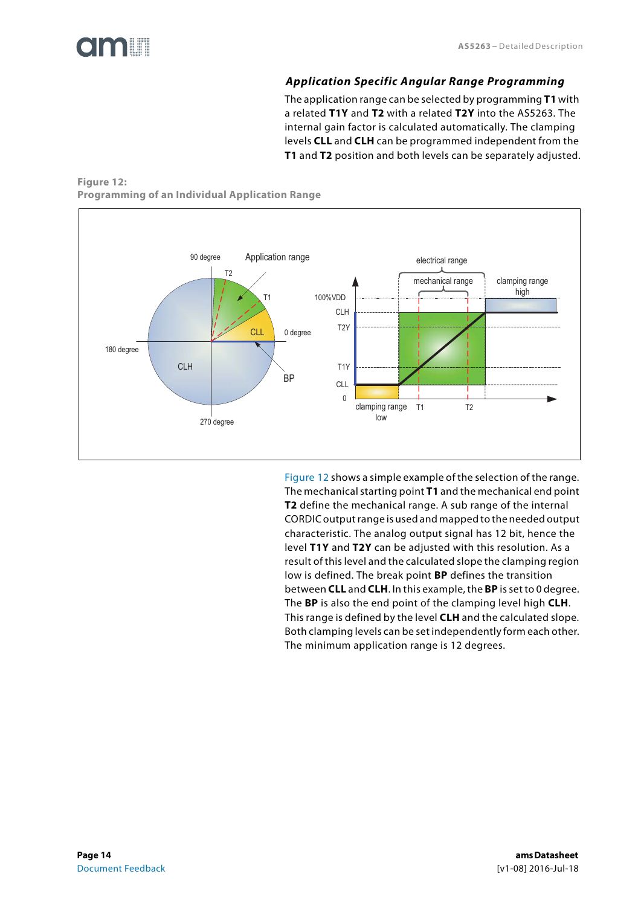### Application Specific Angular Range Programming

The application range can be selected by programming **T1** with a related **T1Y** and **T2** with a related **T2Y** into the AS5263. The internal gain factor is calculated automatically. The clamping levels **CLL** and **CLH** can be programmed independent from the **T1** and **T2** position and both levels can be separately adjusted.

**Figure 12:**
**Programming of an Individual Application Range**

Figure 12 shows a simple example of the selection of the range. The mechanical starting point **T1** and the mechanical end point **T2** define the mechanical range. A sub range of the internal CORDIC output range is used and mapped to the needed output characteristic. The analog output signal has 12 bit, hence the level **T1Y** and **T2Y** can be adjusted with this resolution. As a result of this level and the calculated slope the clamping region low is defined. The break point **BP** defines the transition between **CLL** and **CLH**. In this example, the **BP** is set to 0 degree. The **BP** is also the end point of the clamping level high **CLH**. This range is defined by the level **CLH** and the calculated slope. Both clamping levels can be set independently form each other. The minimum application range is 12 degrees.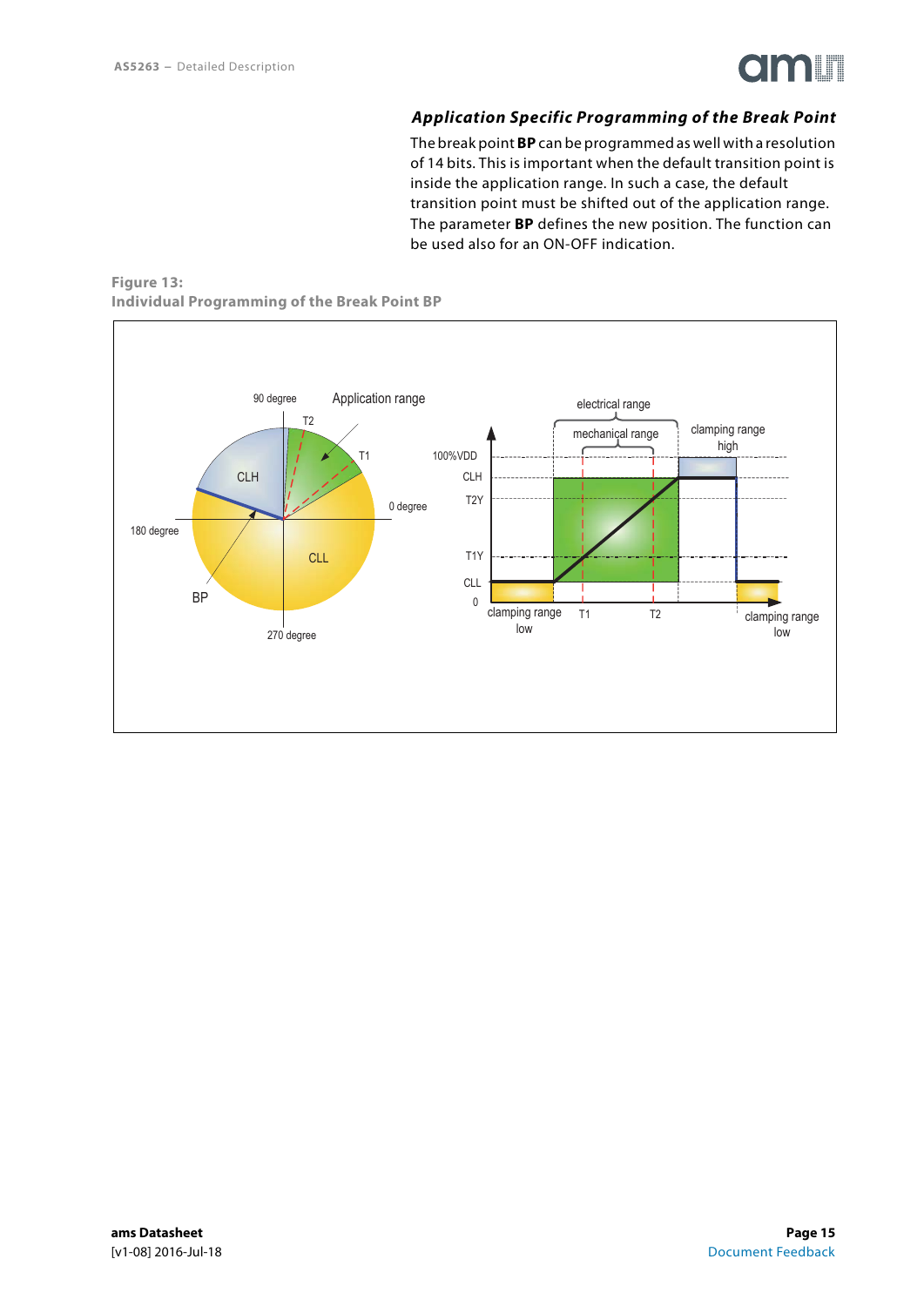### *Application Specific Programming of the Break Point*

The break point **BP** can be programmed as well with a resolution of 14 bits. This is important when the default transition point is inside the application range. In such a case, the default transition point must be shifted out of the application range. The parameter **BP** defines the new position. The function can be used also for an ON-OFF indication.

**Figure 13:**
**Individual Programming of the Break Point BP**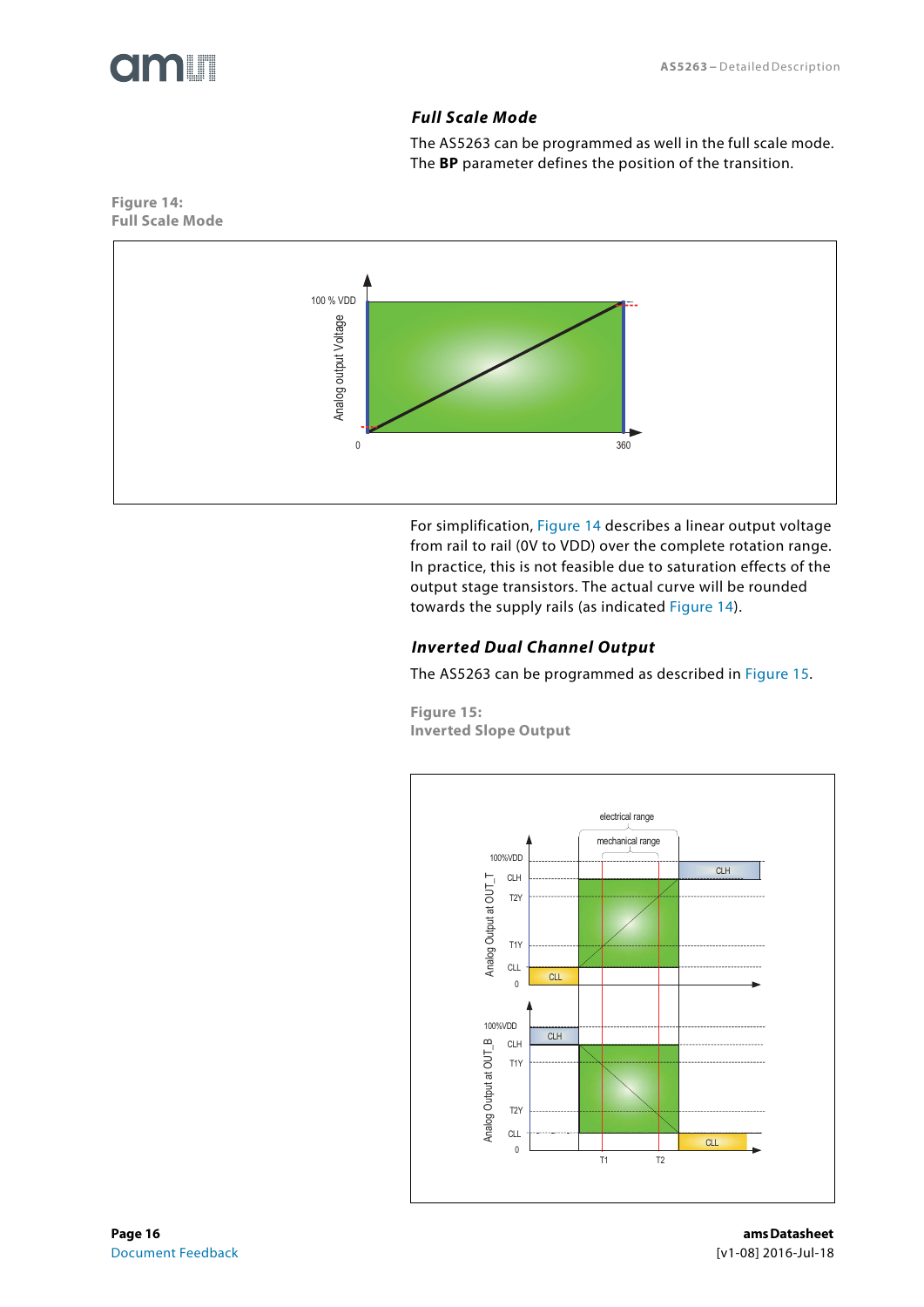### Full Scale Mode

The AS5263 can be programmed as well in the full scale mode. The **BP** parameter defines the position of the transition.

Figure 14:
Full Scale Mode

For simplification, Figure 14 describes a linear output voltage from rail to rail (0V to VDD) over the complete rotation range. In practice, this is not feasible due to saturation effects of the output stage transistors. The actual curve will be rounded towards the supply rails (as indicated Figure 14).

### Inverted Dual Channel Output

The AS5263 can be programmed as described in Figure 15.

Figure 15:
Inverted Slope Output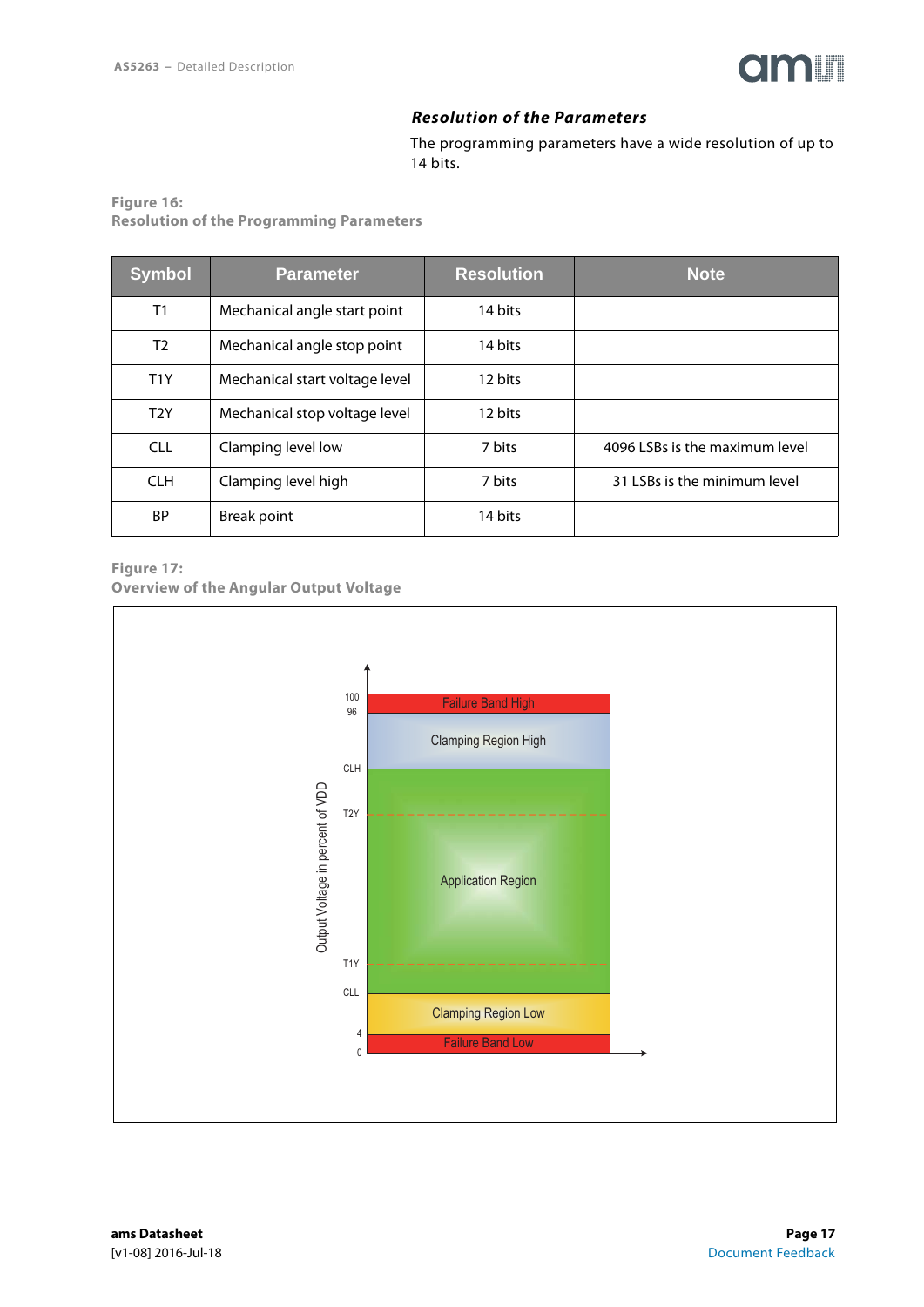### *Resolution of the Parameters*

The programming parameters have a wide resolution of up to 14 bits.

**Figure 16:**
**Resolution of the Programming Parameters**

| Symbol | Parameter | Resolution | Note |
|---|---|---|---|
| T1 | Mechanical angle start point | 14 bits | |
| T2 | Mechanical angle stop point | 14 bits | |
| T1Y | Mechanical start voltage level | 12 bits | |
| T2Y | Mechanical stop voltage level | 12 bits | |
| CLL | Clamping level low | 7 bits | 4096 LSBs is the maximum level |
| CLH | Clamping level high | 7 bits | 31 LSBs is the minimum level |
| BP | Break point | 14 bits | |

**Figure 17:**
**Overview of the Angular Output Voltage**

Output Voltage in percent of VDD

100
96
Failure Band High
Clamping Region High
CLH
T2Y
Application Region
T1Y
CLL
Clamping Region Low
4
0
Failure Band Low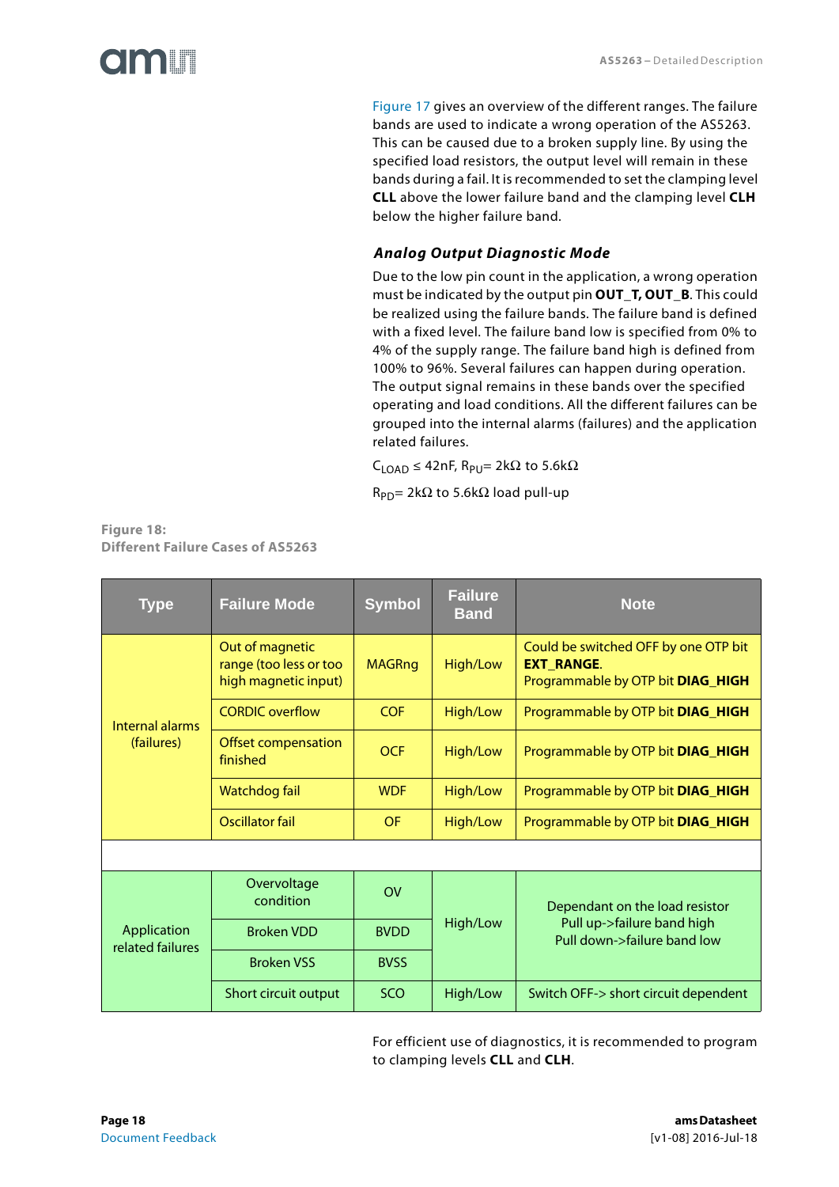Figure 17 gives an overview of the different ranges. The failure bands are used to indicate a wrong operation of the AS5263. This can be caused due to a broken supply line. By using the specified load resistors, the output level will remain in these bands during a fail. It is recommended to set the clamping level **CLL** above the lower failure band and the clamping level **CLH** below the higher failure band.

### *Analog Output Diagnostic Mode*

Due to the low pin count in the application, a wrong operation must be indicated by the output pin **OUT_T, OUT_B**. This could be realized using the failure bands. The failure band is defined with a fixed level. The failure band low is specified from 0% to 4% of the supply range. The failure band high is defined from 100% to 96%. Several failures can happen during operation. The output signal remains in these bands over the specified operating and load conditions. All the different failures can be grouped into the internal alarms (failures) and the application related failures.

$C_{LOAD}$ ≤ 42nF, $R_{PU}$= 2kΩ to 5.6kΩ

$R_{PD}$= 2kΩ to 5.6kΩ load pull-up

**Figure 18:**
**Different Failure Cases of AS5263**

| Type | Failure Mode | Symbol | Failure Band | Note |
|---|---|---|---|---|
| Internal alarms (failures) | Out of magnetic range (too less or too high magnetic input) | MAGRng | High/Low | Could be switched OFF by one OTP bit **EXT_RANGE**. Programmable by OTP bit **DIAG_HIGH** |
| | CORDIC overflow | COF | High/Low | Programmable by OTP bit **DIAG_HIGH** |
| | Offset compensation finished | OCF | High/Low | Programmable by OTP bit **DIAG_HIGH** |
| | Watchdog fail | WDF | High/Low | Programmable by OTP bit **DIAG_HIGH** |
| | Oscillator fail | OF | High/Low | Programmable by OTP bit **DIAG_HIGH** |
| | | | | |
| Application related failures | Overvoltage condition | OV | High/Low | Dependant on the load resistor Pull up->failure band high Pull down->failure band low |
| | Broken VDD | BVDD | | |
| | Broken VSS | BVSS | | |
| | Short circuit output | SCO | High/Low | Switch OFF-> short circuit dependent |

For efficient use of diagnostics, it is recommended to program to clamping levels **CLL** and **CLH**.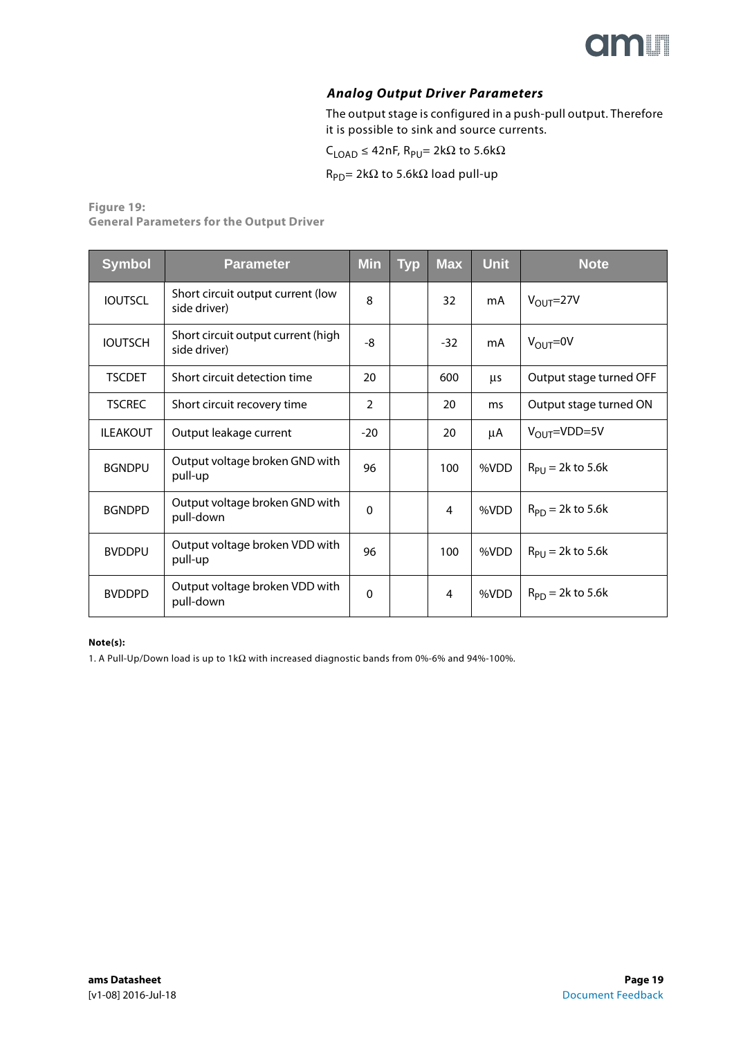### *Analog Output Driver Parameters*

The output stage is configured in a push-pull output. Therefore it is possible to sink and source currents.

$C_{LOAD} \leq 42nF$, $R_{PU}$= 2kΩ to 5.6kΩ

$R_{PD}$= 2kΩ to 5.6kΩ load pull-up

**Figure 19:**
**General Parameters for the Output Driver**

| Symbol | Parameter | Min | Typ | Max | Unit | Note |
|---|---|---|---|---|---|---|
| IOUTSCL | Short circuit output current (low side driver) | 8 | | 32 | mA | $V_{OUT}$=27V |
| IOUTSCH | Short circuit output current (high side driver) | -8 | | -32 | mA | $V_{OUT}$=0V |
| TSCDET | Short circuit detection time | 20 | | 600 | µs | Output stage turned OFF |
| TSCREC | Short circuit recovery time | 2 | | 20 | ms | Output stage turned ON |
| ILEAKOUT | Output leakage current | -20 | | 20 | µA | $V_{OUT}$=VDD=5V |
| BGNDPU | Output voltage broken GND with pull-up | 96 | | 100 | %VDD | $R_{PU}$ = 2k to 5.6k |
| BGNDPD | Output voltage broken GND with pull-down | 0 | | 4 | %VDD | $R_{PD}$ = 2k to 5.6k |
| BVDDPU | Output voltage broken VDD with pull-up | 96 | | 100 | %VDD | $R_{PU}$ = 2k to 5.6k |
| BVDDPD | Output voltage broken VDD with pull-down | 0 | | 4 | %VDD | $R_{PD}$ = 2k to 5.6k |

**Note(s):**

1. A Pull-Up/Down load is up to 1kΩ with increased diagnostic bands from 0%-6% and 94%-100%.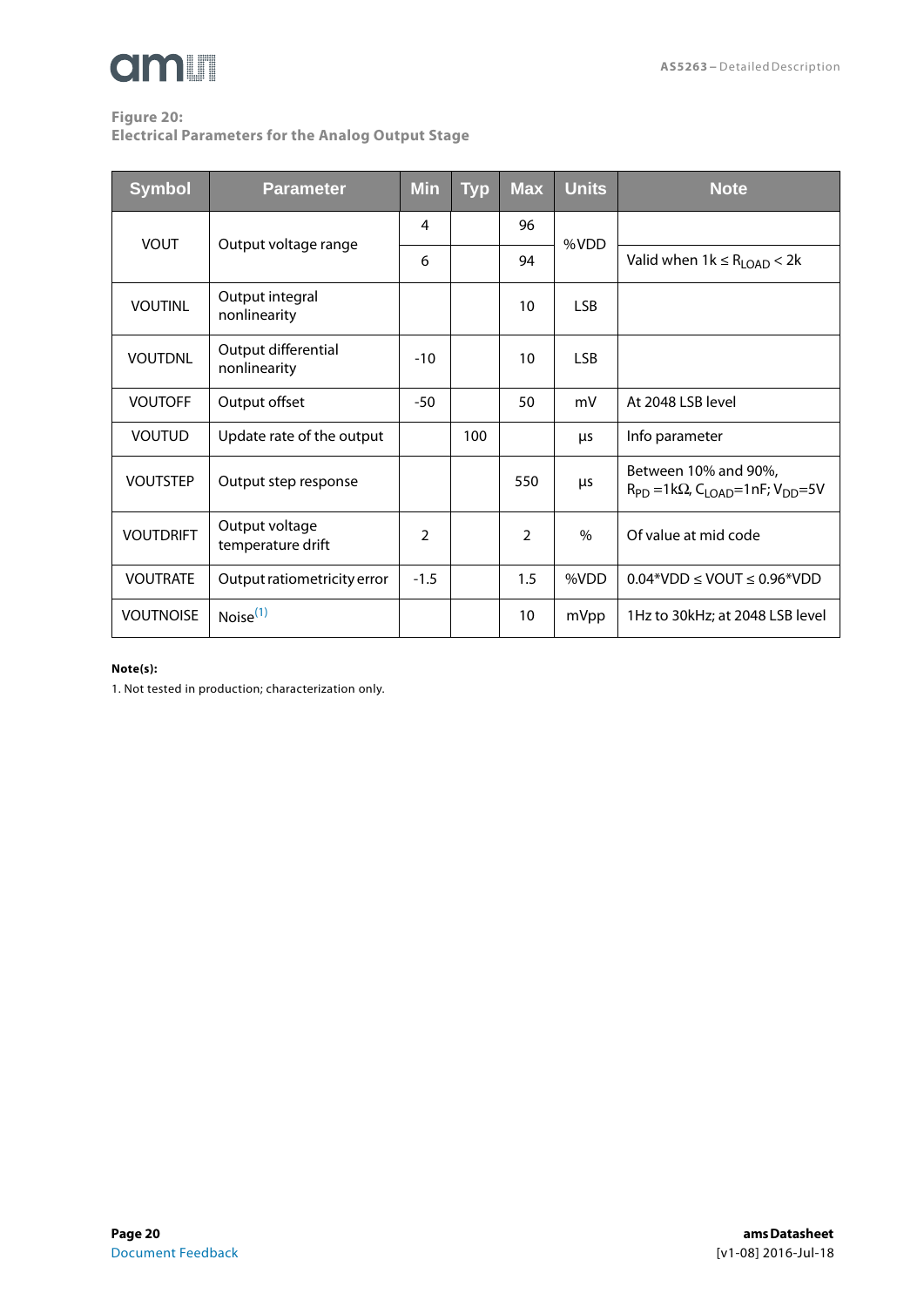**Figure 20:**
**Electrical Parameters for the Analog Output Stage**

| Symbol | Parameter | Min | Typ | Max | Units | Note |
|---|---|---|---|---|---|---|
| VOUT | Output voltage range | 4 | | 96 | %VDD | |
| | | 6 | | 94 | | Valid when 1k ≤ $R_{LOAD}$ < 2k |
| VOUTINL | Output integral nonlinearity | | | 10 | LSB | |
| VOUTDNL | Output differential nonlinearity | -10 | | 10 | LSB | |
| VOUTOFF | Output offset | -50 | | 50 | mV | At 2048 LSB level |
| VOUTUD | Update rate of the output | | 100 | | µs | Info parameter |
| VOUTSTEP | Output step response | | | 550 | µs | Between 10% and 90%, $R_{PD}$ =1kΩ, $C_{LOAD}$=1nF; $V_{DD}$=5V |
| VOUTDRIFT | Output voltage temperature drift | 2 | | 2 | % | Of value at mid code |
| VOUTRATE | Output ratiometricity error | -1.5 | | 1.5 | %VDD | 0.04*VDD ≤ VOUT ≤ 0.96*VDD |
| VOUTNOISE | Noise[1] | | | 10 | mVpp | 1Hz to 30kHz; at 2048 LSB level |

**Note(s):**

1. Not tested in production; characterization only.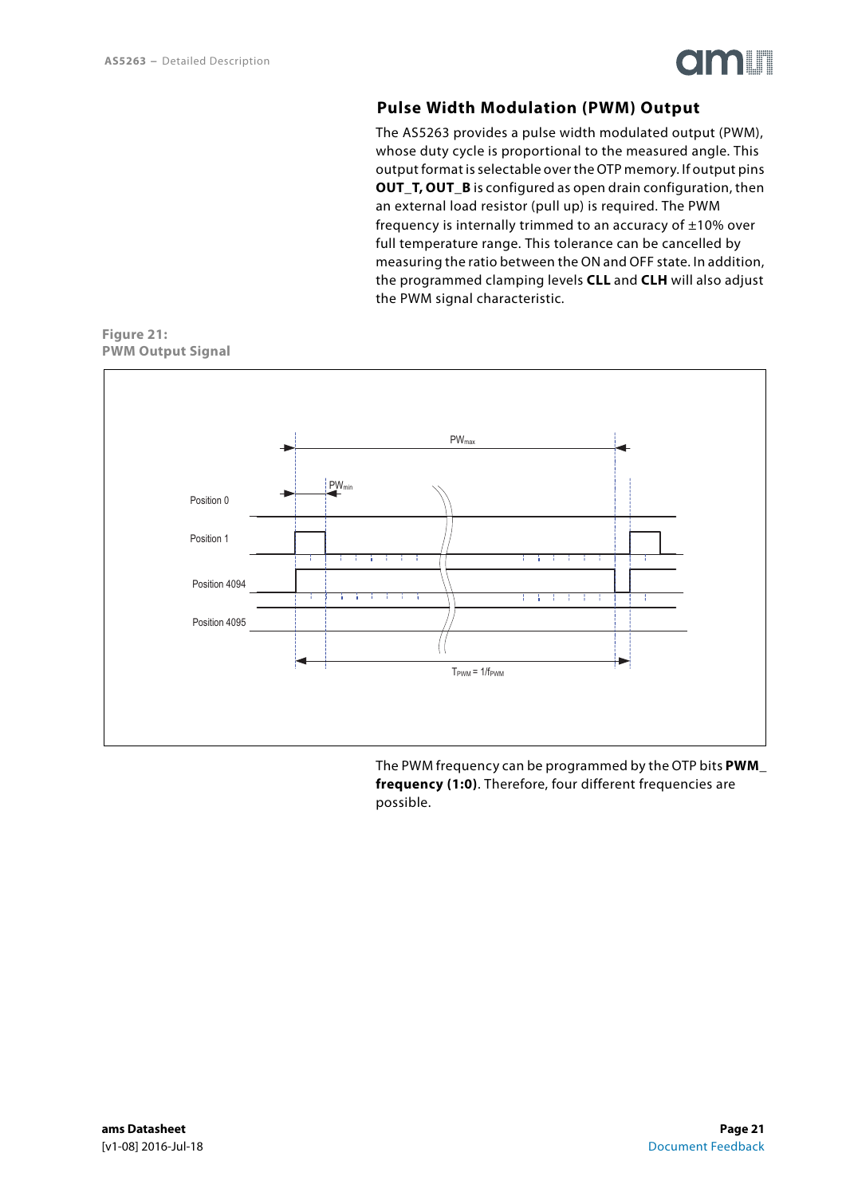## Pulse Width Modulation (PWM) Output

The AS5263 provides a pulse width modulated output (PWM), whose duty cycle is proportional to the measured angle. This output format is selectable over the OTP memory. If output pins **OUT_T, OUT_B** is configured as open drain configuration, then an external load resistor (pull up) is required. The PWM frequency is internally trimmed to an accuracy of ±10% over full temperature range. This tolerance can be cancelled by measuring the ratio between the ON and OFF state. In addition, the programmed clamping levels **CLL** and **CLH** will also adjust the PWM signal characteristic.

**Figure 21:**
**PWM Output Signal**

$PW_{max}$

$PW_{min}$

Position 0

Position 1

Position 4094

Position 4095

$T_{PWM} = 1/f_{PWM}$

The PWM frequency can be programmed by the OTP bits **PWM_ frequency (1:0)**. Therefore, four different frequencies are possible.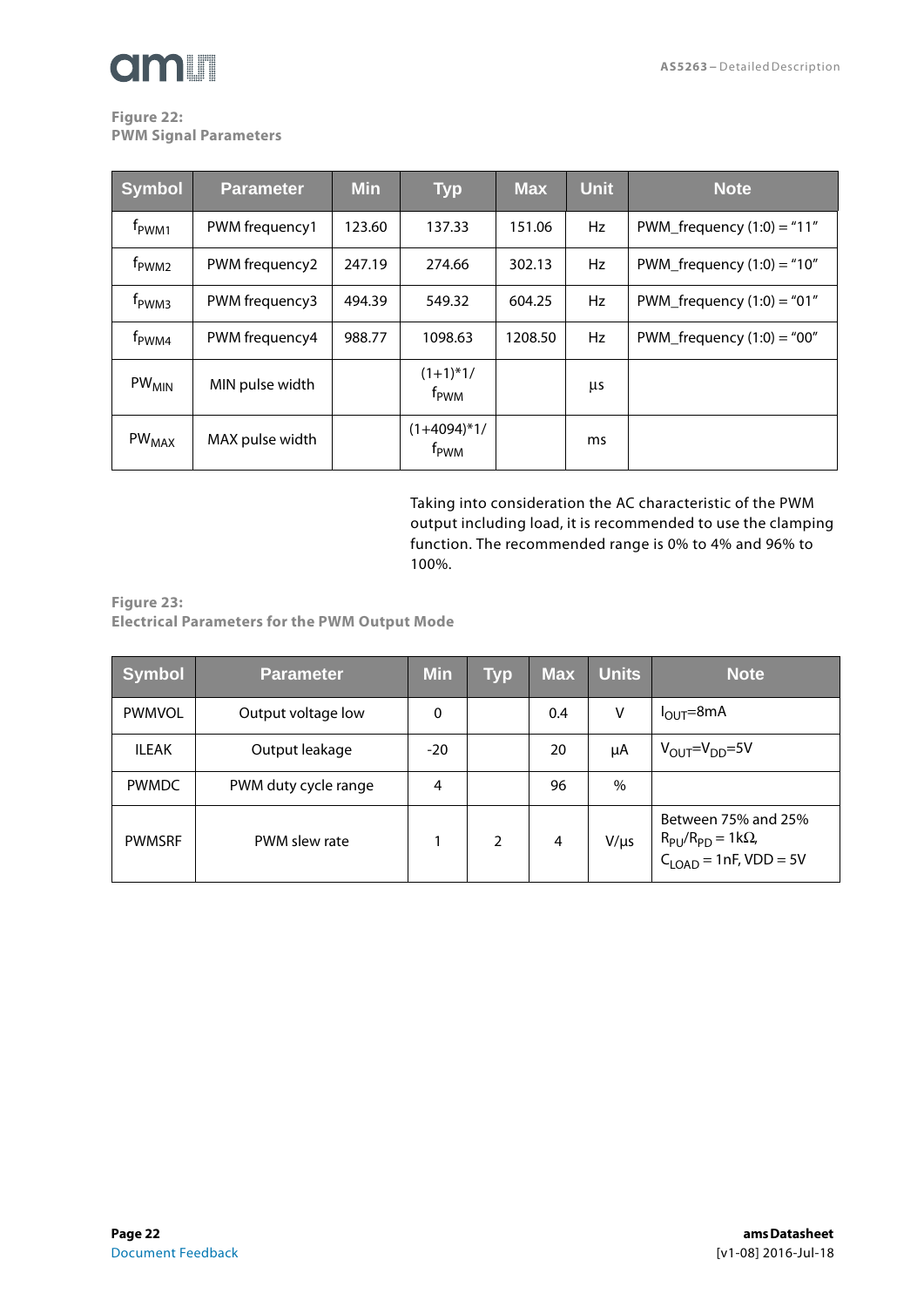**Figure 22:**
**PWM Signal Parameters**

| Symbol | Parameter | Min | Typ | Max | Unit | Note |
|---|---|---|---|---|---|---|
| $f_{PWM1}$ | PWM frequency1 | 123.60 | 137.33 | 151.06 | Hz | PWM_frequency (1:0) = "11" |
| $f_{PWM2}$ | PWM frequency2 | 247.19 | 274.66 | 302.13 | Hz | PWM_frequency (1:0) = "10" |
| $f_{PWM3}$ | PWM frequency3 | 494.39 | 549.32 | 604.25 | Hz | PWM_frequency (1:0) = "01" |
| $f_{PWM4}$ | PWM frequency4 | 988.77 | 1098.63 | 1208.50 | Hz | PWM_frequency (1:0) = "00" |
| $PW_{MIN}$ | MIN pulse width | | (1+1)*1/ $f_{PWM}$ | | µs | |
| $PW_{MAX}$ | MAX pulse width | | (1+4094)*1/ $f_{PWM}$ | | ms | |

Taking into consideration the AC characteristic of the PWM output including load, it is recommended to use the clamping function. The recommended range is 0% to 4% and 96% to 100%.

**Figure 23:**
**Electrical Parameters for the PWM Output Mode**

| Symbol | Parameter | Min | Typ | Max | Units | Note |
|---|---|---|---|---|---|---|
| PWMVOL | Output voltage low | 0 | | 0.4 | V | $I_{OUT}$=8mA |
| ILEAK | Output leakage | -20 | | 20 | µA | $V_{OUT}$=$V_{DD}$=5V |
| PWMDC | PWM duty cycle range | 4 | | 96 | % | |
| PWMSRF | PWM slew rate | 1 | 2 | 4 | V/µs | Between 75% and 25% $R_{PU}/R_{PD}$ = 1kΩ, $C_{LOAD}$ = 1nF, VDD = 5V |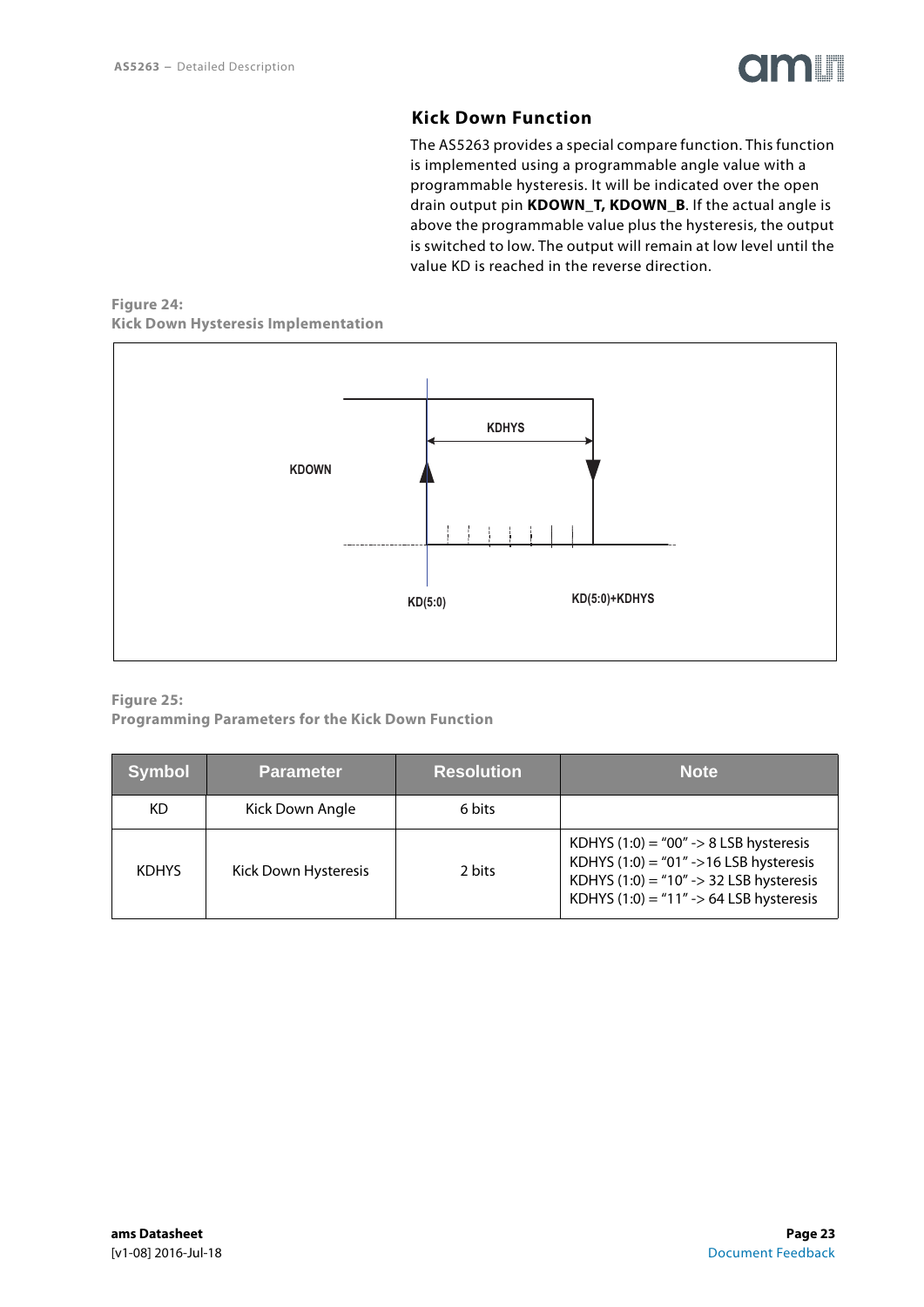## Kick Down Function

The AS5263 provides a special compare function. This function is implemented using a programmable angle value with a programmable hysteresis. It will be indicated over the open drain output pin **KDOWN_T, KDOWN_B**. If the actual angle is above the programmable value plus the hysteresis, the output is switched to low. The output will remain at low level until the value KD is reached in the reverse direction.

**Figure 24:**
**Kick Down Hysteresis Implementation**

KDOWN

KDHYS

KD(5:0)

KD(5:0)+KDHYS

**Figure 25:**
**Programming Parameters for the Kick Down Function**

| Symbol | Parameter | Resolution | Note |
|---|---|---|---|
| KD | Kick Down Angle | 6 bits | |
| KDHYS | Kick Down Hysteresis | 2 bits | KDHYS (1:0) = "00" -> 8 LSB hysteresis<br>KDHYS (1:0) = "01" ->16 LSB hysteresis<br>KDHYS (1:0) = "10" -> 32 LSB hysteresis<br>KDHYS (1:0) = "11" -> 64 LSB hysteresis |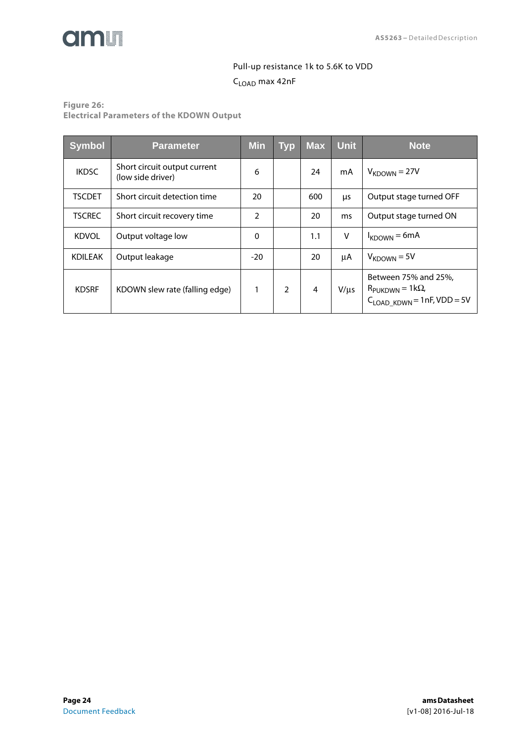Pull-up resistance 1k to 5.6K to VDD

$C_{LOAD}$ max 42nF

**Figure 26:**
**Electrical Parameters of the KDOWN Output**

| Symbol | Parameter | Min | Typ | Max | Unit | Note |
|---|---|---|---|---|---|---|
| IKDSC | Short circuit output current (low side driver) | 6 | | 24 | mA | $V_{KDOWN}$ = 27V |
| TSCDET | Short circuit detection time | 20 | | 600 | µs | Output stage turned OFF |
| TSCREC | Short circuit recovery time | 2 | | 20 | ms | Output stage turned ON |
| KDVOL | Output voltage low | 0 | | 1.1 | V | $I_{KDOWN}$ = 6mA |
| KDILEAK | Output leakage | -20 | | 20 | µA | $V_{KDOWN}$ = 5V |
| KDSRF | KDOWN slew rate (falling edge) | 1 | 2 | 4 | V/µs | Between 75% and 25%, $R_{PUKDWN}$ = 1kΩ, $C_{LOAD\_KDWN}$ = 1nF, VDD = 5V |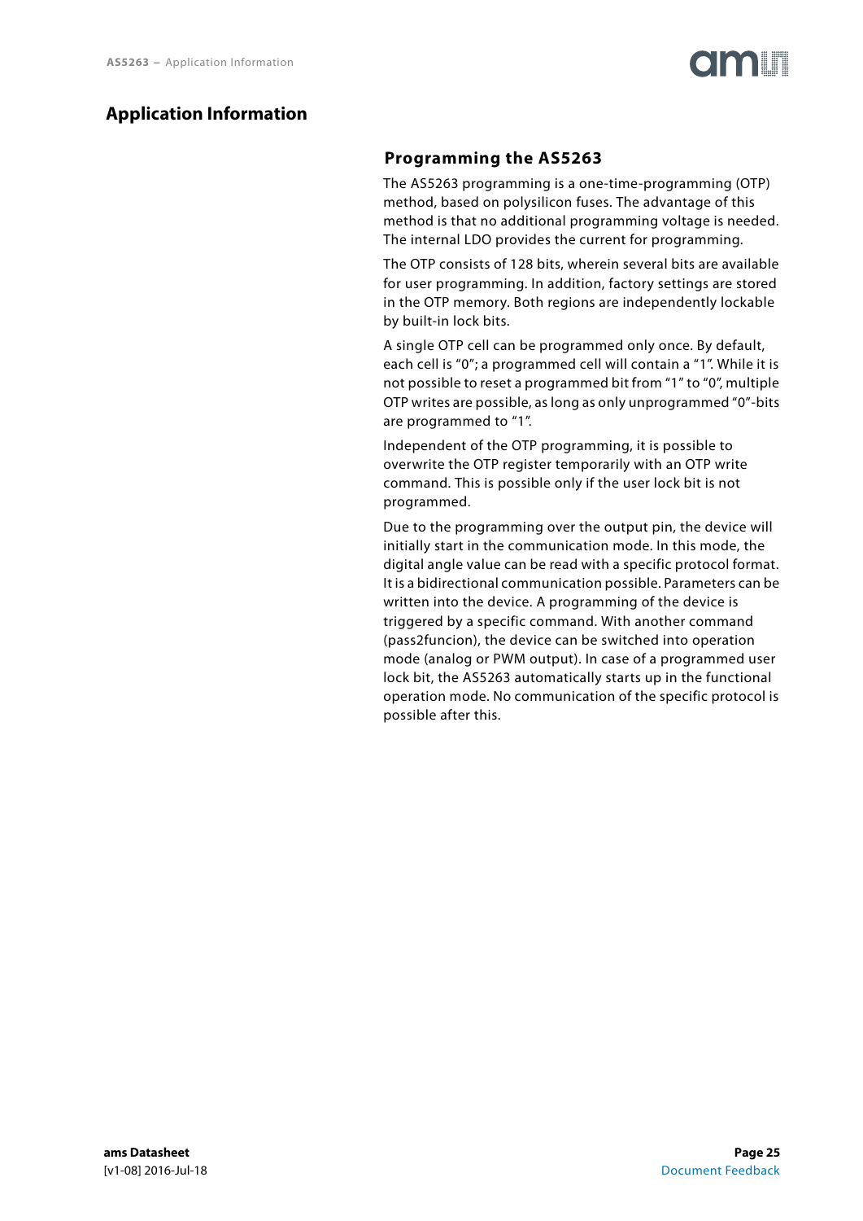# Application Information

## Programming the AS5263

The AS5263 programming is a one-time-programming (OTP) method, based on polysilicon fuses. The advantage of this method is that no additional programming voltage is needed. The internal LDO provides the current for programming.

The OTP consists of 128 bits, wherein several bits are available for user programming. In addition, factory settings are stored in the OTP memory. Both regions are independently lockable by built-in lock bits.

A single OTP cell can be programmed only once. By default, each cell is "0"; a programmed cell will contain a "1". While it is not possible to reset a programmed bit from "1" to "0", multiple OTP writes are possible, as long as only unprogrammed "0"-bits are programmed to "1".

Independent of the OTP programming, it is possible to overwrite the OTP register temporarily with an OTP write command. This is possible only if the user lock bit is not programmed.

Due to the programming over the output pin, the device will initially start in the communication mode. In this mode, the digital angle value can be read with a specific protocol format. It is a bidirectional communication possible. Parameters can be written into the device. A programming of the device is triggered by a specific command. With another command (pass2funcion), the device can be switched into operation mode (analog or PWM output). In case of a programmed user lock bit, the AS5263 automatically starts up in the functional operation mode. No communication of the specific protocol is possible after this.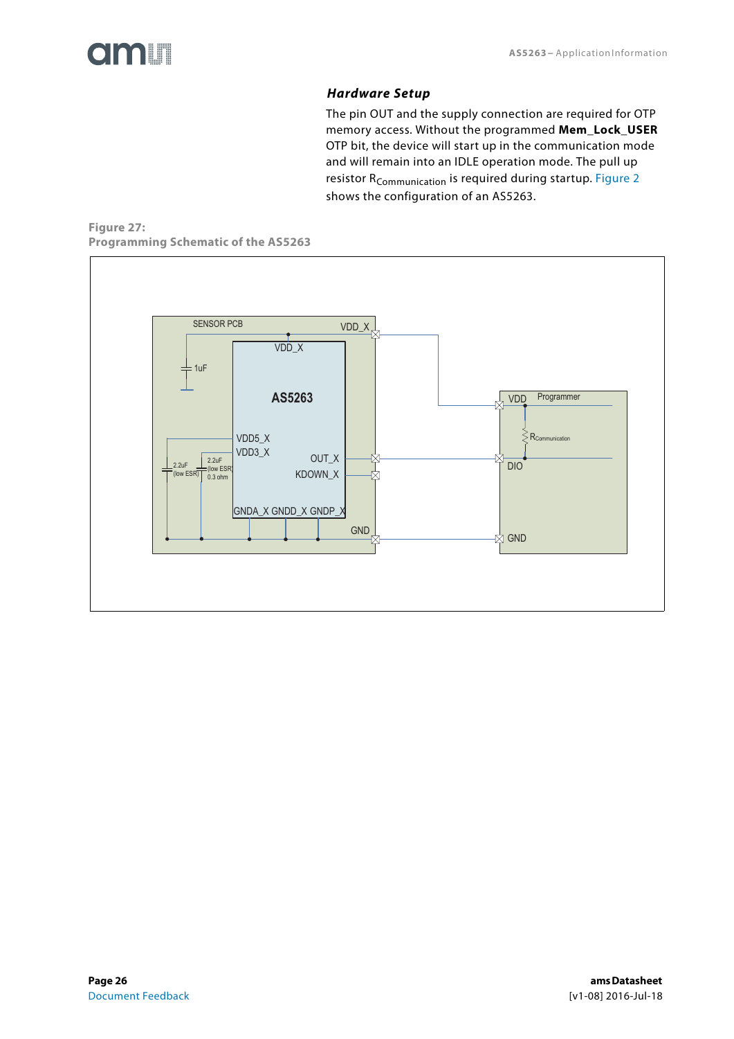### *Hardware Setup*

The pin OUT and the supply connection are required for OTP memory access. Without the programmed **Mem_Lock_USER** OTP bit, the device will start up in the communication mode and will remain into an IDLE operation mode. The pull up resistor $R_{Communication}$ is required during startup. Figure 2 shows the configuration of an AS5263.

**Figure 27:**
**Programming Schematic of the AS5263**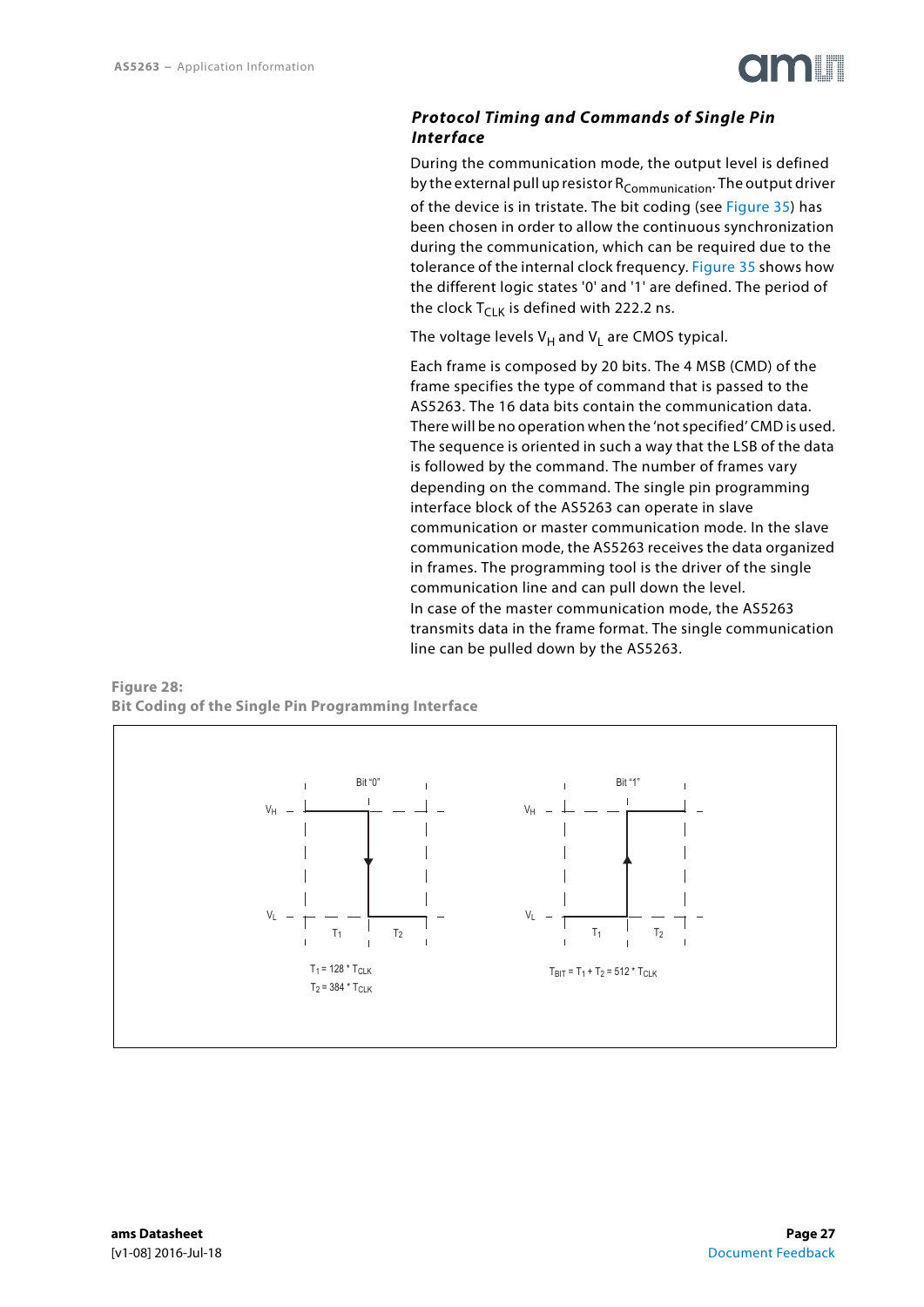### *Protocol Timing and Commands of Single Pin Interface*

During the communication mode, the output level is defined by the external pull up resistor $R_{Communication}$. The output driver of the device is in tristate. The bit coding (see Figure 35) has been chosen in order to allow the continuous synchronization during the communication, which can be required due to the tolerance of the internal clock frequency. Figure 35 shows how the different logic states '0' and '1' are defined. The period of the clock $T_{CLK}$ is defined with 222.2 ns.

The voltage levels $V_H$ and $V_L$ are CMOS typical.

Each frame is composed by 20 bits. The 4 MSB (CMD) of the frame specifies the type of command that is passed to the AS5263. The 16 data bits contain the communication data. There will be no operation when the 'not specified' CMD is used. The sequence is oriented in such a way that the LSB of the data is followed by the command. The number of frames vary depending on the command. The single pin programming interface block of the AS5263 can operate in slave communication or master communication mode. In the slave communication mode, the AS5263 receives the data organized in frames. The programming tool is the driver of the single communication line and can pull down the level.
In case of the master communication mode, the AS5263 transmits data in the frame format. The single communication line can be pulled down by the AS5263.

**Figure 28:**
**Bit Coding of the Single Pin Programming Interface**

Bit "0" — $V_H$, $V_L$, $T_1$, $T_2$

$T_1 = 128 * T_{CLK}$

$T_2 = 384 * T_{CLK}$

Bit "1" — $V_H$, $V_L$, $T_1$, $T_2$

$T_{BIT} = T_1 + T_2 = 512 * T_{CLK}$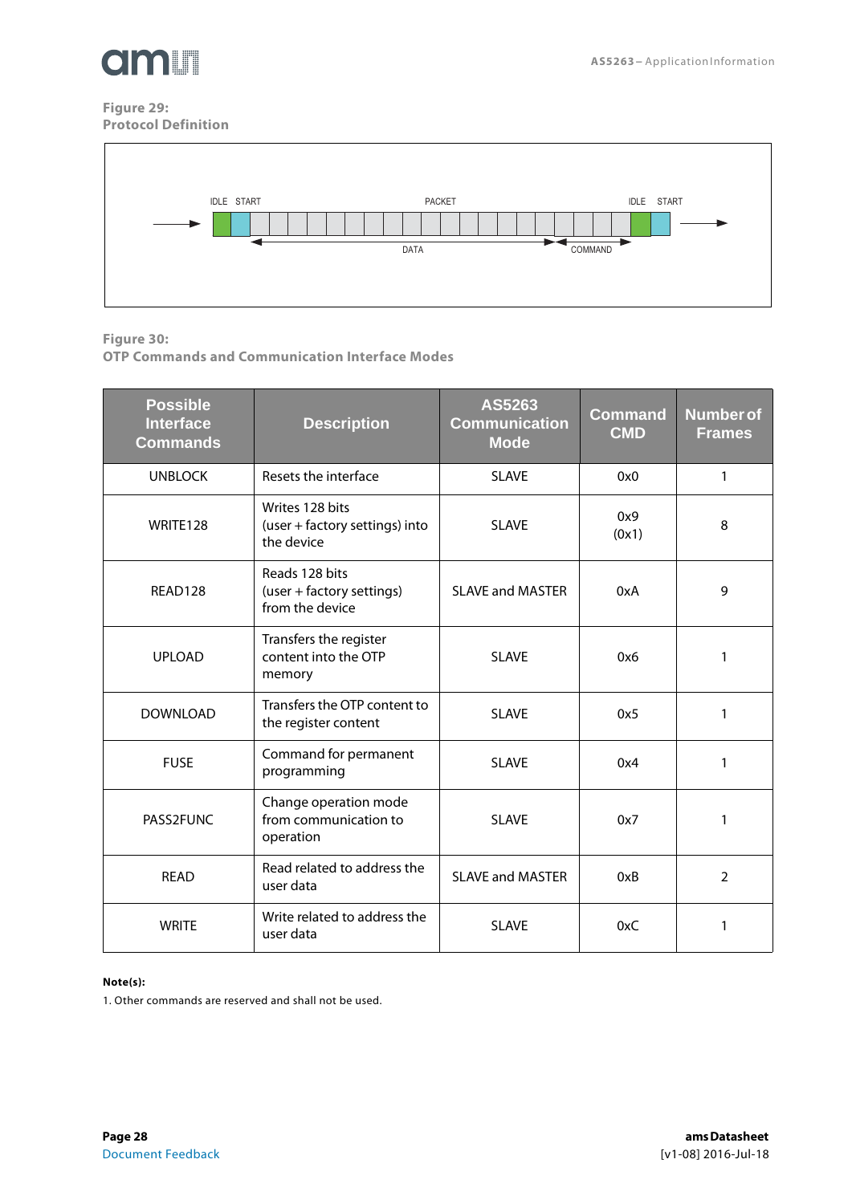**Figure 29:**
**Protocol Definition**

IDLE START PACKET IDLE START

DATA COMMAND

**Figure 30:**
**OTP Commands and Communication Interface Modes**

| Possible Interface Commands | Description | AS5263 Communication Mode | Command CMD | Number of Frames |
|---|---|---|---|---|
| UNBLOCK | Resets the interface | SLAVE | 0x0 | 1 |
| WRITE128 | Writes 128 bits (user + factory settings) into the device | SLAVE | 0x9 (0x1) | 8 |
| READ128 | Reads 128 bits (user + factory settings) from the device | SLAVE and MASTER | 0xA | 9 |
| UPLOAD | Transfers the register content into the OTP memory | SLAVE | 0x6 | 1 |
| DOWNLOAD | Transfers the OTP content to the register content | SLAVE | 0x5 | 1 |
| FUSE | Command for permanent programming | SLAVE | 0x4 | 1 |
| PASS2FUNC | Change operation mode from communication to operation | SLAVE | 0x7 | 1 |
| READ | Read related to address the user data | SLAVE and MASTER | 0xB | 2 |
| WRITE | Write related to address the user data | SLAVE | 0xC | 1 |

**Note(s):**

1. Other commands are reserved and shall not be used.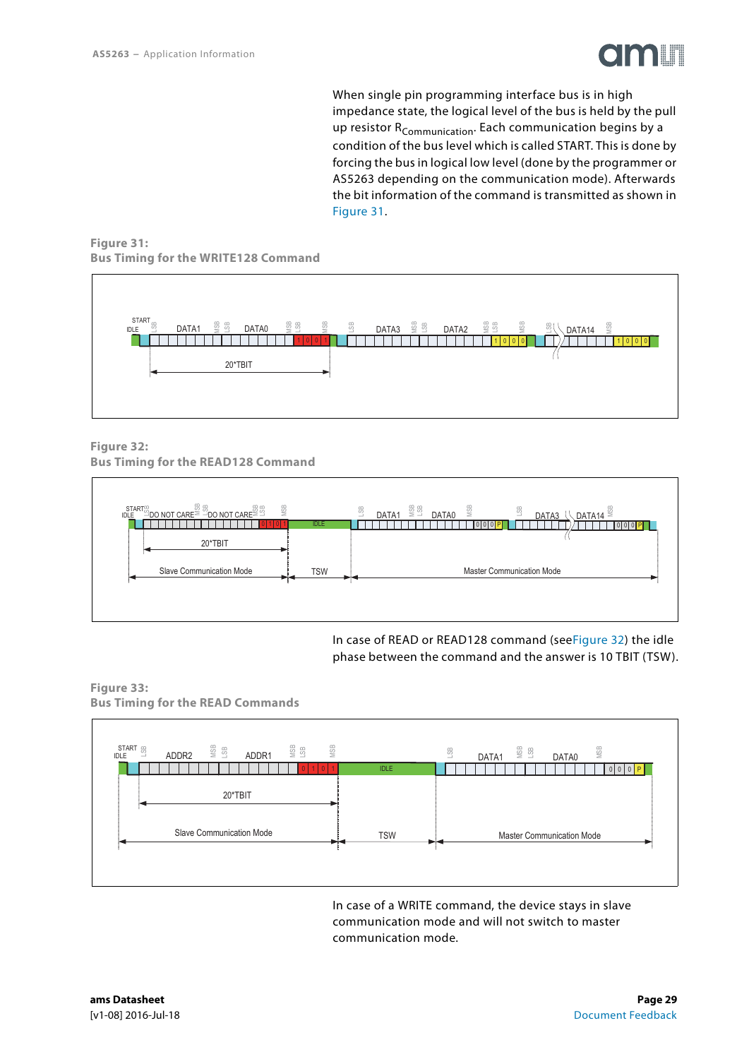When single pin programming interface bus is in high impedance state, the logical level of the bus is held by the pull up resistor $R_{Communication}$. Each communication begins by a condition of the bus level which is called START. This is done by forcing the bus in logical low level (done by the programmer or AS5263 depending on the communication mode). Afterwards the bit information of the command is transmitted as shown in Figure 31.

**Figure 31:**
**Bus Timing for the WRITE128 Command**

**Figure 32:**
**Bus Timing for the READ128 Command**

In case of READ or READ128 command (seeFigure 32) the idle phase between the command and the answer is 10 TBIT (TSW).

**Figure 33:**
**Bus Timing for the READ Commands**

In case of a WRITE command, the device stays in slave communication mode and will not switch to master communication mode.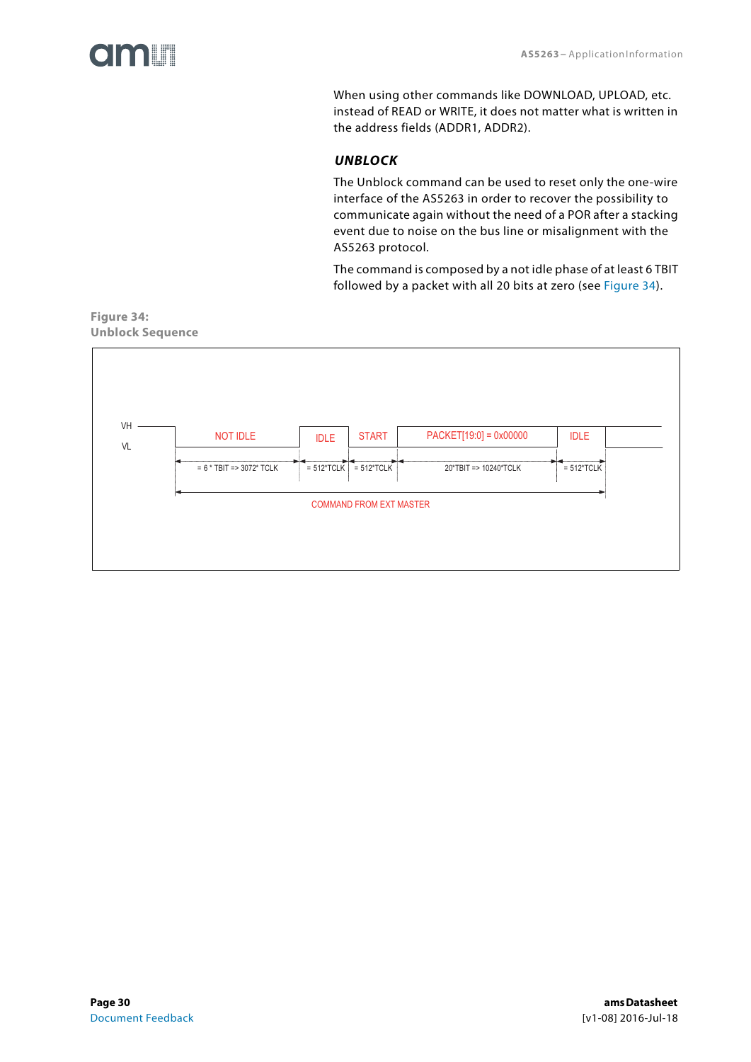When using other commands like DOWNLOAD, UPLOAD, etc. instead of READ or WRITE, it does not matter what is written in the address fields (ADDR1, ADDR2).

### *UNBLOCK*

The Unblock command can be used to reset only the one-wire interface of the AS5263 in order to recover the possibility to communicate again without the need of a POR after a stacking event due to noise on the bus line or misalignment with the AS5263 protocol.

The command is composed by a not idle phase of at least 6 TBIT followed by a packet with all 20 bits at zero (see Figure 34).

**Figure 34: Unblock Sequence**

VH
VL

NOT IDLE | IDLE | START | PACKET[19:0] = 0x00000 | IDLE

= 6 * TBIT => 3072* TCLK | = 512*TCLK | = 512*TCLK | 20*TBIT => 10240*TCLK | = 512*TCLK

COMMAND FROM EXT MASTER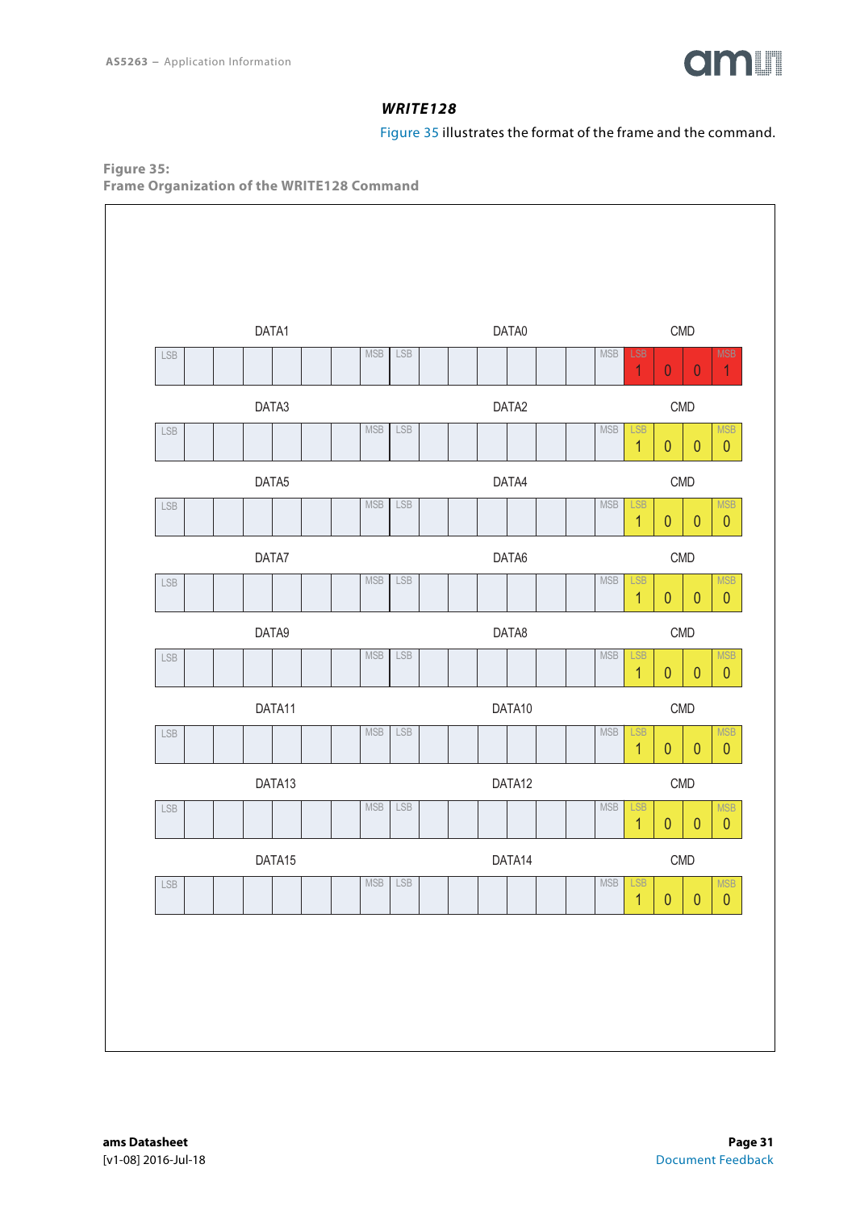### WRITE128

Figure 35 illustrates the format of the frame and the command.

**Figure 35:**
**Frame Organization of the WRITE128 Command**

| DATA1 | | | | | | | | DATA0 | | | | | | | | CMD | | | |
|---|---|---|---|---|---|---|---|---|---|---|---|---|---|---|---|---|---|---|---|
| LSB | | | | | | | MSB | LSB | | | | | | | MSB | LSB 1 | 0 | 0 | MSB 1 |

| DATA3 | | | | | | | | DATA2 | | | | | | | | CMD | | | |
|---|---|---|---|---|---|---|---|---|---|---|---|---|---|---|---|---|---|---|---|
| LSB | | | | | | | MSB | LSB | | | | | | | MSB | LSB 1 | 0 | 0 | MSB 0 |

| DATA5 | | | | | | | | DATA4 | | | | | | | | CMD | | | |
|---|---|---|---|---|---|---|---|---|---|---|---|---|---|---|---|---|---|---|---|
| LSB | | | | | | | MSB | LSB | | | | | | | MSB | LSB 1 | 0 | 0 | MSB 0 |

| DATA7 | | | | | | | | DATA6 | | | | | | | | CMD | | | |
|---|---|---|---|---|---|---|---|---|---|---|---|---|---|---|---|---|---|---|---|
| LSB | | | | | | | MSB | LSB | | | | | | | MSB | LSB 1 | 0 | 0 | MSB 0 |

| DATA9 | | | | | | | | DATA8 | | | | | | | | CMD | | | |
|---|---|---|---|---|---|---|---|---|---|---|---|---|---|---|---|---|---|---|---|
| LSB | | | | | | | MSB | LSB | | | | | | | MSB | LSB 1 | 0 | 0 | MSB 0 |

| DATA11 | | | | | | | | DATA10 | | | | | | | | CMD | | | |
|---|---|---|---|---|---|---|---|---|---|---|---|---|---|---|---|---|---|---|---|
| LSB | | | | | | | MSB | LSB | | | | | | | MSB | LSB 1 | 0 | 0 | MSB 0 |

| DATA13 | | | | | | | | DATA12 | | | | | | | | CMD | | | |
|---|---|---|---|---|---|---|---|---|---|---|---|---|---|---|---|---|---|---|---|
| LSB | | | | | | | MSB | LSB | | | | | | | MSB | LSB 1 | 0 | 0 | MSB 0 |

| DATA15 | | | | | | | | DATA14 | | | | | | | | CMD | | | |
|---|---|---|---|---|---|---|---|---|---|---|---|---|---|---|---|---|---|---|---|
| LSB | | | | | | | MSB | LSB | | | | | | | MSB | LSB 1 | 0 | 0 | MSB 0 |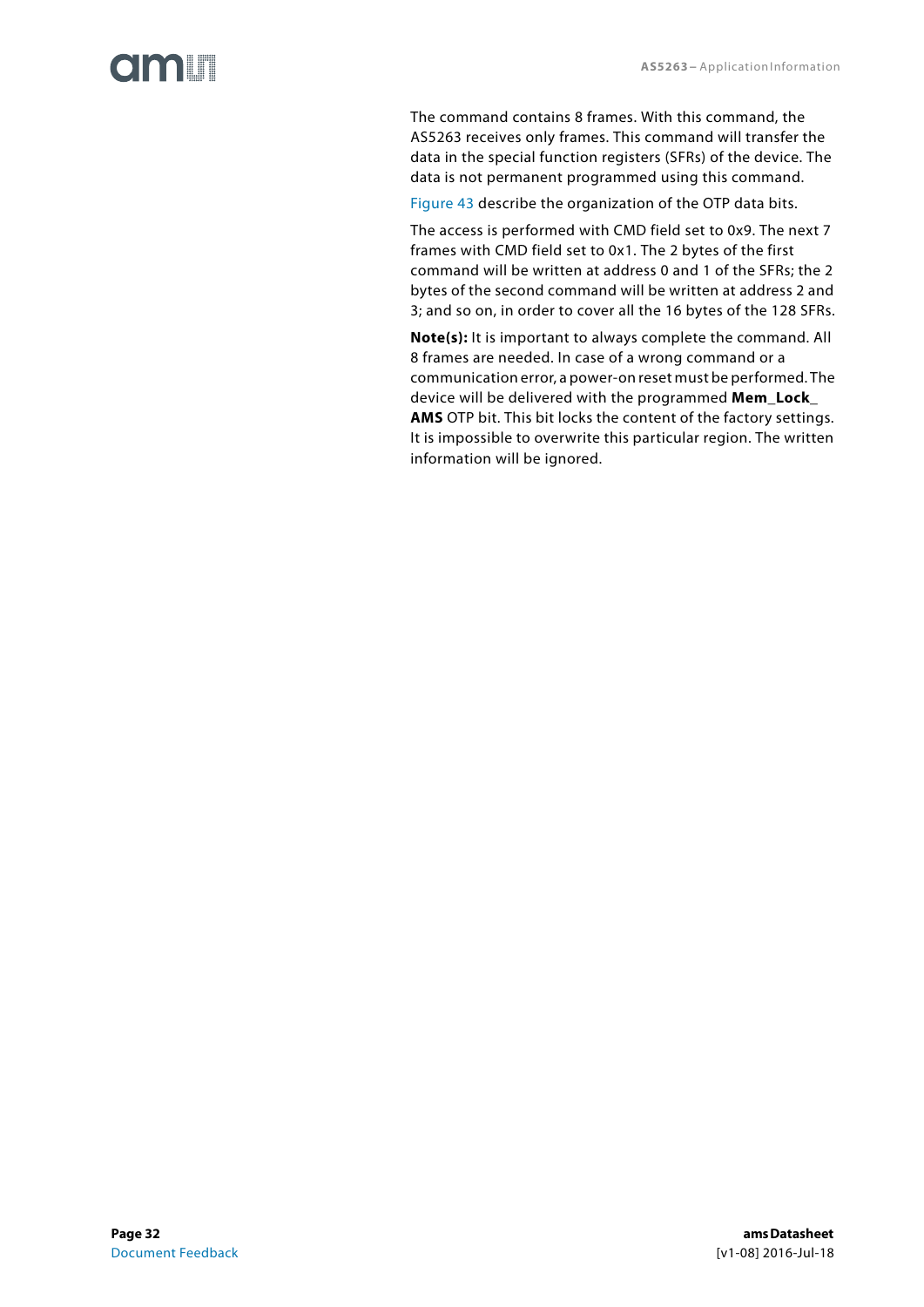The command contains 8 frames. With this command, the AS5263 receives only frames. This command will transfer the data in the special function registers (SFRs) of the device. The data is not permanent programmed using this command.

Figure 43 describe the organization of the OTP data bits.

The access is performed with CMD field set to 0x9. The next 7 frames with CMD field set to 0x1. The 2 bytes of the first command will be written at address 0 and 1 of the SFRs; the 2 bytes of the second command will be written at address 2 and 3; and so on, in order to cover all the 16 bytes of the 128 SFRs.

**Note(s):** It is important to always complete the command. All 8 frames are needed. In case of a wrong command or a communication error, a power-on reset must be performed. The device will be delivered with the programmed **Mem_Lock_AMS** OTP bit. This bit locks the content of the factory settings. It is impossible to overwrite this particular region. The written information will be ignored.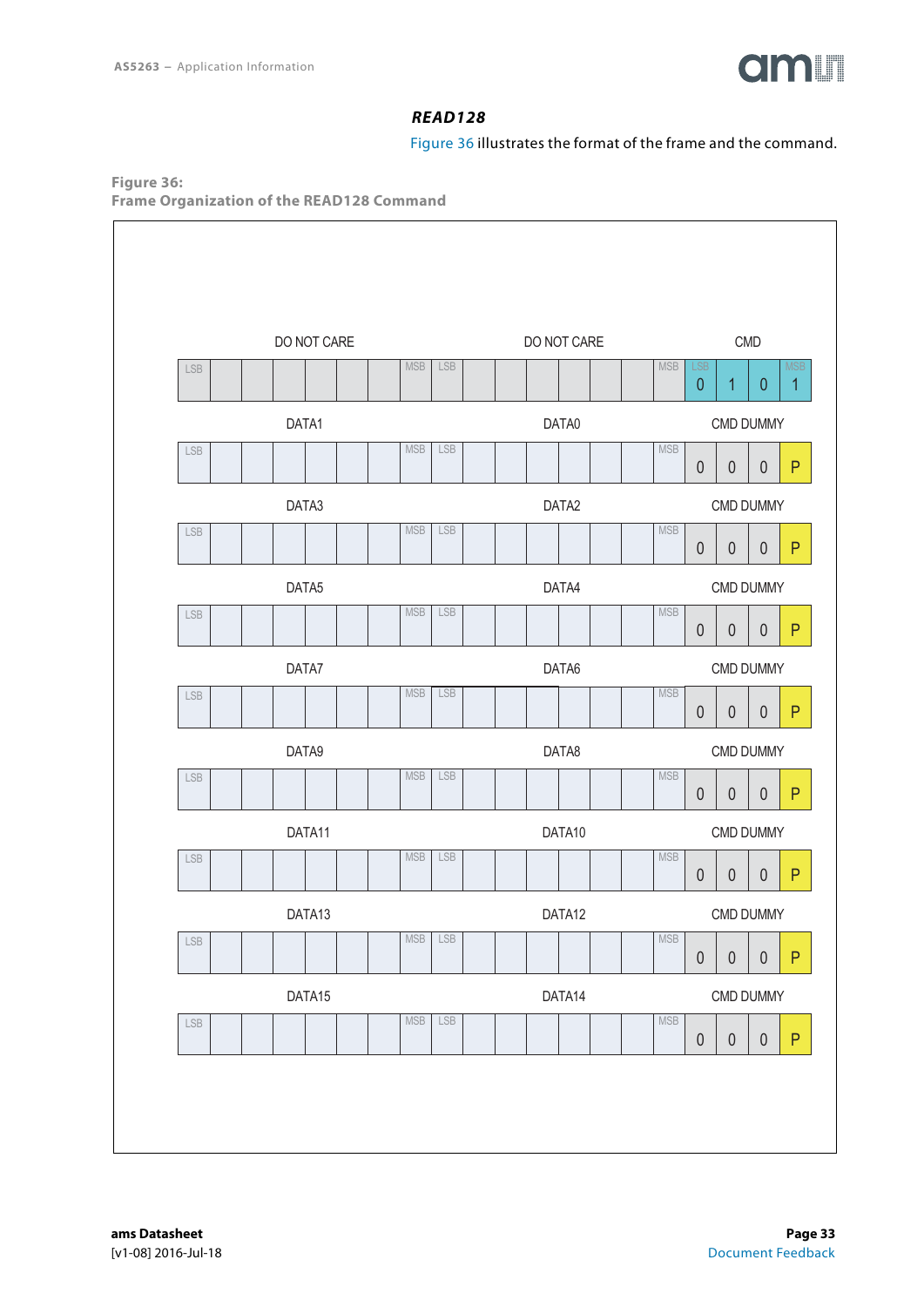## READ128

Figure 36 illustrates the format of the frame and the command.

**Figure 36:**
**Frame Organization of the READ128 Command**

| Field 1 (LSB … MSB) | Field 2 (LSB … MSB) | Field 3 | Bit (LSB) | Bit | Bit | Bit (MSB) |
|---|---|---|---|---|---|---|
| DO NOT CARE | DO NOT CARE | CMD | 0 | 1 | 0 | 1 |
| DATA1 | DATA0 | CMD DUMMY | 0 | 0 | 0 | P |
| DATA3 | DATA2 | CMD DUMMY | 0 | 0 | 0 | P |
| DATA5 | DATA4 | CMD DUMMY | 0 | 0 | 0 | P |
| DATA7 | DATA6 | CMD DUMMY | 0 | 0 | 0 | P |
| DATA9 | DATA8 | CMD DUMMY | 0 | 0 | 0 | P |
| DATA11 | DATA10 | CMD DUMMY | 0 | 0 | 0 | P |
| DATA13 | DATA12 | CMD DUMMY | 0 | 0 | 0 | P |
| DATA15 | DATA14 | CMD DUMMY | 0 | 0 | 0 | P |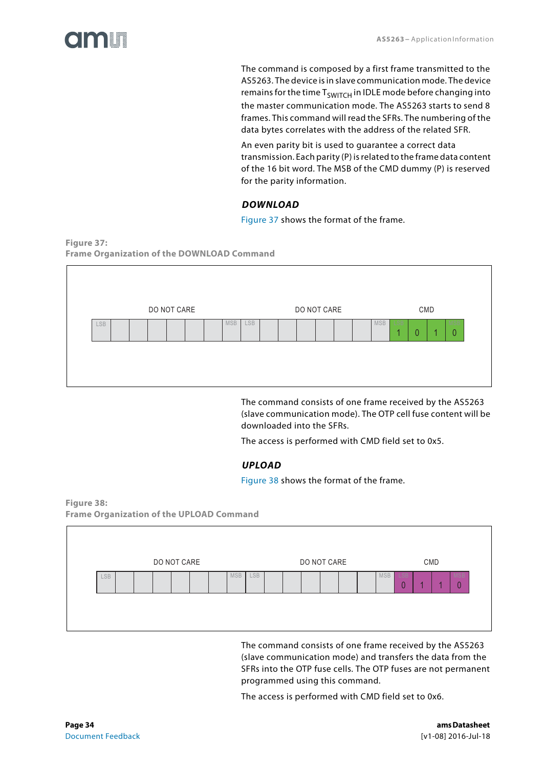The command is composed by a first frame transmitted to the AS5263. The device is in slave communication mode. The device remains for the time $T_{SWITCH}$ in IDLE mode before changing into the master communication mode. The AS5263 starts to send 8 frames. This command will read the SFRs. The numbering of the data bytes correlates with the address of the related SFR.

An even parity bit is used to guarantee a correct data transmission. Each parity (P) is related to the frame data content of the 16 bit word. The MSB of the CMD dummy (P) is reserved for the parity information.

### DOWNLOAD

Figure 37 shows the format of the frame.

**Figure 37:**
**Frame Organization of the DOWNLOAD Command**

| DO NOT CARE | | | | | | | | DO NOT CARE | | | | | | | | CMD | | | |
|---|---|---|---|---|---|---|---|---|---|---|---|---|---|---|---|---|---|---|---|
| LSB | | | | | | | MSB | LSB | | | | | | | MSB | 1 | 0 | 1 | 0 |

The command consists of one frame received by the AS5263 (slave communication mode). The OTP cell fuse content will be downloaded into the SFRs.

The access is performed with CMD field set to 0x5.

### UPLOAD

Figure 38 shows the format of the frame.

**Figure 38:**
**Frame Organization of the UPLOAD Command**

| DO NOT CARE | | | | | | | | DO NOT CARE | | | | | | | | CMD | | | |
|---|---|---|---|---|---|---|---|---|---|---|---|---|---|---|---|---|---|---|---|
| LSB | | | | | | | MSB | LSB | | | | | | | MSB | LSB 0 | 1 | 1 | MSB 0 |

The command consists of one frame received by the AS5263 (slave communication mode) and transfers the data from the SFRs into the OTP fuse cells. The OTP fuses are not permanent programmed using this command.

The access is performed with CMD field set to 0x6.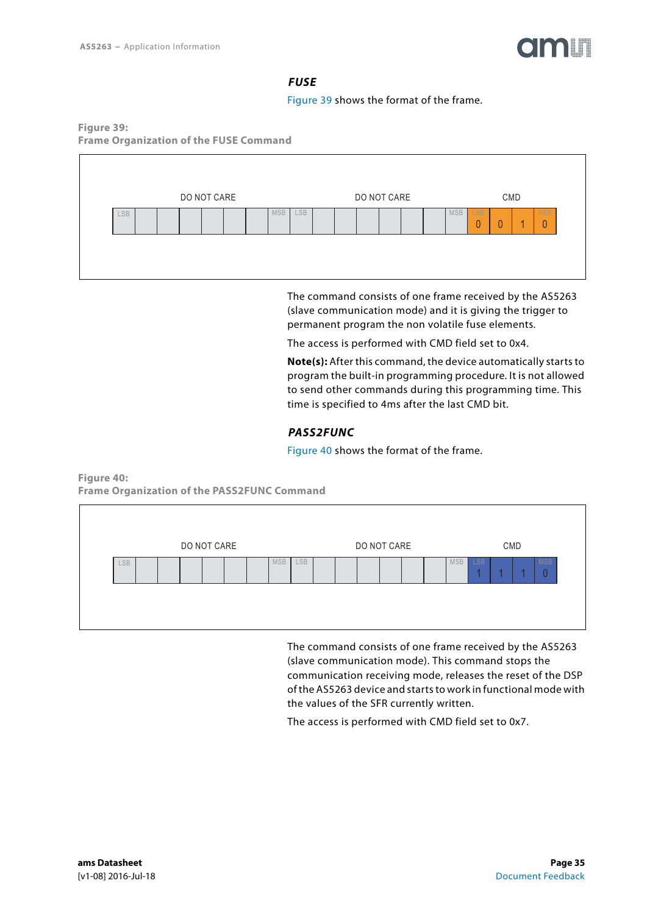### *FUSE*

Figure 39 shows the format of the frame.

**Figure 39:**
**Frame Organization of the FUSE Command**

| DO NOT CARE | | | | | | | | DO NOT CARE | | | | | | | | CMD | | | |
|---|---|---|---|---|---|---|---|---|---|---|---|---|---|---|---|---|---|---|---|
| LSB | | | | | | | MSB | LSB | | | | | | | MSB | LSB | | | MSB |
| | | | | | | | | | | | | | | | | 0 | 0 | 1 | 0 |

The command consists of one frame received by the AS5263 (slave communication mode) and it is giving the trigger to permanent program the non volatile fuse elements.

The access is performed with CMD field set to 0x4.

**Note(s):** After this command, the device automatically starts to program the built-in programming procedure. It is not allowed to send other commands during this programming time. This time is specified to 4ms after the last CMD bit.

### *PASS2FUNC*

Figure 40 shows the format of the frame.

**Figure 40:**
**Frame Organization of the PASS2FUNC Command**

| DO NOT CARE | | | | | | | | DO NOT CARE | | | | | | | | CMD | | | |
|---|---|---|---|---|---|---|---|---|---|---|---|---|---|---|---|---|---|---|---|
| LSB | | | | | | | MSB | LSB | | | | | | | MSB | LSB | | | MSB |
| | | | | | | | | | | | | | | | | 1 | 1 | 1 | 0 |

The command consists of one frame received by the AS5263 (slave communication mode). This command stops the communication receiving mode, releases the reset of the DSP of the AS5263 device and starts to work in functional mode with the values of the SFR currently written.

The access is performed with CMD field set to 0x7.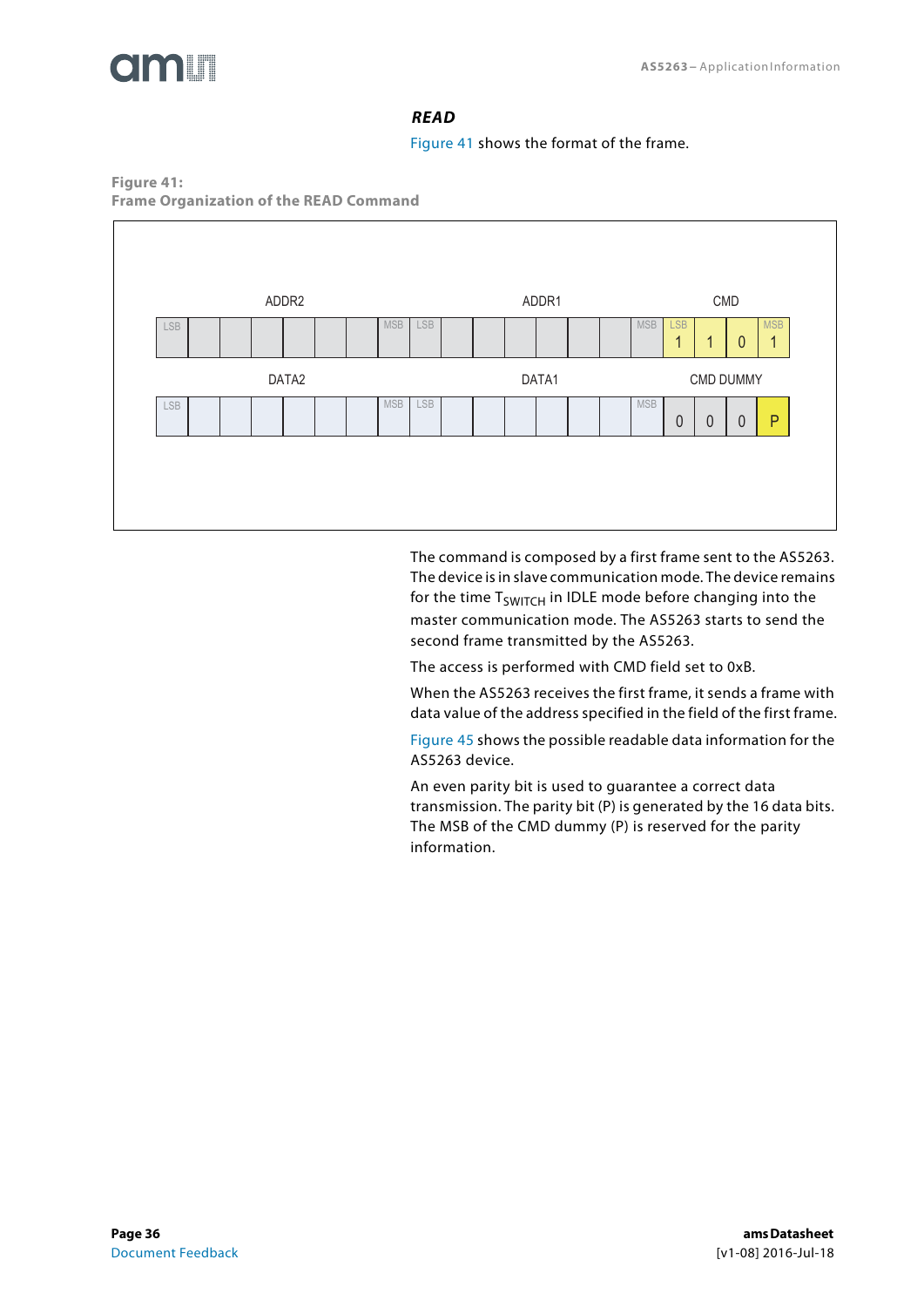### *READ*

Figure 41 shows the format of the frame.

**Figure 41:**
**Frame Organization of the READ Command**

| ADDR2 | | | | | | | | ADDR1 | | | | | | | | CMD | | | |
|---|---|---|---|---|---|---|---|---|---|---|---|---|---|---|---|---|---|---|---|
| LSB | | | | | | | MSB | LSB | | | | | | | MSB | LSB 1 | 1 | 0 | MSB 1 |

| DATA2 | | | | | | | | DATA1 | | | | | | | | CMD DUMMY | | | |
|---|---|---|---|---|---|---|---|---|---|---|---|---|---|---|---|---|---|---|---|
| LSB | | | | | | | MSB | LSB | | | | | | | MSB | 0 | 0 | 0 | P |

The command is composed by a first frame sent to the AS5263. The device is in slave communication mode. The device remains for the time $T_{SWITCH}$ in IDLE mode before changing into the master communication mode. The AS5263 starts to send the second frame transmitted by the AS5263.

The access is performed with CMD field set to 0xB.

When the AS5263 receives the first frame, it sends a frame with data value of the address specified in the field of the first frame.

Figure 45 shows the possible readable data information for the AS5263 device.

An even parity bit is used to guarantee a correct data transmission. The parity bit (P) is generated by the 16 data bits. The MSB of the CMD dummy (P) is reserved for the parity information.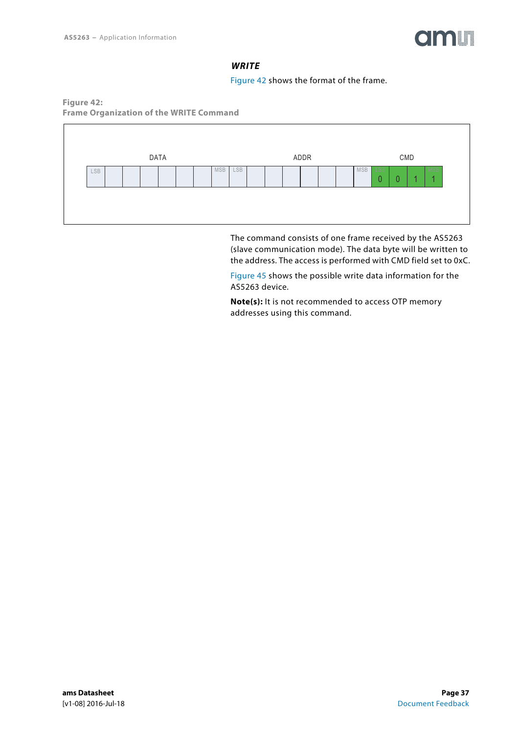### *WRITE*

Figure 42 shows the format of the frame.

**Figure 42:**
**Frame Organization of the WRITE Command**

| DATA | | | | | | | | ADDR | | | | | | | | CMD | | | |
|---|---|---|---|---|---|---|---|---|---|---|---|---|---|---|---|---|---|---|---|
| LSB | | | | | | | MSB | LSB | | | | | | | MSB | LSB | | | MSB |
| | | | | | | | | | | | | | | | | 0 | 0 | 1 | 1 |

The command consists of one frame received by the AS5263 (slave communication mode). The data byte will be written to the address. The access is performed with CMD field set to 0xC.

Figure 45 shows the possible write data information for the AS5263 device.

**Note(s):** It is not recommended to access OTP memory addresses using this command.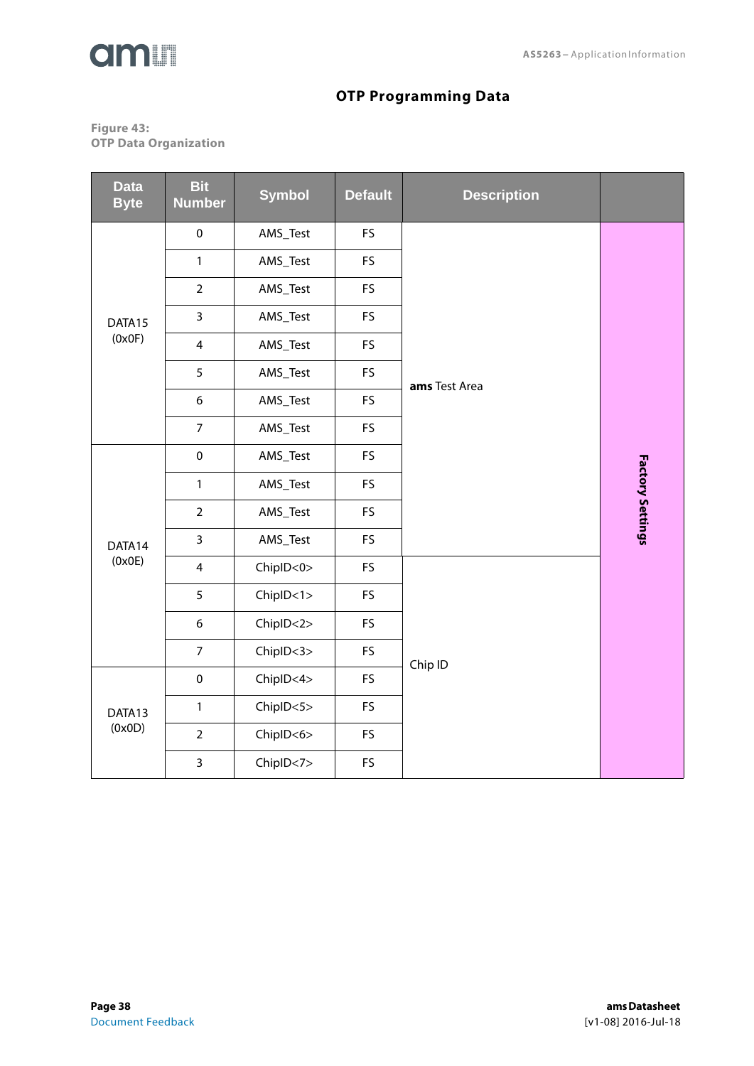## OTP Programming Data

**Figure 43:**
**OTP Data Organization**

| Data Byte | Bit Number | Symbol | Default | Description | |
|---|---|---|---|---|---|
| DATA15 (0x0F) | 0 | AMS_Test | FS | **ams** Test Area | Factory Settings |
| | 1 | AMS_Test | FS | | |
| | 2 | AMS_Test | FS | | |
| | 3 | AMS_Test | FS | | |
| | 4 | AMS_Test | FS | | |
| | 5 | AMS_Test | FS | | |
| | 6 | AMS_Test | FS | | |
| | 7 | AMS_Test | FS | | |
| DATA14 (0x0E) | 0 | AMS_Test | FS | | |
| | 1 | AMS_Test | FS | | |
| | 2 | AMS_Test | FS | | |
| | 3 | AMS_Test | FS | | |
| | 4 | ChipID<0> | FS | Chip ID | |
| | 5 | ChipID<1> | FS | | |
| | 6 | ChipID<2> | FS | | |
| | 7 | ChipID<3> | FS | | |
| DATA13 (0x0D) | 0 | ChipID<4> | FS | | |
| | 1 | ChipID<5> | FS | | |
| | 2 | ChipID<6> | FS | | |
| | 3 | ChipID<7> | FS | | |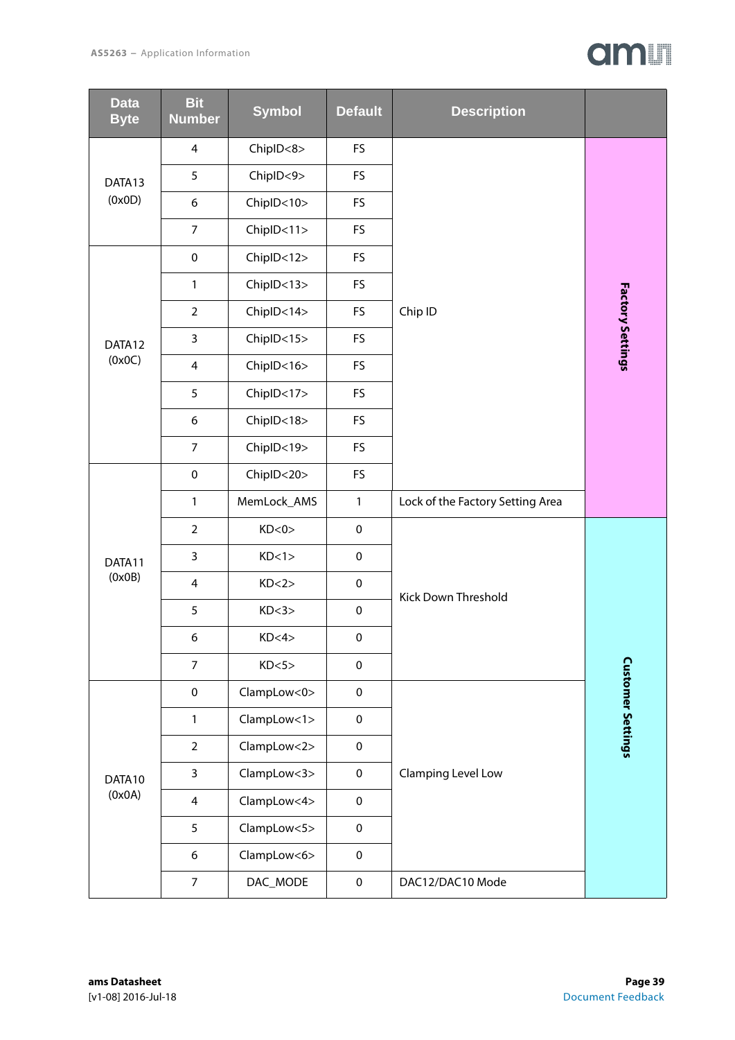| Data Byte | Bit Number | Symbol | Default | Description | |
|---|---|---|---|---|---|
| DATA13 (0x0D) | 4 | ChipID<8> | FS | Chip ID | Factory Settings |
| | 5 | ChipID<9> | FS | | |
| | 6 | ChipID<10> | FS | | |
| | 7 | ChipID<11> | FS | | |
| DATA12 (0x0C) | 0 | ChipID<12> | FS | | |
| | 1 | ChipID<13> | FS | | |
| | 2 | ChipID<14> | FS | | |
| | 3 | ChipID<15> | FS | | |
| | 4 | ChipID<16> | FS | | |
| | 5 | ChipID<17> | FS | | |
| | 6 | ChipID<18> | FS | | |
| | 7 | ChipID<19> | FS | | |
| DATA11 (0x0B) | 0 | ChipID<20> | FS | | |
| | 1 | MemLock_AMS | 1 | Lock of the Factory Setting Area | |
| | 2 | KD<0> | 0 | Kick Down Threshold | Customer Settings |
| | 3 | KD<1> | 0 | | |
| | 4 | KD<2> | 0 | | |
| | 5 | KD<3> | 0 | | |
| | 6 | KD<4> | 0 | | |
| | 7 | KD<5> | 0 | | |
| DATA10 (0x0A) | 0 | ClampLow<0> | 0 | Clamping Level Low | |
| | 1 | ClampLow<1> | 0 | | |
| | 2 | ClampLow<2> | 0 | | |
| | 3 | ClampLow<3> | 0 | | |
| | 4 | ClampLow<4> | 0 | | |
| | 5 | ClampLow<5> | 0 | | |
| | 6 | ClampLow<6> | 0 | | |
| | 7 | DAC_MODE | 0 | DAC12/DAC10 Mode | |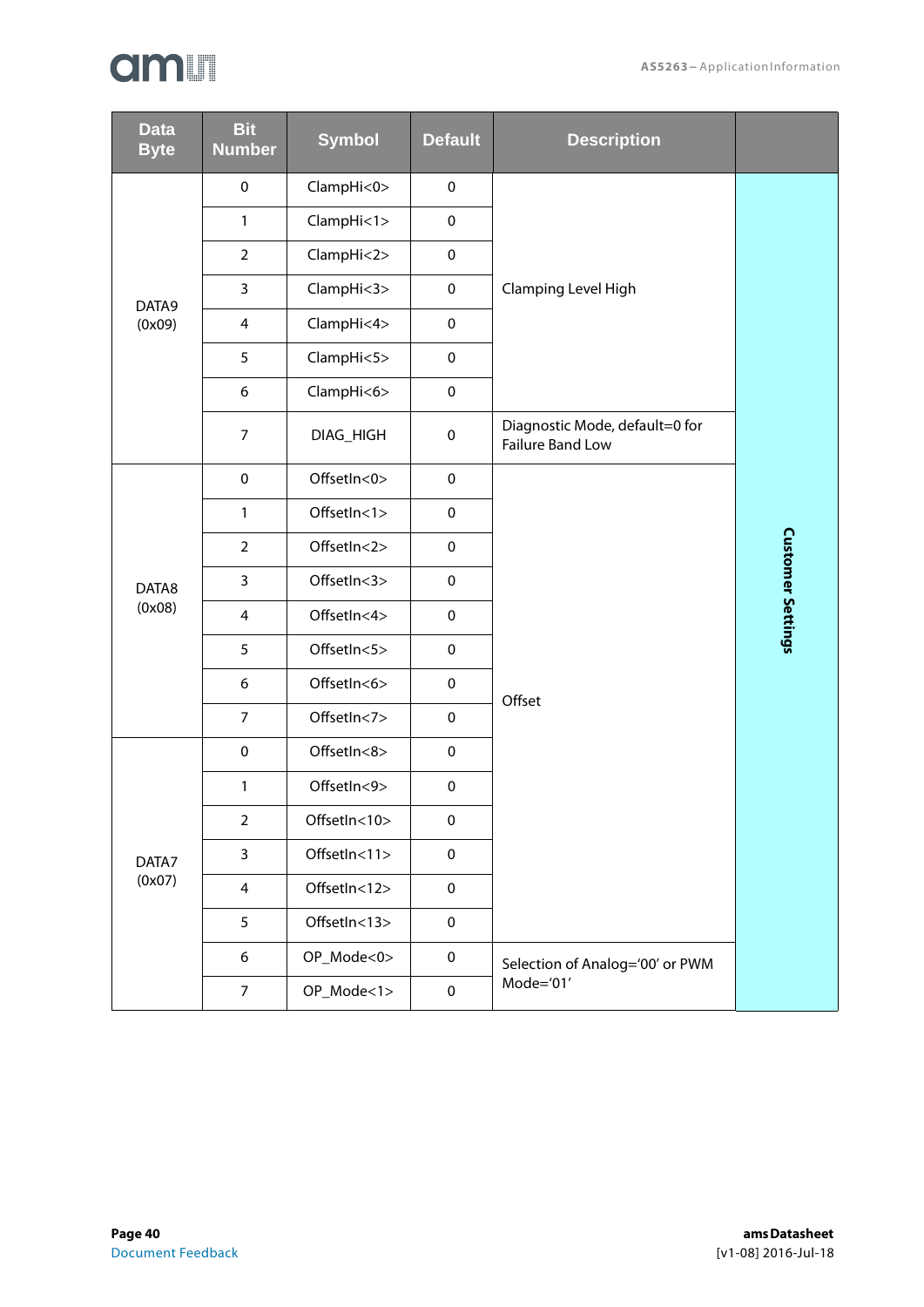| Data Byte | Bit Number | Symbol | Default | Description | |
|---|---|---|---|---|---|
| DATA9 (0x09) | 0 | ClampHi<0> | 0 | Clamping Level High | Customer Settings |
| | 1 | ClampHi<1> | 0 | | |
| | 2 | ClampHi<2> | 0 | | |
| | 3 | ClampHi<3> | 0 | | |
| | 4 | ClampHi<4> | 0 | | |
| | 5 | ClampHi<5> | 0 | | |
| | 6 | ClampHi<6> | 0 | | |
| | 7 | DIAG_HIGH | 0 | Diagnostic Mode, default=0 for Failure Band Low | |
| DATA8 (0x08) | 0 | OffsetIn<0> | 0 | Offset | |
| | 1 | OffsetIn<1> | 0 | | |
| | 2 | OffsetIn<2> | 0 | | |
| | 3 | OffsetIn<3> | 0 | | |
| | 4 | OffsetIn<4> | 0 | | |
| | 5 | OffsetIn<5> | 0 | | |
| | 6 | OffsetIn<6> | 0 | | |
| | 7 | OffsetIn<7> | 0 | | |
| DATA7 (0x07) | 0 | OffsetIn<8> | 0 | | |
| | 1 | OffsetIn<9> | 0 | | |
| | 2 | OffsetIn<10> | 0 | | |
| | 3 | OffsetIn<11> | 0 | | |
| | 4 | OffsetIn<12> | 0 | | |
| | 5 | OffsetIn<13> | 0 | | |
| | 6 | OP_Mode<0> | 0 | Selection of Analog='00' or PWM Mode='01' | |
| | 7 | OP_Mode<1> | 0 | | |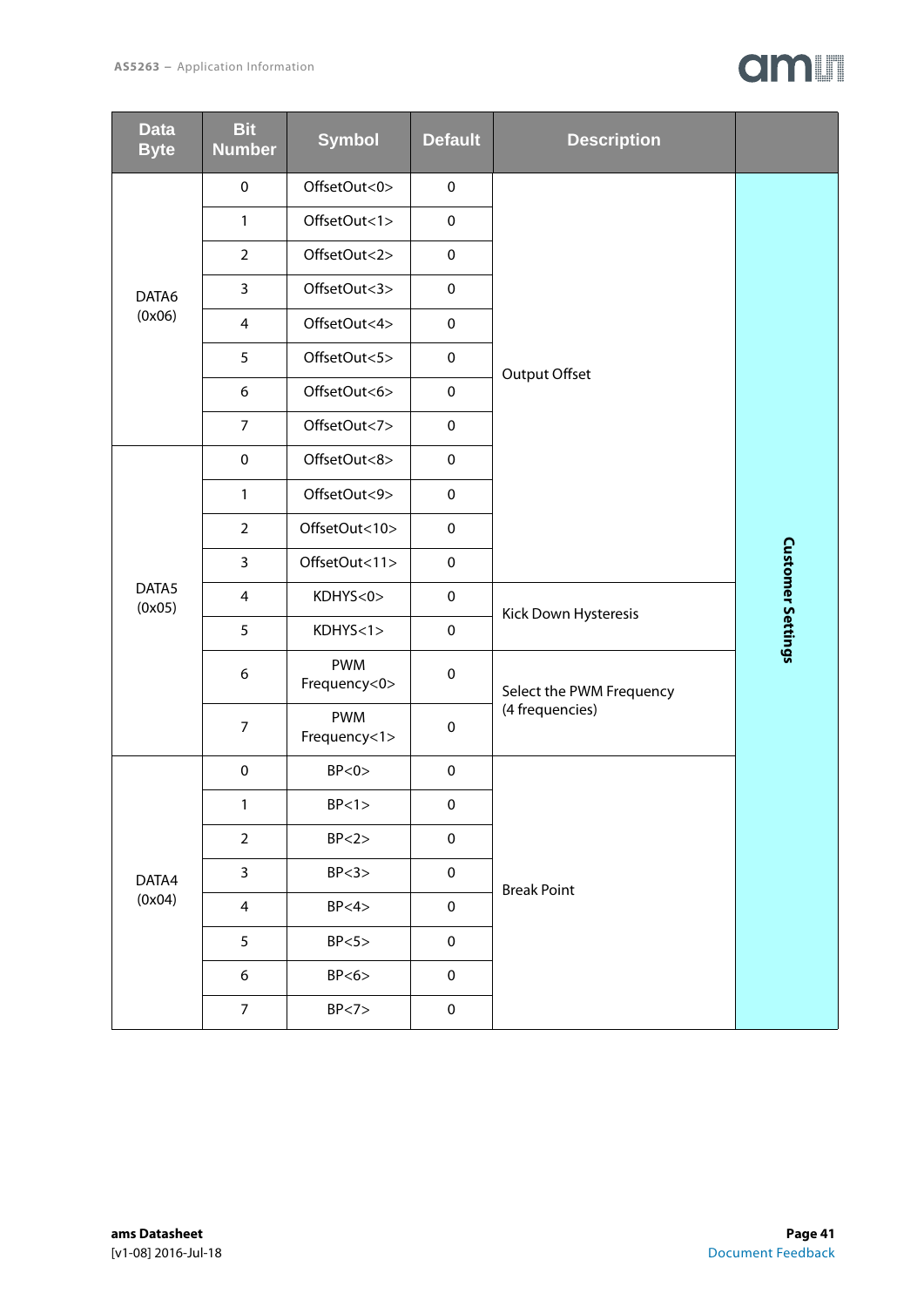| Data Byte | Bit Number | Symbol | Default | Description | |
|---|---|---|---|---|---|
| DATA6 (0x06) | 0 | OffsetOut<0> | 0 | Output Offset | Customer Settings |
| | 1 | OffsetOut<1> | 0 | | |
| | 2 | OffsetOut<2> | 0 | | |
| | 3 | OffsetOut<3> | 0 | | |
| | 4 | OffsetOut<4> | 0 | | |
| | 5 | OffsetOut<5> | 0 | | |
| | 6 | OffsetOut<6> | 0 | | |
| | 7 | OffsetOut<7> | 0 | | |
| DATA5 (0x05) | 0 | OffsetOut<8> | 0 | | |
| | 1 | OffsetOut<9> | 0 | | |
| | 2 | OffsetOut<10> | 0 | | |
| | 3 | OffsetOut<11> | 0 | | |
| | 4 | KDHYS<0> | 0 | Kick Down Hysteresis | |
| | 5 | KDHYS<1> | 0 | | |
| | 6 | PWM Frequency<0> | 0 | Select the PWM Frequency (4 frequencies) | |
| | 7 | PWM Frequency<1> | 0 | | |
| DATA4 (0x04) | 0 | BP<0> | 0 | Break Point | |
| | 1 | BP<1> | 0 | | |
| | 2 | BP<2> | 0 | | |
| | 3 | BP<3> | 0 | | |
| | 4 | BP<4> | 0 | | |
| | 5 | BP<5> | 0 | | |
| | 6 | BP<6> | 0 | | |
| | 7 | BP<7> | 0 | | |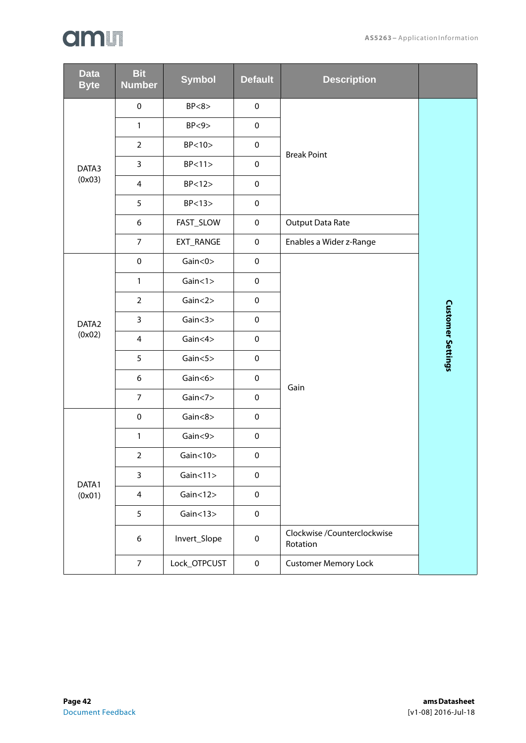| Data Byte | Bit Number | Symbol | Default | Description | |
|---|---|---|---|---|---|
| DATA3 (0x03) | 0 | BP<8> | 0 | Break Point | Customer Settings |
| | 1 | BP<9> | 0 | | |
| | 2 | BP<10> | 0 | | |
| | 3 | BP<11> | 0 | | |
| | 4 | BP<12> | 0 | | |
| | 5 | BP<13> | 0 | | |
| | 6 | FAST_SLOW | 0 | Output Data Rate | |
| | 7 | EXT_RANGE | 0 | Enables a Wider z-Range | |
| DATA2 (0x02) | 0 | Gain<0> | 0 | Gain | |
| | 1 | Gain<1> | 0 | | |
| | 2 | Gain<2> | 0 | | |
| | 3 | Gain<3> | 0 | | |
| | 4 | Gain<4> | 0 | | |
| | 5 | Gain<5> | 0 | | |
| | 6 | Gain<6> | 0 | | |
| | 7 | Gain<7> | 0 | | |
| DATA1 (0x01) | 0 | Gain<8> | 0 | | |
| | 1 | Gain<9> | 0 | | |
| | 2 | Gain<10> | 0 | | |
| | 3 | Gain<11> | 0 | | |
| | 4 | Gain<12> | 0 | | |
| | 5 | Gain<13> | 0 | | |
| | 6 | Invert_Slope | 0 | Clockwise /Counterclockwise Rotation | |
| | 7 | Lock_OTPCUST | 0 | Customer Memory Lock | |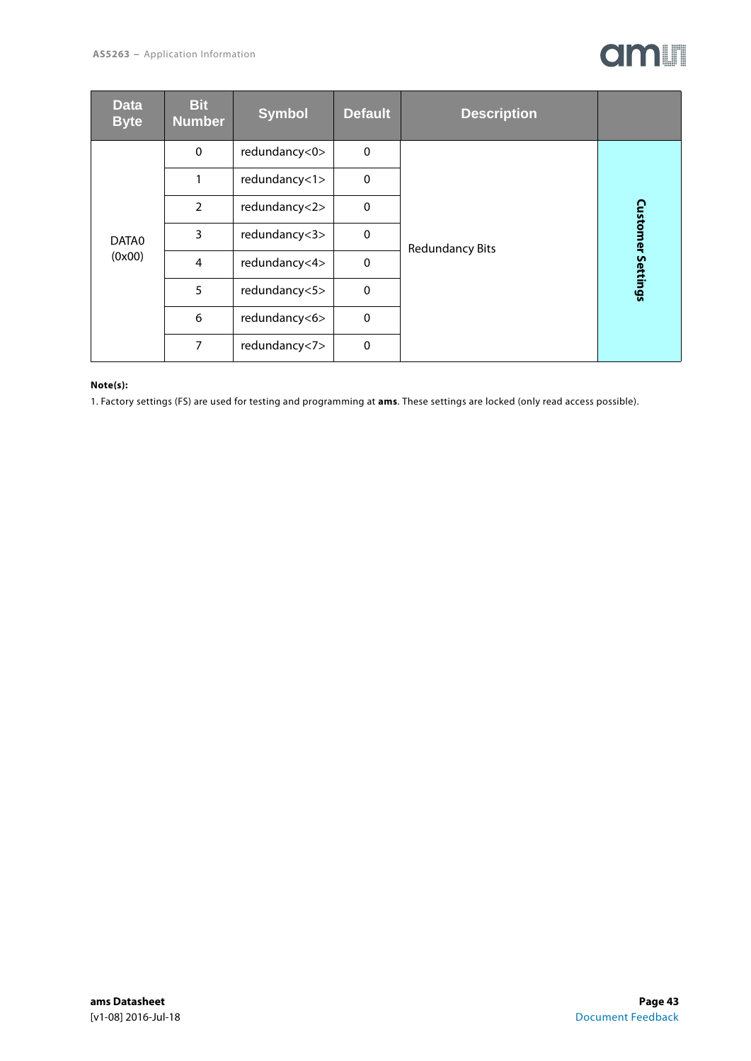| Data Byte | Bit Number | Symbol | Default | Description | |
|---|---|---|---|---|---|
| DATA0 (0x00) | 0 | redundancy<0> | 0 | Redundancy Bits | Customer Settings |
| | 1 | redundancy<1> | 0 | | |
| | 2 | redundancy<2> | 0 | | |
| | 3 | redundancy<3> | 0 | | |
| | 4 | redundancy<4> | 0 | | |
| | 5 | redundancy<5> | 0 | | |
| | 6 | redundancy<6> | 0 | | |
| | 7 | redundancy<7> | 0 | | |

**Note(s):**

1. Factory settings (FS) are used for testing and programming at **ams**. These settings are locked (only read access possible).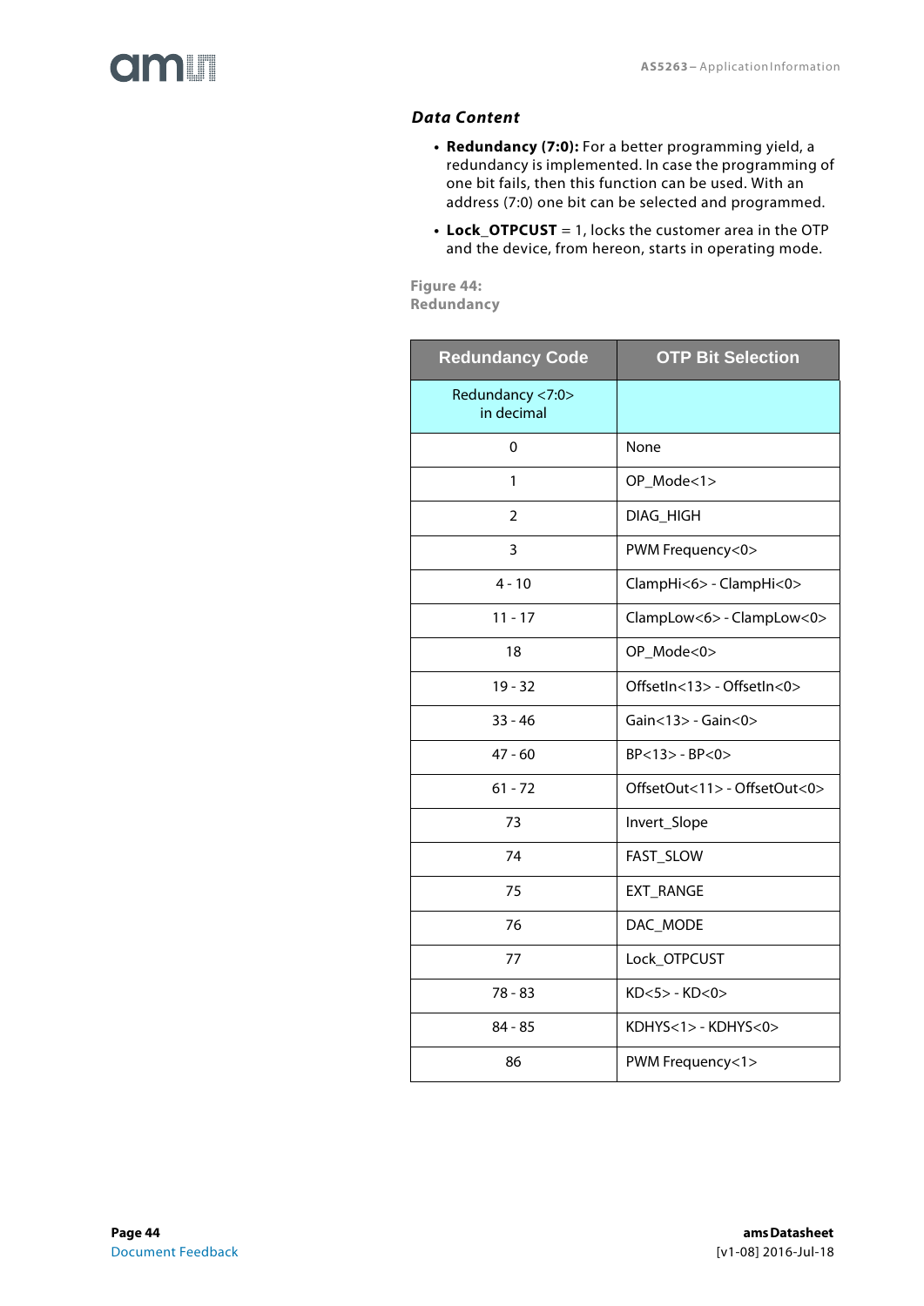### *Data Content*

- **Redundancy (7:0):** For a better programming yield, a redundancy is implemented. In case the programming of one bit fails, then this function can be used. With an address (7:0) one bit can be selected and programmed.
- **Lock_OTPCUST** = 1, locks the customer area in the OTP and the device, from hereon, starts in operating mode.

Figure 44:
Redundancy

| Redundancy Code | OTP Bit Selection |
|---|---|
| Redundancy <7:0> in decimal | |
| 0 | None |
| 1 | OP_Mode<1> |
| 2 | DIAG_HIGH |
| 3 | PWM Frequency<0> |
| 4 - 10 | ClampHi<6> - ClampHi<0> |
| 11 - 17 | ClampLow<6> - ClampLow<0> |
| 18 | OP_Mode<0> |
| 19 - 32 | OffsetIn<13> - OffsetIn<0> |
| 33 - 46 | Gain<13> - Gain<0> |
| 47 - 60 | BP<13> - BP<0> |
| 61 - 72 | OffsetOut<11> - OffsetOut<0> |
| 73 | Invert_Slope |
| 74 | FAST_SLOW |
| 75 | EXT_RANGE |
| 76 | DAC_MODE |
| 77 | Lock_OTPCUST |
| 78 - 83 | KD<5> - KD<0> |
| 84 - 85 | KDHYS<1> - KDHYS<0> |
| 86 | PWM Frequency<1> |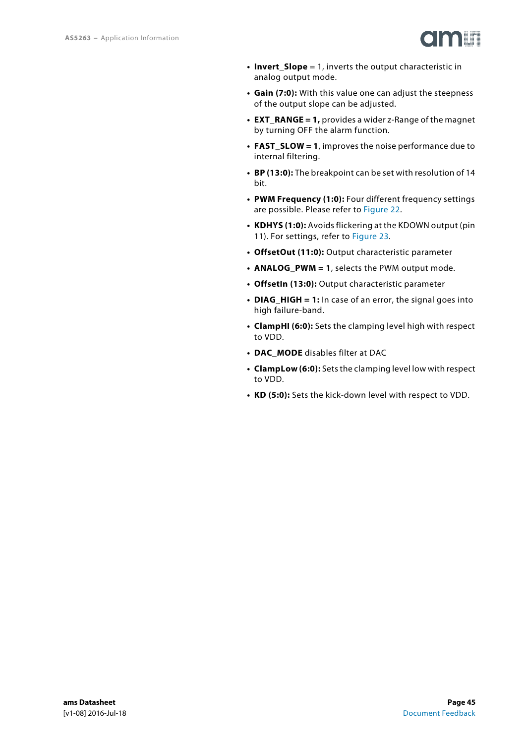- **Invert_Slope** = 1, inverts the output characteristic in analog output mode.
- **Gain (7:0):** With this value one can adjust the steepness of the output slope can be adjusted.
- **EXT_RANGE = 1,** provides a wider z-Range of the magnet by turning OFF the alarm function.
- **FAST_SLOW = 1**, improves the noise performance due to internal filtering.
- **BP (13:0):** The breakpoint can be set with resolution of 14 bit.
- **PWM Frequency (1:0):** Four different frequency settings are possible. Please refer to Figure 22.
- **KDHYS (1:0):** Avoids flickering at the KDOWN output (pin 11). For settings, refer to Figure 23.
- **OffsetOut (11:0):** Output characteristic parameter
- **ANALOG_PWM = 1**, selects the PWM output mode.
- **OffsetIn (13:0):** Output characteristic parameter
- **DIAG_HIGH = 1:** In case of an error, the signal goes into high failure-band.
- **ClampHI (6:0):** Sets the clamping level high with respect to VDD.
- **DAC_MODE** disables filter at DAC
- **ClampLow (6:0):** Sets the clamping level low with respect to VDD.
- **KD (5:0):** Sets the kick-down level with respect to VDD.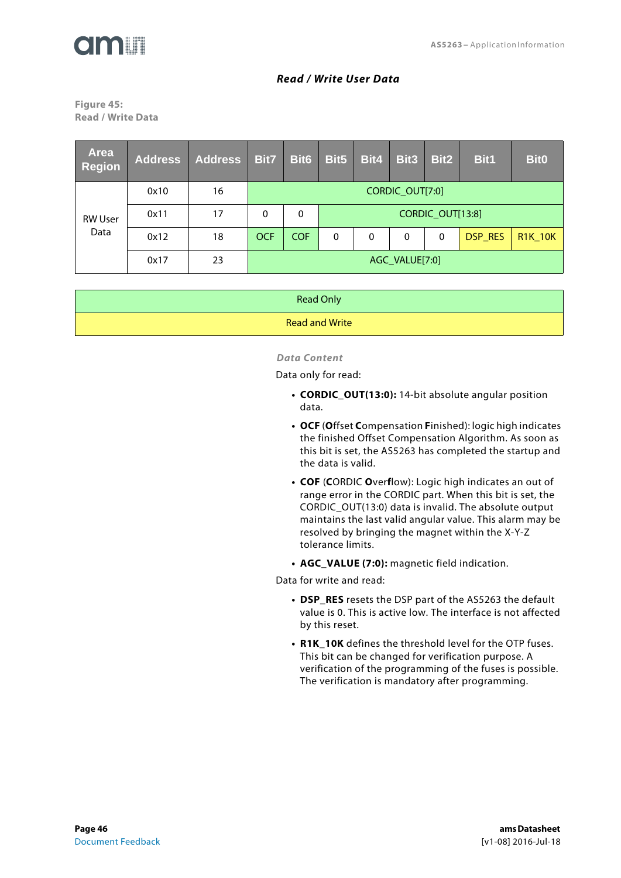## Read / Write User Data

Figure 45:
Read / Write Data

| Area Region | Address | Address | Bit7 | Bit6 | Bit5 | Bit4 | Bit3 | Bit2 | Bit1 | Bit0 |
|---|---|---|---|---|---|---|---|---|---|---|
| RW User Data | 0x10 | 16 | CORDIC_OUT[7:0] | | | | | | | |
| | 0x11 | 17 | 0 | 0 | CORDIC_OUT[13:8] | | | | | |
| | 0x12 | 18 | OCF | COF | 0 | 0 | 0 | 0 | DSP_RES | R1K_10K |
| | 0x17 | 23 | AGC_VALUE[7:0] | | | | | | | |

| Legend |
|---|
| Read Only |
| Read and Write |

### Data Content

Data only for read:

- **CORDIC_OUT(13:0):** 14-bit absolute angular position data.
- **OCF** (**O**ffset **C**ompensation **F**inished): logic high indicates the finished Offset Compensation Algorithm. As soon as this bit is set, the AS5263 has completed the startup and the data is valid.
- **COF** (**C**ORDIC **O**ver**f**low): Logic high indicates an out of range error in the CORDIC part. When this bit is set, the CORDIC_OUT(13:0) data is invalid. The absolute output maintains the last valid angular value. This alarm may be resolved by bringing the magnet within the X-Y-Z tolerance limits.
- **AGC_VALUE (7:0):** magnetic field indication.

Data for write and read:

- **DSP_RES** resets the DSP part of the AS5263 the default value is 0. This is active low. The interface is not affected by this reset.
- **R1K_10K** defines the threshold level for the OTP fuses. This bit can be changed for verification purpose. A verification of the programming of the fuses is possible. The verification is mandatory after programming.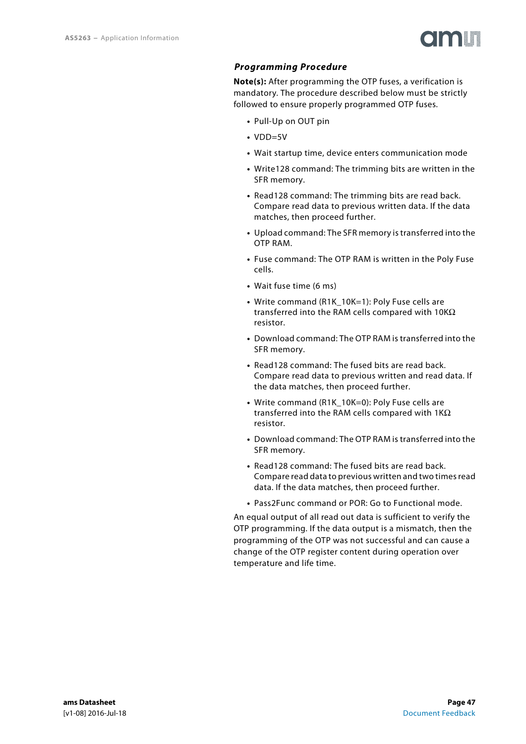### *Programming Procedure*

**Note(s):** After programming the OTP fuses, a verification is mandatory. The procedure described below must be strictly followed to ensure properly programmed OTP fuses.

- Pull-Up on OUT pin
- VDD=5V
- Wait startup time, device enters communication mode
- Write128 command: The trimming bits are written in the SFR memory.
- Read128 command: The trimming bits are read back. Compare read data to previous written data. If the data matches, then proceed further.
- Upload command: The SFR memory is transferred into the OTP RAM.
- Fuse command: The OTP RAM is written in the Poly Fuse cells.
- Wait fuse time (6 ms)
- Write command (R1K_10K=1): Poly Fuse cells are transferred into the RAM cells compared with 10KΩ resistor.
- Download command: The OTP RAM is transferred into the SFR memory.
- Read128 command: The fused bits are read back. Compare read data to previous written and read data. If the data matches, then proceed further.
- Write command (R1K_10K=0): Poly Fuse cells are transferred into the RAM cells compared with 1KΩ resistor.
- Download command: The OTP RAM is transferred into the SFR memory.
- Read128 command: The fused bits are read back. Compare read data to previous written and two times read data. If the data matches, then proceed further.
- Pass2Func command or POR: Go to Functional mode.

An equal output of all read out data is sufficient to verify the OTP programming. If the data output is a mismatch, then the programming of the OTP was not successful and can cause a change of the OTP register content during operation over temperature and life time.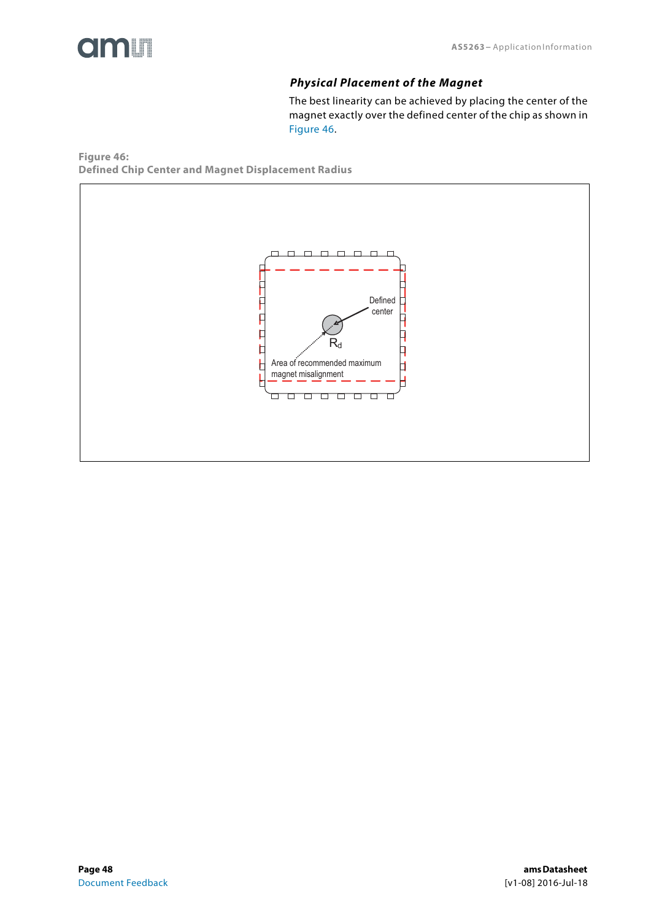### *Physical Placement of the Magnet*

The best linearity can be achieved by placing the center of the magnet exactly over the defined center of the chip as shown in Figure 46.

**Figure 46:**
**Defined Chip Center and Magnet Displacement Radius**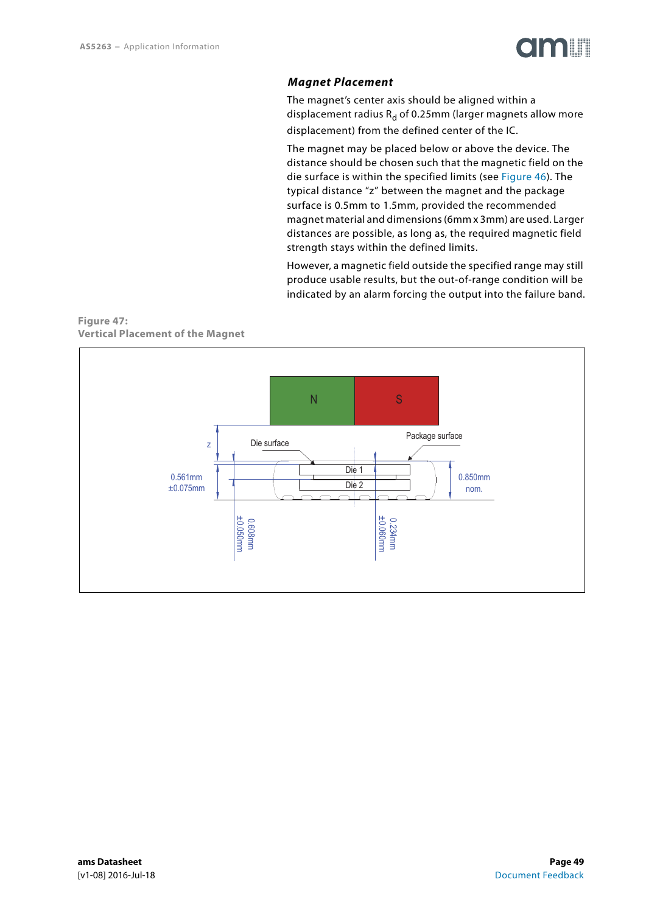### *Magnet Placement*

The magnet's center axis should be aligned within a displacement radius $R_d$ of 0.25mm (larger magnets allow more displacement) from the defined center of the IC.

The magnet may be placed below or above the device. The distance should be chosen such that the magnetic field on the die surface is within the specified limits (see Figure 46). The typical distance "z" between the magnet and the package surface is 0.5mm to 1.5mm, provided the recommended magnet material and dimensions (6mm x 3mm) are used. Larger distances are possible, as long as, the required magnetic field strength stays within the defined limits.

However, a magnetic field outside the specified range may still produce usable results, but the out-of-range condition will be indicated by an alarm forcing the output into the failure band.

**Figure 47:**
**Vertical Placement of the Magnet**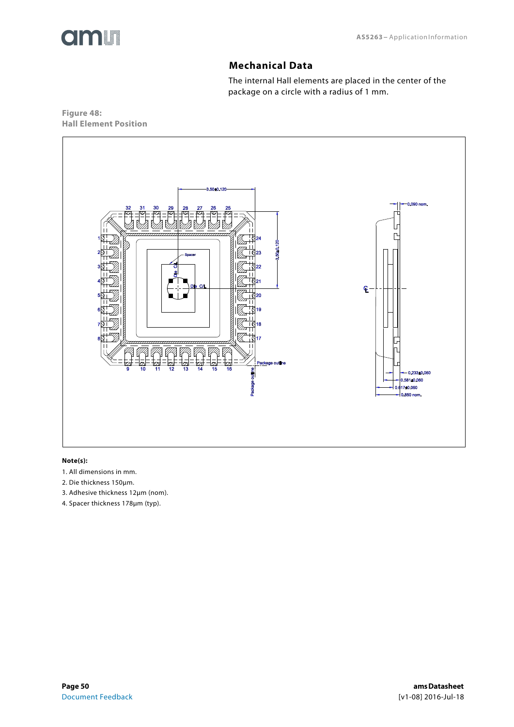## Mechanical Data

The internal Hall elements are placed in the center of the package on a circle with a radius of 1 mm.

**Figure 48:**
**Hall Element Position**

**Note(s):**

1. All dimensions in mm.
2. Die thickness 150µm.
3. Adhesive thickness 12µm (nom).
4. Spacer thickness 178µm (typ).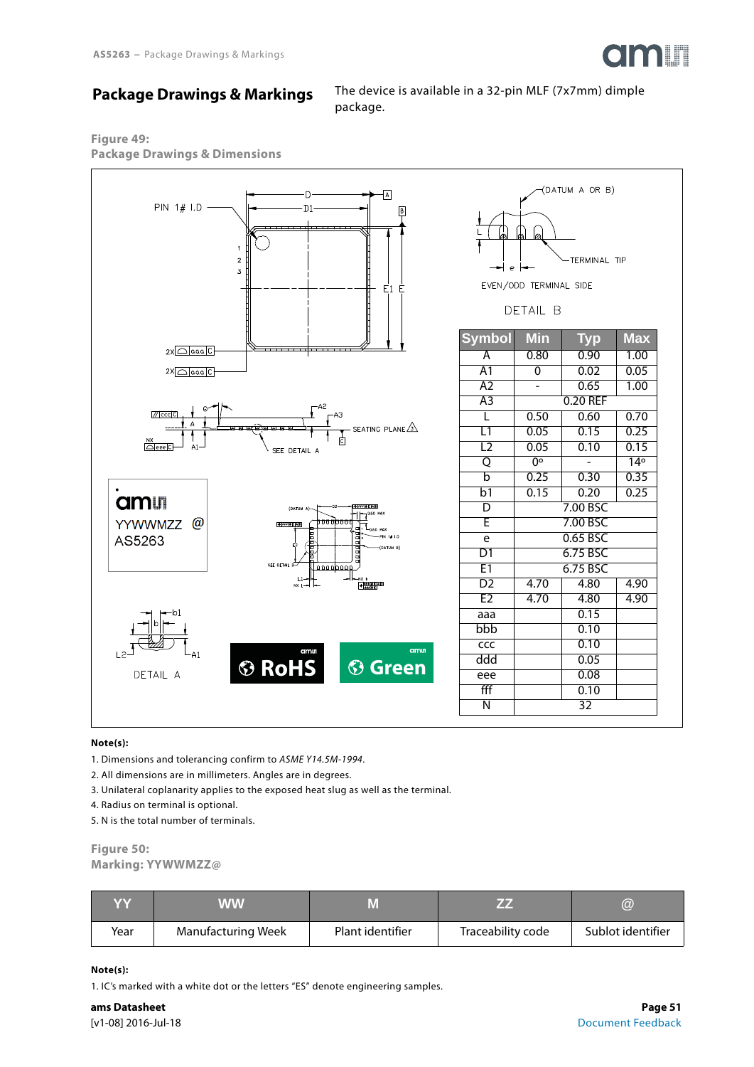## Package Drawings & Markings

The device is available in a 32-pin MLF (7x7mm) dimple package.

**Figure 49:**
**Package Drawings & Dimensions**

| Symbol | Min | Typ | Max |
|---|---|---|---|
| A | 0.80 | 0.90 | 1.00 |
| A1 | 0 | 0.02 | 0.05 |
| A2 | - | 0.65 | 1.00 |
| A3 | | 0.20 REF | |
| L | 0.50 | 0.60 | 0.70 |
| L1 | 0.05 | 0.15 | 0.25 |
| L2 | 0.05 | 0.10 | 0.15 |
| Q | 0° | - | 14° |
| b | 0.25 | 0.30 | 0.35 |
| b1 | 0.15 | 0.20 | 0.25 |
| D | | 7.00 BSC | |
| E | | 7.00 BSC | |
| e | | 0.65 BSC | |
| D1 | | 6.75 BSC | |
| E1 | | 6.75 BSC | |
| D2 | 4.70 | 4.80 | 4.90 |
| E2 | 4.70 | 4.80 | 4.90 |
| aaa | | 0.15 | |
| bbb | | 0.10 | |
| ccc | | 0.10 | |
| ddd | | 0.05 | |
| eee | | 0.08 | |
| fff | | 0.10 | |
| N | | 32 | |

**Note(s):**

1. Dimensions and tolerancing confirm to *ASME Y14.5M-1994*.
2. All dimensions are in millimeters. Angles are in degrees.
3. Unilateral coplanarity applies to the exposed heat slug as well as the terminal.
4. Radius on terminal is optional.
5. N is the total number of terminals.

**Figure 50:**
**Marking: YYWWMZZ@**

| YY | WW | M | ZZ | @ |
|---|---|---|---|---|
| Year | Manufacturing Week | Plant identifier | Traceability code | Sublot identifier |

**Note(s):**

1. IC's marked with a white dot or the letters "ES" denote engineering samples.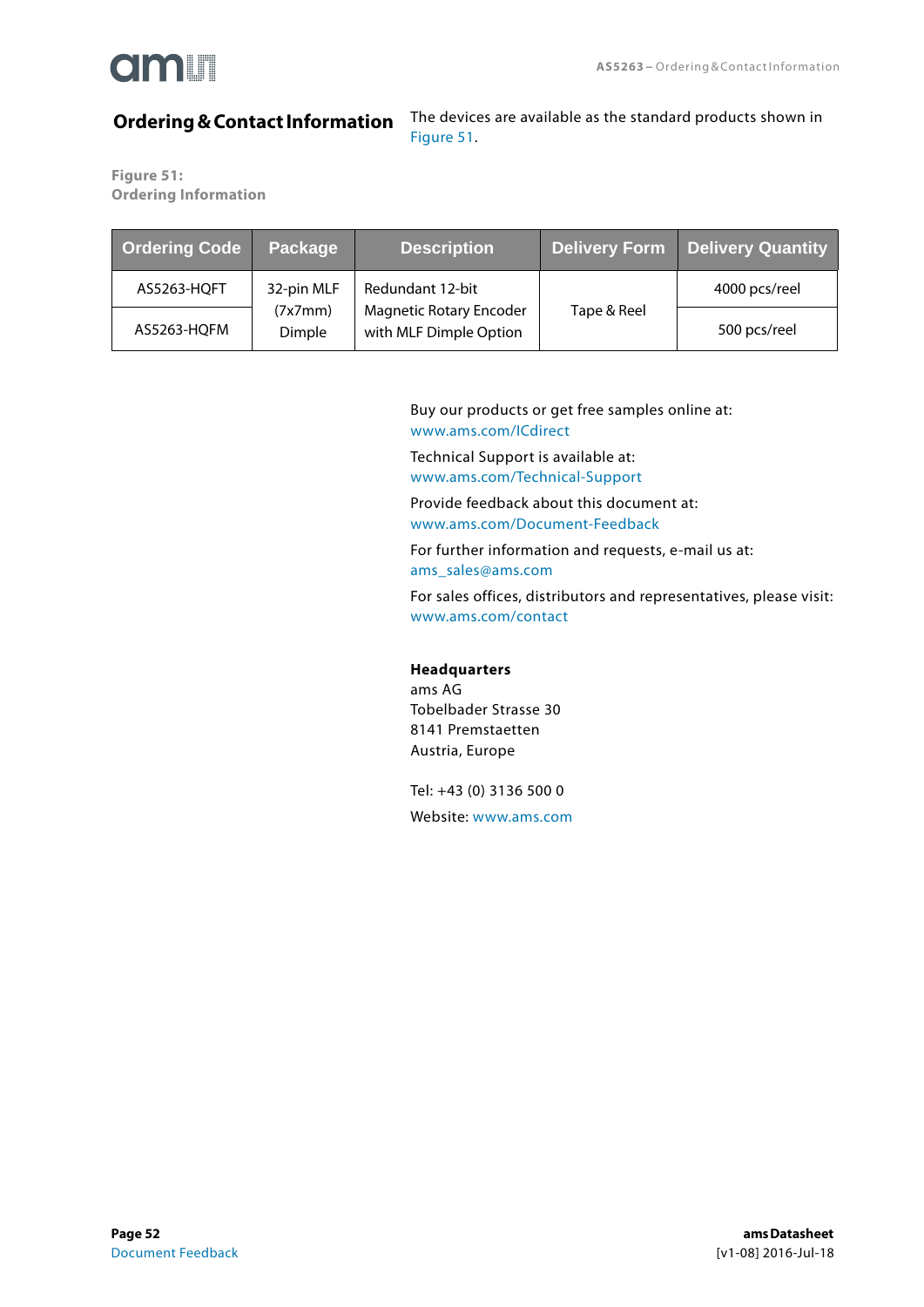## Ordering & Contact Information

The devices are available as the standard products shown in Figure 51.

**Figure 51:**
**Ordering Information**

| Ordering Code | Package | Description | Delivery Form | Delivery Quantity |
|---|---|---|---|---|
| AS5263-HQFT | 32-pin MLF (7x7mm) Dimple | Redundant 12-bit Magnetic Rotary Encoder with MLF Dimple Option | Tape & Reel | 4000 pcs/reel |
| AS5263-HQFM | | | | 500 pcs/reel |

Buy our products or get free samples online at:
www.ams.com/ICdirect

Technical Support is available at:
www.ams.com/Technical-Support

Provide feedback about this document at:
www.ams.com/Document-Feedback

For further information and requests, e-mail us at:
ams_sales@ams.com

For sales offices, distributors and representatives, please visit:
www.ams.com/contact

**Headquarters**
ams AG
Tobelbader Strasse 30
8141 Premstaetten
Austria, Europe

Tel: +43 (0) 3136 500 0

Website: www.ams.com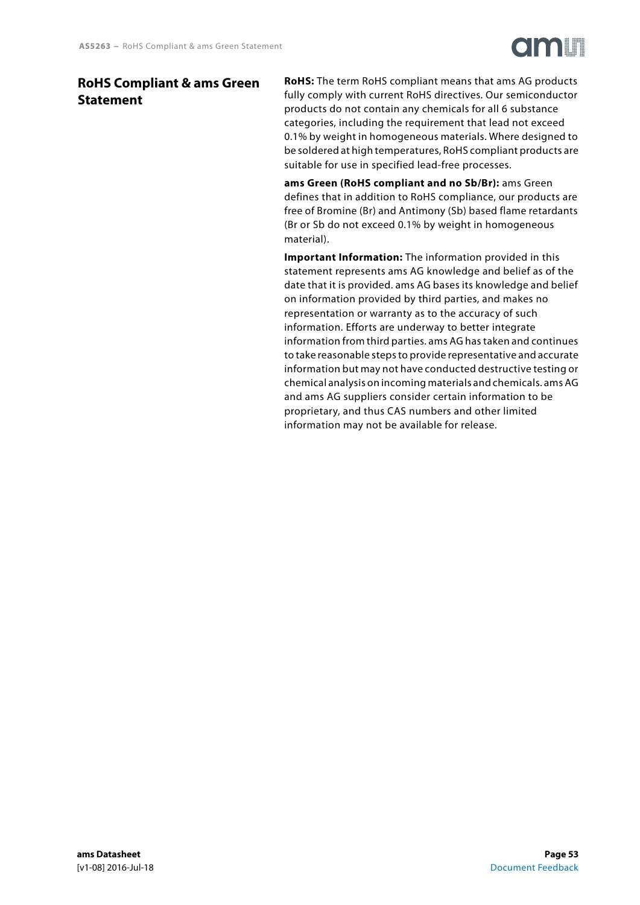## RoHS Compliant & ams Green Statement

**RoHS:** The term RoHS compliant means that ams AG products fully comply with current RoHS directives. Our semiconductor products do not contain any chemicals for all 6 substance categories, including the requirement that lead not exceed 0.1% by weight in homogeneous materials. Where designed to be soldered at high temperatures, RoHS compliant products are suitable for use in specified lead-free processes.

**ams Green (RoHS compliant and no Sb/Br):** ams Green defines that in addition to RoHS compliance, our products are free of Bromine (Br) and Antimony (Sb) based flame retardants (Br or Sb do not exceed 0.1% by weight in homogeneous material).

**Important Information:** The information provided in this statement represents ams AG knowledge and belief as of the date that it is provided. ams AG bases its knowledge and belief on information provided by third parties, and makes no representation or warranty as to the accuracy of such information. Efforts are underway to better integrate information from third parties. ams AG has taken and continues to take reasonable steps to provide representative and accurate information but may not have conducted destructive testing or chemical analysis on incoming materials and chemicals. ams AG and ams AG suppliers consider certain information to be proprietary, and thus CAS numbers and other limited information may not be available for release.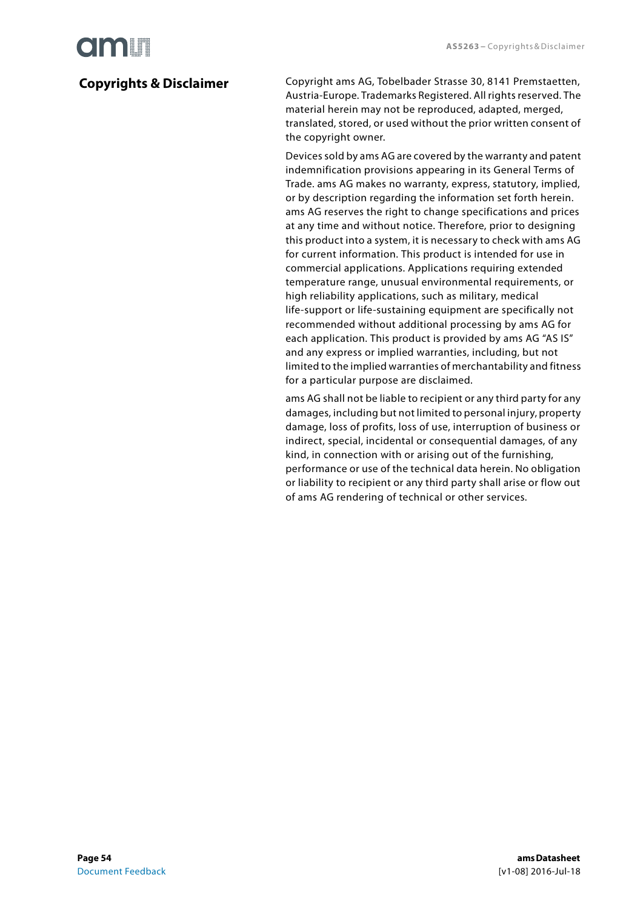# Copyrights & Disclaimer

Copyright ams AG, Tobelbader Strasse 30, 8141 Premstaetten, Austria-Europe. Trademarks Registered. All rights reserved. The material herein may not be reproduced, adapted, merged, translated, stored, or used without the prior written consent of the copyright owner.

Devices sold by ams AG are covered by the warranty and patent indemnification provisions appearing in its General Terms of Trade. ams AG makes no warranty, express, statutory, implied, or by description regarding the information set forth herein. ams AG reserves the right to change specifications and prices at any time and without notice. Therefore, prior to designing this product into a system, it is necessary to check with ams AG for current information. This product is intended for use in commercial applications. Applications requiring extended temperature range, unusual environmental requirements, or high reliability applications, such as military, medical life-support or life-sustaining equipment are specifically not recommended without additional processing by ams AG for each application. This product is provided by ams AG "AS IS" and any express or implied warranties, including, but not limited to the implied warranties of merchantability and fitness for a particular purpose are disclaimed.

ams AG shall not be liable to recipient or any third party for any damages, including but not limited to personal injury, property damage, loss of profits, loss of use, interruption of business or indirect, special, incidental or consequential damages, of any kind, in connection with or arising out of the furnishing, performance or use of the technical data herein. No obligation or liability to recipient or any third party shall arise or flow out of ams AG rendering of technical or other services.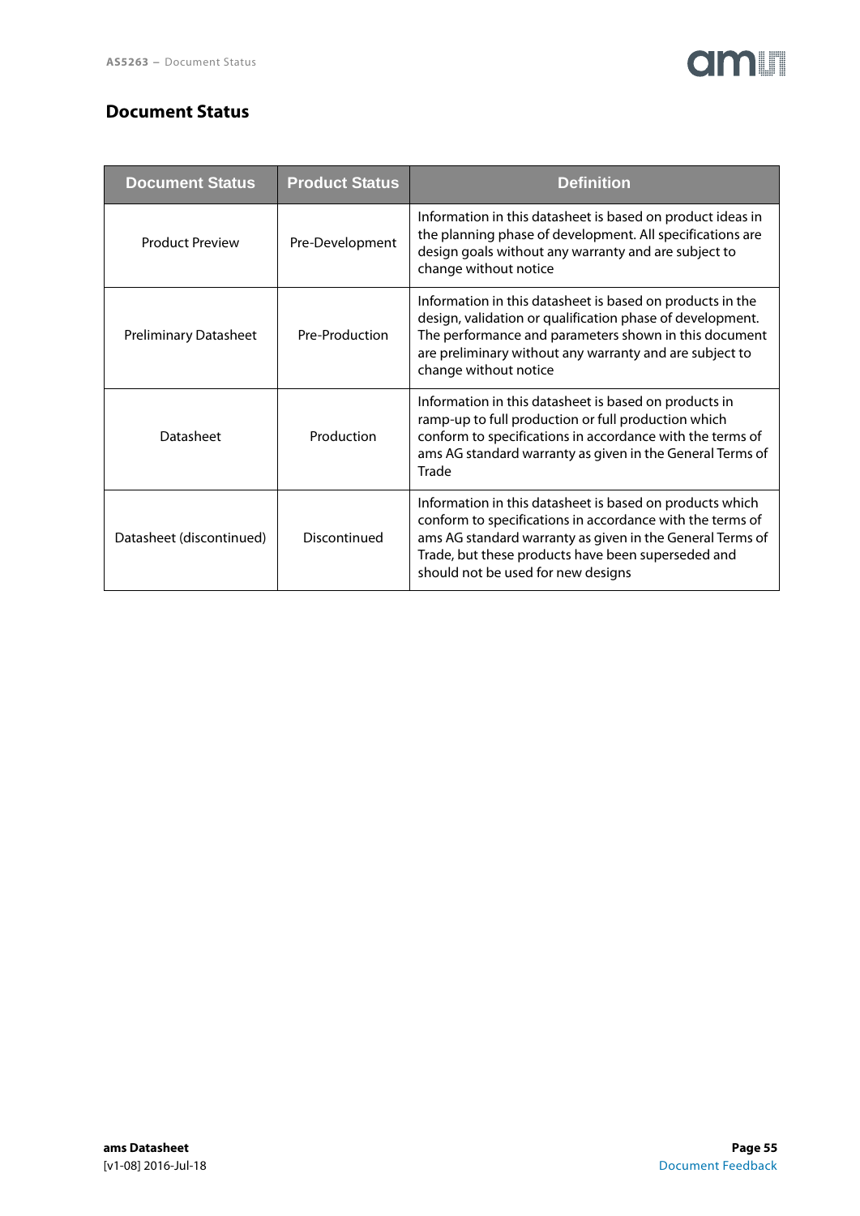## Document Status

| Document Status | Product Status | Definition |
|---|---|---|
| Product Preview | Pre-Development | Information in this datasheet is based on product ideas in the planning phase of development. All specifications are design goals without any warranty and are subject to change without notice |
| Preliminary Datasheet | Pre-Production | Information in this datasheet is based on products in the design, validation or qualification phase of development. The performance and parameters shown in this document are preliminary without any warranty and are subject to change without notice |
| Datasheet | Production | Information in this datasheet is based on products in ramp-up to full production or full production which conform to specifications in accordance with the terms of ams AG standard warranty as given in the General Terms of Trade |
| Datasheet (discontinued) | Discontinued | Information in this datasheet is based on products which conform to specifications in accordance with the terms of ams AG standard warranty as given in the General Terms of Trade, but these products have been superseded and should not be used for new designs |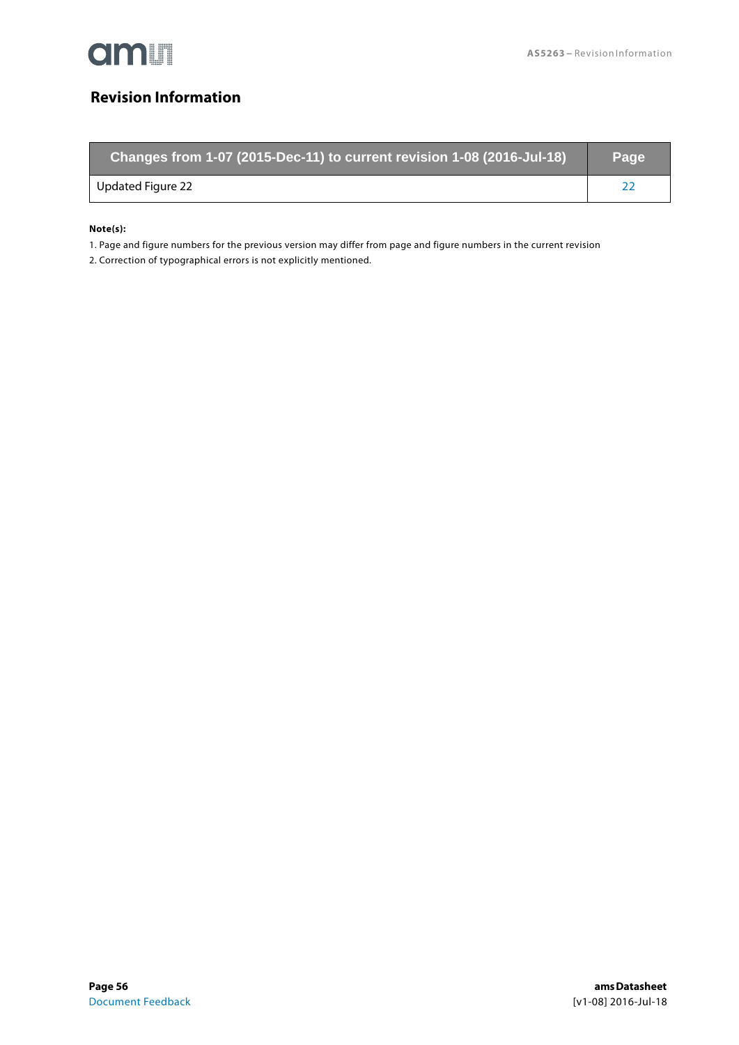## Revision Information

| Changes from 1-07 (2015-Dec-11) to current revision 1-08 (2016-Jul-18) | Page |
|---|---|
| Updated Figure 22 | 22 |

**Note(s):**

1. Page and figure numbers for the previous version may differ from page and figure numbers in the current revision
2. Correction of typographical errors is not explicitly mentioned.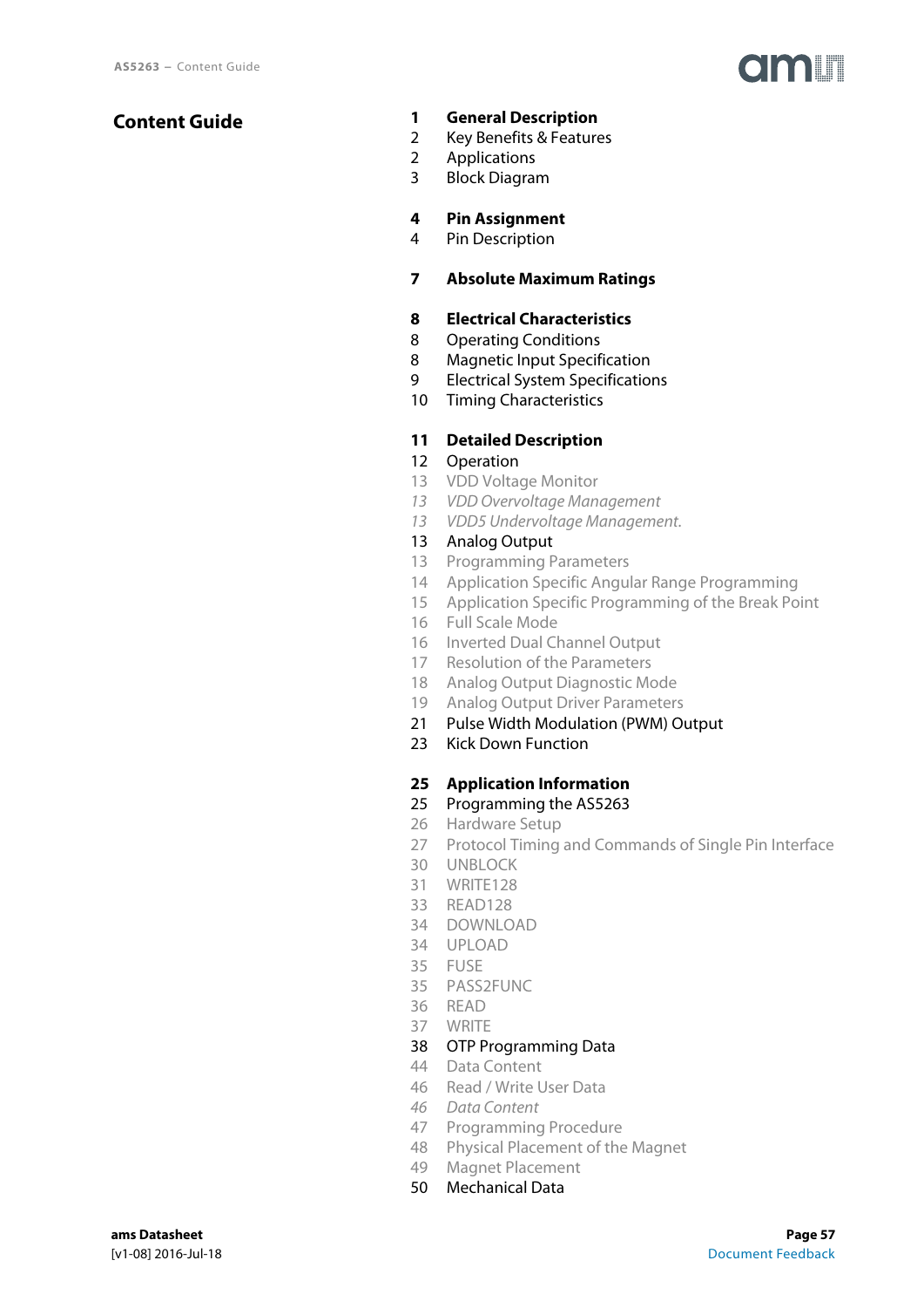# Content Guide

| | |
|---|---|
| **1** | **General Description** |
| 2 | Key Benefits & Features |
| 2 | Applications |
| 3 | Block Diagram |
| | |
| **4** | **Pin Assignment** |
| 4 | Pin Description |
| | |
| **7** | **Absolute Maximum Ratings** |
| | |
| **8** | **Electrical Characteristics** |
| 8 | Operating Conditions |
| 8 | Magnetic Input Specification |
| 9 | Electrical System Specifications |
| 10 | Timing Characteristics |
| | |
| **11** | **Detailed Description** |
| 12 | Operation |
| 13 | VDD Voltage Monitor |
| *13* | *VDD Overvoltage Management* |
| *13* | *VDD5 Undervoltage Management.* |
| 13 | Analog Output |
| 13 | Programming Parameters |
| 14 | Application Specific Angular Range Programming |
| 15 | Application Specific Programming of the Break Point |
| 16 | Full Scale Mode |
| 16 | Inverted Dual Channel Output |
| 17 | Resolution of the Parameters |
| 18 | Analog Output Diagnostic Mode |
| 19 | Analog Output Driver Parameters |
| 21 | Pulse Width Modulation (PWM) Output |
| 23 | Kick Down Function |
| | |
| **25** | **Application Information** |
| 25 | Programming the AS5263 |
| 26 | Hardware Setup |
| 27 | Protocol Timing and Commands of Single Pin Interface |
| 30 | UNBLOCK |
| 31 | WRITE128 |
| 33 | READ128 |
| 34 | DOWNLOAD |
| 34 | UPLOAD |
| 35 | FUSE |
| 35 | PASS2FUNC |
| 36 | READ |
| 37 | WRITE |
| 38 | OTP Programming Data |
| 44 | Data Content |
| 46 | Read / Write User Data |
| *46* | *Data Content* |
| 47 | Programming Procedure |
| 48 | Physical Placement of the Magnet |
| 49 | Magnet Placement |
| 50 | Mechanical Data |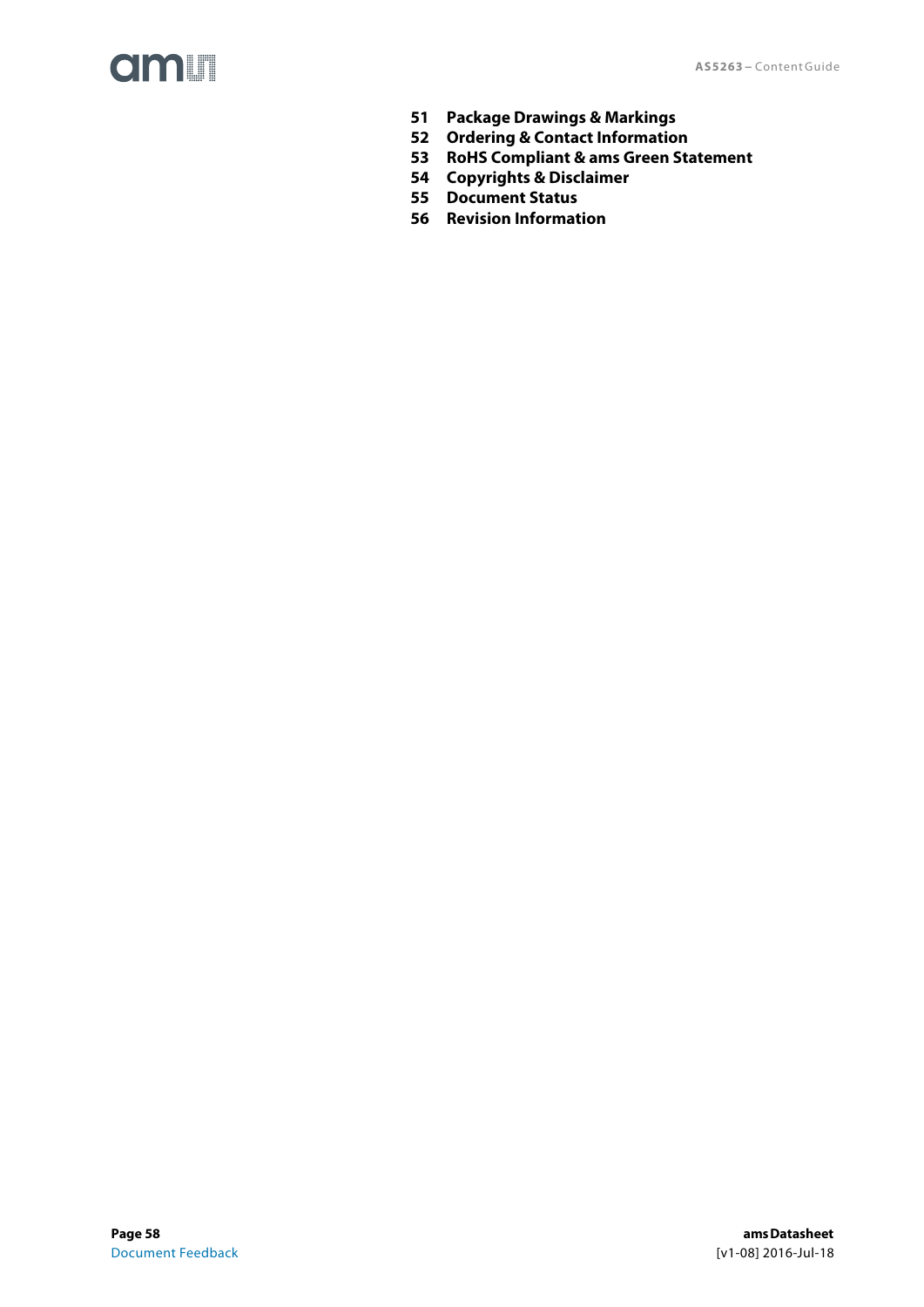51 **Package Drawings & Markings**
52 **Ordering & Contact Information**
53 **RoHS Compliant & ams Green Statement**
54 **Copyrights & Disclaimer**
55 **Document Status**
56 **Revision Information**